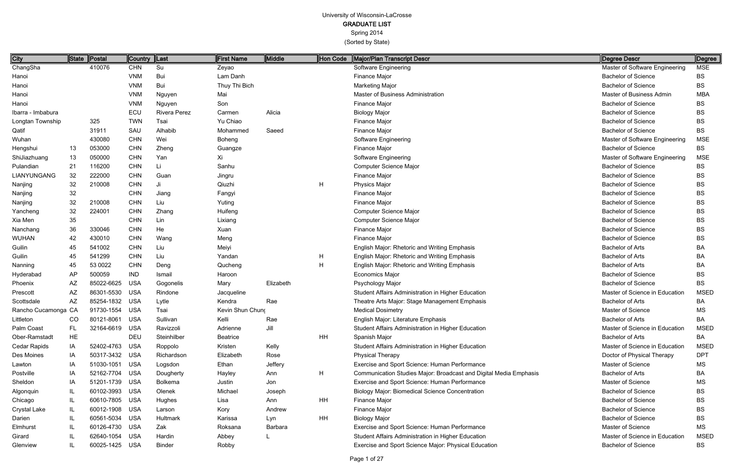University of Wisconsin-LaCrosse

**GRADUATE LIST**

Spring 2014

(Sorted by State)

| City | State | Postal | Country | Last | First Name | Middle | Hon Code | Major/Plan Transcript Descr | Degree Descr | Degree |
|---|---|---|---|---|---|---|---|---|---|---|
| ChangSha | | 410076 | CHN | Su | Zeyao | | | Software Engineering | Master of Software Engineering | MSE |
| Hanoi | | | VNM | Bui | Lam Danh | | | Finance Major | Bachelor of Science | BS |
| Hanoi | | | VNM | Bui | Thuy Thi Bich | | | Marketing Major | Bachelor of Science | BS |
| Hanoi | | | VNM | Nguyen | Mai | | | Master of Business Administration | Master of Business Admin | MBA |
| Hanoi | | | VNM | Nguyen | Son | | | Finance Major | Bachelor of Science | BS |
| Ibarra - Imbabura | | | ECU | Rivera Perez | Carmen | Alicia | | Biology Major | Bachelor of Science | BS |
| Longtan Township | | 325 | TWN | Tsai | Yu Chiao | | | Finance Major | Bachelor of Science | BS |
| Qatif | | 31911 | SAU | Alhabib | Mohammed | Saeed | | Finance Major | Bachelor of Science | BS |
| Wuhan | | 430080 | CHN | Wei | Boheng | | | Software Engineering | Master of Software Engineering | MSE |
| Hengshui | 13 | 053000 | CHN | Zheng | Guangze | | | Finance Major | Bachelor of Science | BS |
| ShiJiazhuang | 13 | 050000 | CHN | Yan | Xi | | | Software Engineering | Master of Software Engineering | MSE |
| Pulandian | 21 | 116200 | CHN | Li | Sanhu | | | Computer Science Major | Bachelor of Science | BS |
| LIANYUNGANG | 32 | 222000 | CHN | Guan | Jingru | | | Finance Major | Bachelor of Science | BS |
| Nanjing | 32 | 210008 | CHN | Ji | Qiuzhi | | H | Physics Major | Bachelor of Science | BS |
| Nanjing | 32 | | CHN | Jiang | Fangyi | | | Finance Major | Bachelor of Science | BS |
| Nanjing | 32 | 210008 | CHN | Liu | Yuting | | | Finance Major | Bachelor of Science | BS |
| Yancheng | 32 | 224001 | CHN | Zhang | Huifeng | | | Computer Science Major | Bachelor of Science | BS |
| Xia Men | 35 | | CHN | Lin | Lixiang | | | Computer Science Major | Bachelor of Science | BS |
| Nanchang | 36 | 330046 | CHN | He | Xuan | | | Finance Major | Bachelor of Science | BS |
| WUHAN | 42 | 430010 | CHN | Wang | Meng | | | Finance Major | Bachelor of Science | BS |
| Guilin | 45 | 541002 | CHN | Liu | Meiyi | | | English Major: Rhetoric and Writing Emphasis | Bachelor of Arts | BA |
| Guilin | 45 | 541299 | CHN | Liu | Yandan | | H | English Major: Rhetoric and Writing Emphasis | Bachelor of Arts | BA |
| Nanning | 45 | 53 0022 | CHN | Deng | Qucheng | | H | English Major: Rhetoric and Writing Emphasis | Bachelor of Arts | BA |
| Hyderabad | AP | 500059 | IND | Ismail | Haroon | | | Economics Major | Bachelor of Science | BS |
| Phoenix | AZ | 85022-6625 | USA | Gogonelis | Mary | Elizabeth | | Psychology Major | Bachelor of Science | BS |
| Prescott | AZ | 86301-5530 | USA | Rindone | Jacqueline | | | Student Affairs Administration in Higher Education | Master of Science in Education | MSED |
| Scottsdale | AZ | 85254-1832 | USA | Lytle | Kendra | Rae | | Theatre Arts Major: Stage Management Emphasis | Bachelor of Arts | BA |
| Rancho Cucamonga | CA | 91730-1554 | USA | Tsai | Kevin Shun Chung | | | Medical Dosimetry | Master of Science | MS |
| Littleton | CO | 80121-8061 | USA | Sullivan | Kelli | Rae | | English Major: Literature Emphasis | Bachelor of Arts | BA |
| Palm Coast | FL | 32164-6619 | USA | Ravizzoli | Adrienne | Jill | | Student Affairs Administration in Higher Education | Master of Science in Education | MSED |
| Ober-Ramstadt | HE | | DEU | Steinhilber | Beatrice | | HH | Spanish Major | Bachelor of Arts | BA |
| Cedar Rapids | IA | 52402-4763 | USA | Roppolo | Kristen | Kelly | | Student Affairs Administration in Higher Education | Master of Science in Education | MSED |
| Des Moines | IA | 50317-3432 | USA | Richardson | Elizabeth | Rose | | Physical Therapy | Doctor of Physical Therapy | DPT |
| Lawton | IA | 51030-1051 | USA | Logsdon | Ethan | Jeffery | | Exercise and Sport Science: Human Performance | Master of Science | MS |
| Postville | IA | 52162-7704 | USA | Dougherty | Hayley | Ann | H | Communication Studies Major: Broadcast and Digital Media Emphasis | Bachelor of Arts | BA |
| Sheldon | IA | 51201-1739 | USA | Bolkema | Justin | Jon | | Exercise and Sport Science: Human Performance | Master of Science | MS |
| Algonquin | IL | 60102-3993 | USA | Olenek | Michael | Joseph | | Biology Major: Biomedical Science Concentration | Bachelor of Science | BS |
| Chicago | IL | 60610-7805 | USA | Hughes | Lisa | Ann | HH | Finance Major | Bachelor of Science | BS |
| Crystal Lake | IL | 60012-1908 | USA | Larson | Kory | Andrew | | Finance Major | Bachelor of Science | BS |
| Darien | IL | 60561-5034 | USA | Hultmark | Karissa | Lyn | HH | Biology Major | Bachelor of Science | BS |
| Elmhurst | IL | 60126-4730 | USA | Zak | Roksana | Barbara | | Exercise and Sport Science: Human Performance | Master of Science | MS |
| Girard | IL | 62640-1054 | USA | Hardin | Abbey | L | | Student Affairs Administration in Higher Education | Master of Science in Education | MSED |
| Glenview | IL | 60025-1425 | USA | Binder | Robby | | | Exercise and Sport Science Major: Physical Education | Bachelor of Science | BS |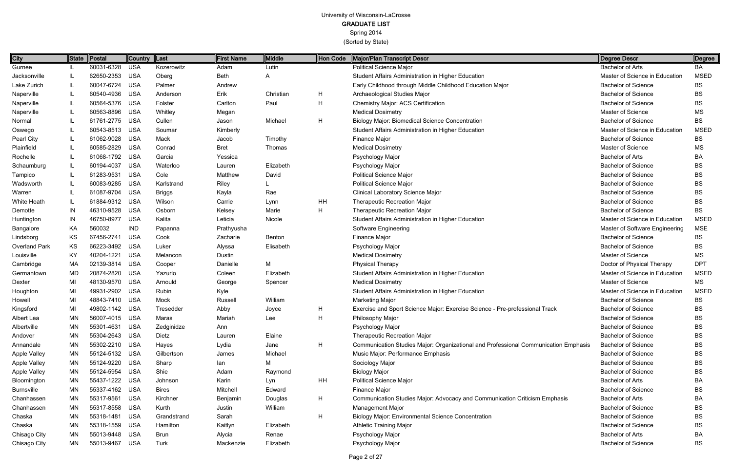# University of Wisconsin-LaCrosse

## GRADUATE LIST

Spring 2014

(Sorted by State)

| City | State | Postal | Country | Last | First Name | Middle | Hon Code | Major/Plan Transcript Descr | Degree Descr | Degree |
|---|---|---|---|---|---|---|---|---|---|---|
| Gurnee | IL | 60031-6328 | USA | Kozerowitz | Adam | Lutin | | Political Science Major | Bachelor of Arts | BA |
| Jacksonville | IL | 62650-2353 | USA | Oberg | Beth | A | | Student Affairs Administration in Higher Education | Master of Science in Education | MSED |
| Lake Zurich | IL | 60047-6724 | USA | Palmer | Andrew | | | Early Childhood through Middle Childhood Education Major | Bachelor of Science | BS |
| Naperville | IL | 60540-4936 | USA | Anderson | Erik | Christian | H | Archaeological Studies Major | Bachelor of Science | BS |
| Naperville | IL | 60564-5376 | USA | Folster | Carlton | Paul | H | Chemistry Major: ACS Certification | Bachelor of Science | BS |
| Naperville | IL | 60563-8896 | USA | Whitley | Megan | | | Medical Dosimetry | Master of Science | MS |
| Normal | IL | 61761-2775 | USA | Cullen | Jason | Michael | H | Biology Major: Biomedical Science Concentration | Bachelor of Science | BS |
| Oswego | IL | 60543-8513 | USA | Soumar | Kimberly | | | Student Affairs Administration in Higher Education | Master of Science in Education | MSED |
| Pearl City | IL | 61062-9028 | USA | Mack | Jacob | Timothy | | Finance Major | Bachelor of Science | BS |
| Plainfield | IL | 60585-2829 | USA | Conrad | Bret | Thomas | | Medical Dosimetry | Master of Science | MS |
| Rochelle | IL | 61068-1792 | USA | Garcia | Yessica | | | Psychology Major | Bachelor of Arts | BA |
| Schaumburg | IL | 60194-4037 | USA | Waterloo | Lauren | Elizabeth | | Psychology Major | Bachelor of Science | BS |
| Tampico | IL | 61283-9531 | USA | Cole | Matthew | David | | Political Science Major | Bachelor of Science | BS |
| Wadsworth | IL | 60083-9285 | USA | Karlstrand | Riley | L | | Political Science Major | Bachelor of Science | BS |
| Warren | IL | 61087-9704 | USA | Briggs | Kayla | Rae | | Clinical Laboratory Science Major | Bachelor of Science | BS |
| White Heath | IL | 61884-9312 | USA | Wilson | Carrie | Lynn | HH | Therapeutic Recreation Major | Bachelor of Science | BS |
| Demotte | IN | 46310-9528 | USA | Osborn | Kelsey | Marie | H | Therapeutic Recreation Major | Bachelor of Science | BS |
| Huntington | IN | 46750-8977 | USA | Kalita | Leticia | Nicole | | Student Affairs Administration in Higher Education | Master of Science in Education | MSED |
| Bangalore | KA | 560032 | IND | Papanna | Prathyusha | | | Software Engineering | Master of Software Engineering | MSE |
| Lindsborg | KS | 67456-2741 | USA | Cook | Zacharie | Benton | | Finance Major | Bachelor of Science | BS |
| Overland Park | KS | 66223-3492 | USA | Luker | Alyssa | Elisabeth | | Psychology Major | Bachelor of Science | BS |
| Louisville | KY | 40204-1221 | USA | Melancon | Dustin | | | Medical Dosimetry | Master of Science | MS |
| Cambridge | MA | 02139-3814 | USA | Cooper | Danielle | M | | Physical Therapy | Doctor of Physical Therapy | DPT |
| Germantown | MD | 20874-2820 | USA | Yazurlo | Coleen | Elizabeth | | Student Affairs Administration in Higher Education | Master of Science in Education | MSED |
| Dexter | MI | 48130-9570 | USA | Arnould | George | Spencer | | Medical Dosimetry | Master of Science | MS |
| Houghton | MI | 49931-2902 | USA | Rubin | Kyle | | | Student Affairs Administration in Higher Education | Master of Science in Education | MSED |
| Howell | MI | 48843-7410 | USA | Mock | Russell | William | | Marketing Major | Bachelor of Science | BS |
| Kingsford | MI | 49802-1142 | USA | Tresedder | Abby | Joyce | H | Exercise and Sport Science Major: Exercise Science - Pre-professional Track | Bachelor of Science | BS |
| Albert Lea | MN | 56007-4015 | USA | Maras | Mariah | Lee | H | Philosophy Major | Bachelor of Science | BS |
| Albertville | MN | 55301-4631 | USA | Zedginidze | Ann | | | Psychology Major | Bachelor of Science | BS |
| Andover | MN | 55304-2643 | USA | Dietz | Lauren | Elaine | | Therapeutic Recreation Major | Bachelor of Science | BS |
| Annandale | MN | 55302-2210 | USA | Hayes | Lydia | Jane | H | Communication Studies Major: Organizational and Professional Communication Emphasis | Bachelor of Science | BS |
| Apple Valley | MN | 55124-5132 | USA | Gilbertson | James | Michael | | Music Major: Performance Emphasis | Bachelor of Science | BS |
| Apple Valley | MN | 55124-9220 | USA | Sharp | Ian | M | | Sociology Major | Bachelor of Science | BS |
| Apple Valley | MN | 55124-5954 | USA | Shie | Adam | Raymond | | Biology Major | Bachelor of Science | BS |
| Bloomington | MN | 55437-1222 | USA | Johnson | Karin | Lyn | HH | Political Science Major | Bachelor of Arts | BA |
| Burnsville | MN | 55337-4162 | USA | Bires | Mitchell | Edward | | Finance Major | Bachelor of Science | BS |
| Chanhassen | MN | 55317-9561 | USA | Kirchner | Benjamin | Douglas | H | Communication Studies Major: Advocacy and Communication Criticism Emphasis | Bachelor of Arts | BA |
| Chanhassen | MN | 55317-8558 | USA | Kurth | Justin | William | | Management Major | Bachelor of Science | BS |
| Chaska | MN | 55318-1481 | USA | Grandstrand | Sarah | | H | Biology Major: Environmental Science Concentration | Bachelor of Science | BS |
| Chaska | MN | 55318-1559 | USA | Hamilton | Kaitlyn | Elizabeth | | Athletic Training Major | Bachelor of Science | BS |
| Chisago City | MN | 55013-9448 | USA | Brun | Alycia | Renae | | Psychology Major | Bachelor of Arts | BA |
| Chisago City | MN | 55013-9467 | USA | Turk | Mackenzie | Elizabeth | | Psychology Major | Bachelor of Science | BS |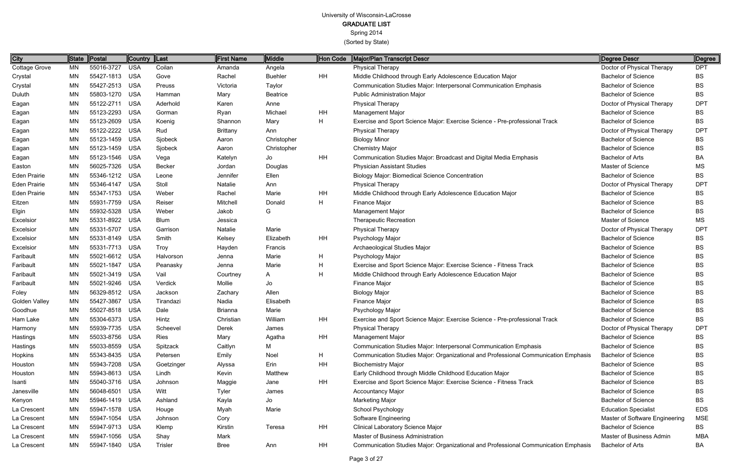# University of Wisconsin-LaCrosse

## GRADUATE LIST

Spring 2014

(Sorted by State)

| City | State | Postal | Country | Last | First Name | Middle | Hon Code | Major/Plan Transcript Descr | Degree Descr | Degree |
|---|---|---|---|---|---|---|---|---|---|---|
| Cottage Grove | MN | 55016-3727 | USA | Coilan | Amanda | Angela | | Physical Therapy | Doctor of Physical Therapy | DPT |
| Crystal | MN | 55427-1813 | USA | Gove | Rachel | Buehler | HH | Middle Childhood through Early Adolescence Education Major | Bachelor of Science | BS |
| Crystal | MN | 55427-2513 | USA | Preuss | Victoria | Taylor | | Communication Studies Major: Interpersonal Communication Emphasis | Bachelor of Science | BS |
| Duluth | MN | 55803-1270 | USA | Hamman | Mary | Beatrice | | Public Administration Major | Bachelor of Science | BS |
| Eagan | MN | 55122-2711 | USA | Aderhold | Karen | Anne | | Physical Therapy | Doctor of Physical Therapy | DPT |
| Eagan | MN | 55123-2293 | USA | Gorman | Ryan | Michael | HH | Management Major | Bachelor of Science | BS |
| Eagan | MN | 55123-2609 | USA | Koenig | Shannon | Mary | H | Exercise and Sport Science Major: Exercise Science - Pre-professional Track | Bachelor of Science | BS |
| Eagan | MN | 55122-2222 | USA | Rud | Brittany | Ann | | Physical Therapy | Doctor of Physical Therapy | DPT |
| Eagan | MN | 55123-1459 | USA | Sjobeck | Aaron | Christopher | | Biology Minor | Bachelor of Science | BS |
| Eagan | MN | 55123-1459 | USA | Sjobeck | Aaron | Christopher | | Chemistry Major | Bachelor of Science | BS |
| Eagan | MN | 55123-1546 | USA | Vega | Katelyn | Jo | HH | Communication Studies Major: Broadcast and Digital Media Emphasis | Bachelor of Arts | BA |
| Easton | MN | 56025-7326 | USA | Becker | Jordan | Douglas | | Physician Assistant Studies | Master of Science | MS |
| Eden Prairie | MN | 55346-1212 | USA | Leone | Jennifer | Ellen | | Biology Major: Biomedical Science Concentration | Bachelor of Science | BS |
| Eden Prairie | MN | 55346-4147 | USA | Stoll | Natalie | Ann | | Physical Therapy | Doctor of Physical Therapy | DPT |
| Eden Prairie | MN | 55347-1753 | USA | Weber | Rachel | Marie | HH | Middle Childhood through Early Adolescence Education Major | Bachelor of Science | BS |
| Eitzen | MN | 55931-7759 | USA | Reiser | Mitchell | Donald | H | Finance Major | Bachelor of Science | BS |
| Elgin | MN | 55932-5328 | USA | Weber | Jakob | G | | Management Major | Bachelor of Science | BS |
| Excelsior | MN | 55331-8922 | USA | Blum | Jessica | | | Therapeutic Recreation | Master of Science | MS |
| Excelsior | MN | 55331-5707 | USA | Garrison | Natalie | Marie | | Physical Therapy | Doctor of Physical Therapy | DPT |
| Excelsior | MN | 55331-8149 | USA | Smith | Kelsey | Elizabeth | HH | Psychology Major | Bachelor of Science | BS |
| Excelsior | MN | 55331-7713 | USA | Troy | Hayden | Francis | | Archaeological Studies Major | Bachelor of Science | BS |
| Faribault | MN | 55021-6612 | USA | Halvorson | Jenna | Marie | H | Psychology Major | Bachelor of Science | BS |
| Faribault | MN | 55021-1847 | USA | Peanasky | Jenna | Marie | H | Exercise and Sport Science Major: Exercise Science - Fitness Track | Bachelor of Science | BS |
| Faribault | MN | 55021-3419 | USA | Vail | Courtney | A | H | Middle Childhood through Early Adolescence Education Major | Bachelor of Science | BS |
| Faribault | MN | 55021-9246 | USA | Verdick | Mollie | Jo | | Finance Major | Bachelor of Science | BS |
| Foley | MN | 56329-8512 | USA | Jackson | Zachary | Allen | | Biology Major | Bachelor of Science | BS |
| Golden Valley | MN | 55427-3867 | USA | Tirandazi | Nadia | Elisabeth | | Finance Major | Bachelor of Science | BS |
| Goodhue | MN | 55027-8518 | USA | Dale | Brianna | Marie | | Psychology Major | Bachelor of Science | BS |
| Ham Lake | MN | 55304-6373 | USA | Hintz | Christian | William | HH | Exercise and Sport Science Major: Exercise Science - Pre-professional Track | Bachelor of Science | BS |
| Harmony | MN | 55939-7735 | USA | Scheevel | Derek | James | | Physical Therapy | Doctor of Physical Therapy | DPT |
| Hastings | MN | 55033-8756 | USA | Ries | Mary | Agatha | HH | Management Major | Bachelor of Science | BS |
| Hastings | MN | 55033-8559 | USA | Spitzack | Caitlyn | M | | Communication Studies Major: Interpersonal Communication Emphasis | Bachelor of Science | BS |
| Hopkins | MN | 55343-8435 | USA | Petersen | Emily | Noel | H | Communication Studies Major: Organizational and Professional Communication Emphasis | Bachelor of Science | BS |
| Houston | MN | 55943-7208 | USA | Goetzinger | Alyssa | Erin | HH | Biochemistry Major | Bachelor of Science | BS |
| Houston | MN | 55943-8613 | USA | Lindh | Kevin | Matthew | | Early Childhood through Middle Childhood Education Major | Bachelor of Science | BS |
| Isanti | MN | 55040-3716 | USA | Johnson | Maggie | Jane | HH | Exercise and Sport Science Major: Exercise Science - Fitness Track | Bachelor of Science | BS |
| Janesville | MN | 56048-6501 | USA | Witt | Tyler | James | | Accountancy Major | Bachelor of Science | BS |
| Kenyon | MN | 55946-1419 | USA | Ashland | Kayla | Jo | | Marketing Major | Bachelor of Science | BS |
| La Crescent | MN | 55947-1578 | USA | Houge | Myah | Marie | | School Psychology | Education Specialist | EDS |
| La Crescent | MN | 55947-1054 | USA | Johnson | Cory | | | Software Engineering | Master of Software Engineering | MSE |
| La Crescent | MN | 55947-9713 | USA | Klemp | Kirstin | Teresa | HH | Clinical Laboratory Science Major | Bachelor of Science | BS |
| La Crescent | MN | 55947-1056 | USA | Shay | Mark | | | Master of Business Administration | Master of Business Admin | MBA |
| La Crescent | MN | 55947-1840 | USA | Trisler | Bree | Ann | HH | Communication Studies Major: Organizational and Professional Communication Emphasis | Bachelor of Arts | BA |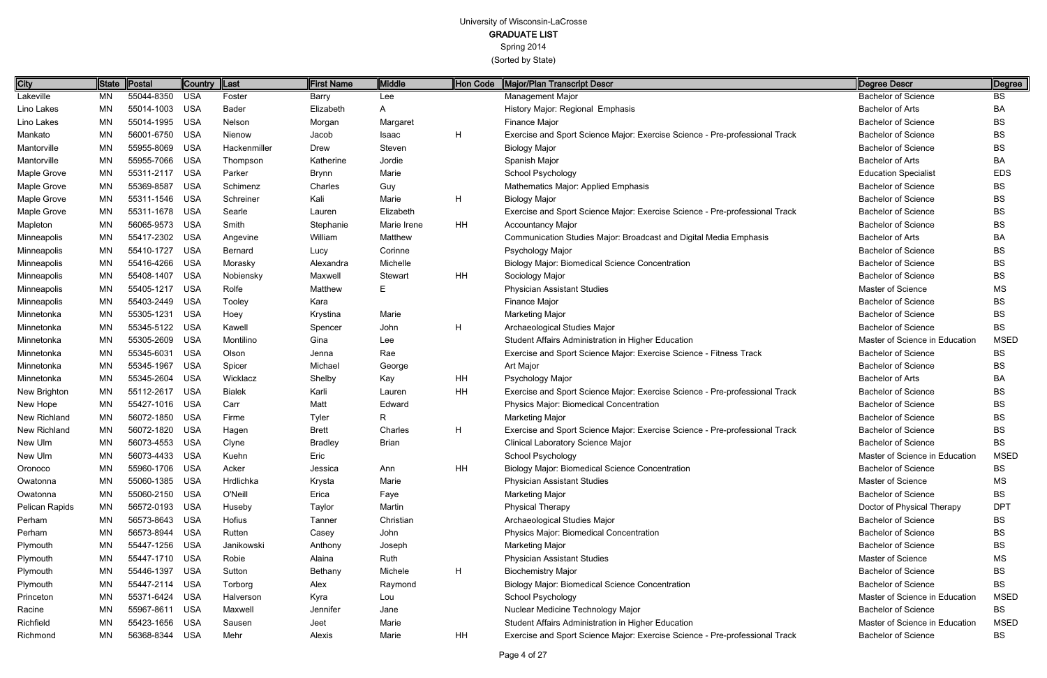# University of Wisconsin-LaCrosse
## GRADUATE LIST
### Spring 2014
### (Sorted by State)

| City | State | Postal | Country | Last | First Name | Middle | Hon Code | Major/Plan Transcript Descr | Degree Descr | Degree |
|---|---|---|---|---|---|---|---|---|---|---|
| Lakeville | MN | 55044-8350 | USA | Foster | Barry | Lee | | Management Major | Bachelor of Science | BS |
| Lino Lakes | MN | 55014-1003 | USA | Bader | Elizabeth | A | | History Major: Regional Emphasis | Bachelor of Arts | BA |
| Lino Lakes | MN | 55014-1995 | USA | Nelson | Morgan | Margaret | | Finance Major | Bachelor of Science | BS |
| Mankato | MN | 56001-6750 | USA | Nienow | Jacob | Isaac | H | Exercise and Sport Science Major: Exercise Science - Pre-professional Track | Bachelor of Science | BS |
| Mantorville | MN | 55955-8069 | USA | Hackenmiller | Drew | Steven | | Biology Major | Bachelor of Science | BS |
| Mantorville | MN | 55955-7066 | USA | Thompson | Katherine | Jordie | | Spanish Major | Bachelor of Arts | BA |
| Maple Grove | MN | 55311-2117 | USA | Parker | Brynn | Marie | | School Psychology | Education Specialist | EDS |
| Maple Grove | MN | 55369-8587 | USA | Schimenz | Charles | Guy | | Mathematics Major: Applied Emphasis | Bachelor of Science | BS |
| Maple Grove | MN | 55311-1546 | USA | Schreiner | Kali | Marie | H | Biology Major | Bachelor of Science | BS |
| Maple Grove | MN | 55311-1678 | USA | Searle | Lauren | Elizabeth | | Exercise and Sport Science Major: Exercise Science - Pre-professional Track | Bachelor of Science | BS |
| Mapleton | MN | 56065-9573 | USA | Smith | Stephanie | Marie Irene | HH | Accountancy Major | Bachelor of Science | BS |
| Minneapolis | MN | 55417-2302 | USA | Angevine | William | Matthew | | Communication Studies Major: Broadcast and Digital Media Emphasis | Bachelor of Arts | BA |
| Minneapolis | MN | 55410-1727 | USA | Bernard | Lucy | Corinne | | Psychology Major | Bachelor of Science | BS |
| Minneapolis | MN | 55416-4266 | USA | Morasky | Alexandra | Michelle | | Biology Major: Biomedical Science Concentration | Bachelor of Science | BS |
| Minneapolis | MN | 55408-1407 | USA | Nobiensky | Maxwell | Stewart | HH | Sociology Major | Bachelor of Science | BS |
| Minneapolis | MN | 55405-1217 | USA | Rolfe | Matthew | E | | Physician Assistant Studies | Master of Science | MS |
| Minneapolis | MN | 55403-2449 | USA | Tooley | Kara | | | Finance Major | Bachelor of Science | BS |
| Minnetonka | MN | 55305-1231 | USA | Hoey | Krystina | Marie | | Marketing Major | Bachelor of Science | BS |
| Minnetonka | MN | 55345-5122 | USA | Kawell | Spencer | John | H | Archaeological Studies Major | Bachelor of Science | BS |
| Minnetonka | MN | 55305-2609 | USA | Montilino | Gina | Lee | | Student Affairs Administration in Higher Education | Master of Science in Education | MSED |
| Minnetonka | MN | 55345-6031 | USA | Olson | Jenna | Rae | | Exercise and Sport Science Major: Exercise Science - Fitness Track | Bachelor of Science | BS |
| Minnetonka | MN | 55345-1967 | USA | Spicer | Michael | George | | Art Major | Bachelor of Science | BS |
| Minnetonka | MN | 55345-2604 | USA | Wicklacz | Shelby | Kay | HH | Psychology Major | Bachelor of Arts | BA |
| New Brighton | MN | 55112-2617 | USA | Bialek | Karli | Lauren | HH | Exercise and Sport Science Major: Exercise Science - Pre-professional Track | Bachelor of Science | BS |
| New Hope | MN | 55427-1016 | USA | Carr | Matt | Edward | | Physics Major: Biomedical Concentration | Bachelor of Science | BS |
| New Richland | MN | 56072-1850 | USA | Firme | Tyler | R | | Marketing Major | Bachelor of Science | BS |
| New Richland | MN | 56072-1820 | USA | Hagen | Brett | Charles | H | Exercise and Sport Science Major: Exercise Science - Pre-professional Track | Bachelor of Science | BS |
| New Ulm | MN | 56073-4553 | USA | Clyne | Bradley | Brian | | Clinical Laboratory Science Major | Bachelor of Science | BS |
| New Ulm | MN | 56073-4433 | USA | Kuehn | Eric | | | School Psychology | Master of Science in Education | MSED |
| Oronoco | MN | 55960-1706 | USA | Acker | Jessica | Ann | HH | Biology Major: Biomedical Science Concentration | Bachelor of Science | BS |
| Owatonna | MN | 55060-1385 | USA | Hrdlichka | Krysta | Marie | | Physician Assistant Studies | Master of Science | MS |
| Owatonna | MN | 55060-2150 | USA | O'Neill | Erica | Faye | | Marketing Major | Bachelor of Science | BS |
| Pelican Rapids | MN | 56572-0193 | USA | Huseby | Taylor | Martin | | Physical Therapy | Doctor of Physical Therapy | DPT |
| Perham | MN | 56573-8643 | USA | Hofius | Tanner | Christian | | Archaeological Studies Major | Bachelor of Science | BS |
| Perham | MN | 56573-8944 | USA | Rutten | Casey | John | | Physics Major: Biomedical Concentration | Bachelor of Science | BS |
| Plymouth | MN | 55447-1256 | USA | Janikowski | Anthony | Joseph | | Marketing Major | Bachelor of Science | BS |
| Plymouth | MN | 55447-1710 | USA | Robie | Alaina | Ruth | | Physician Assistant Studies | Master of Science | MS |
| Plymouth | MN | 55446-1397 | USA | Sutton | Bethany | Michele | H | Biochemistry Major | Bachelor of Science | BS |
| Plymouth | MN | 55447-2114 | USA | Torborg | Alex | Raymond | | Biology Major: Biomedical Science Concentration | Bachelor of Science | BS |
| Princeton | MN | 55371-6424 | USA | Halverson | Kyra | Lou | | School Psychology | Master of Science in Education | MSED |
| Racine | MN | 55967-8611 | USA | Maxwell | Jennifer | Jane | | Nuclear Medicine Technology Major | Bachelor of Science | BS |
| Richfield | MN | 55423-1656 | USA | Sausen | Jeet | Marie | | Student Affairs Administration in Higher Education | Master of Science in Education | MSED |
| Richmond | MN | 56368-8344 | USA | Mehr | Alexis | Marie | HH | Exercise and Sport Science Major: Exercise Science - Pre-professional Track | Bachelor of Science | BS |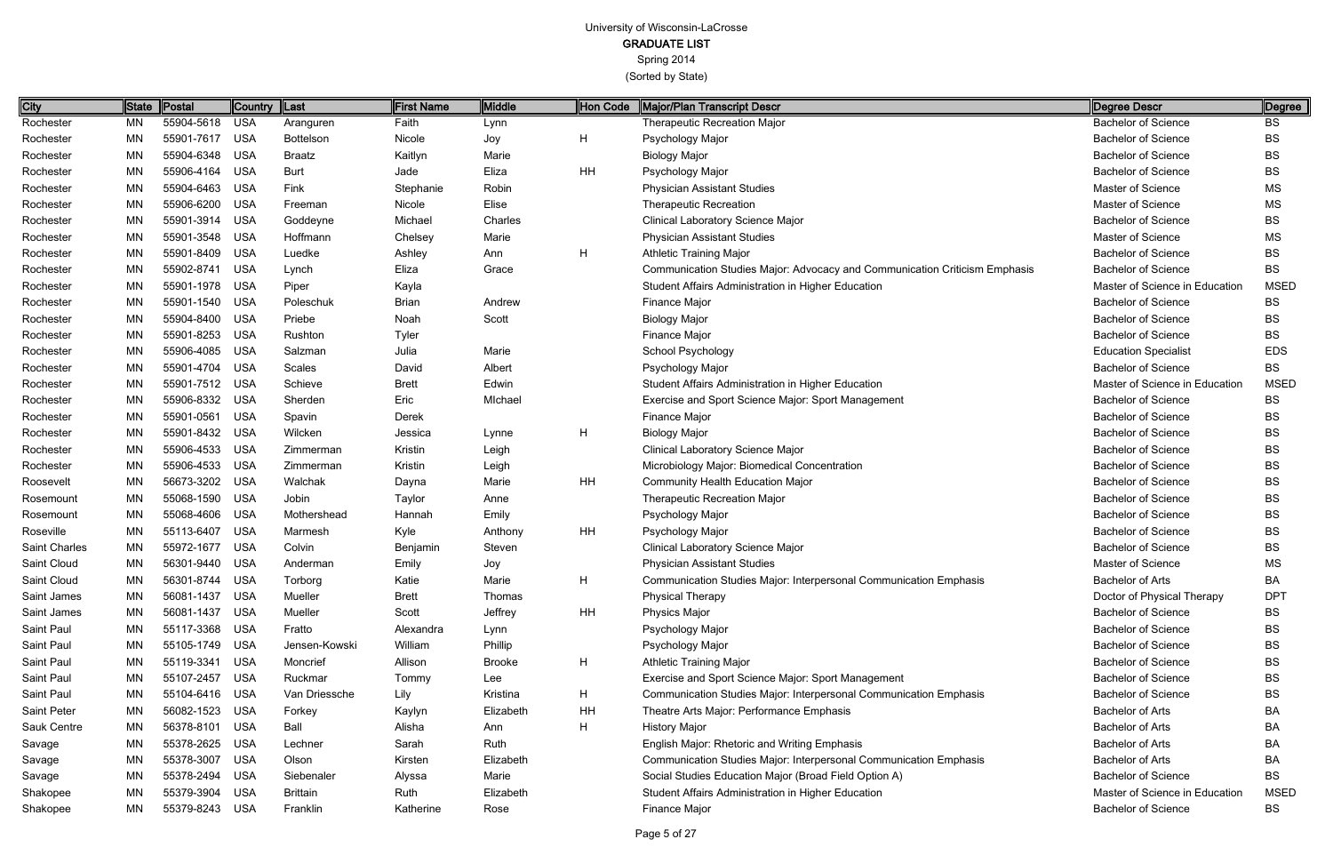# University of Wisconsin-LaCrosse
## GRADUATE LIST
Spring 2014
(Sorted by State)

| City | State | Postal | Country | Last | First Name | Middle | Hon Code | Major/Plan Transcript Descr | Degree Descr | Degree |
|---|---|---|---|---|---|---|---|---|---|---|
| Rochester | MN | 55904-5618 | USA | Aranguren | Faith | Lynn | | Therapeutic Recreation Major | Bachelor of Science | BS |
| Rochester | MN | 55901-7617 | USA | Bottelson | Nicole | Joy | H | Psychology Major | Bachelor of Science | BS |
| Rochester | MN | 55904-6348 | USA | Braatz | Kaitlyn | Marie | | Biology Major | Bachelor of Science | BS |
| Rochester | MN | 55906-4164 | USA | Burt | Jade | Eliza | HH | Psychology Major | Bachelor of Science | BS |
| Rochester | MN | 55904-6463 | USA | Fink | Stephanie | Robin | | Physician Assistant Studies | Master of Science | MS |
| Rochester | MN | 55906-6200 | USA | Freeman | Nicole | Elise | | Therapeutic Recreation | Master of Science | MS |
| Rochester | MN | 55901-3914 | USA | Goddeyne | Michael | Charles | | Clinical Laboratory Science Major | Bachelor of Science | BS |
| Rochester | MN | 55901-3548 | USA | Hoffmann | Chelsey | Marie | | Physician Assistant Studies | Master of Science | MS |
| Rochester | MN | 55901-8409 | USA | Luedke | Ashley | Ann | H | Athletic Training Major | Bachelor of Science | BS |
| Rochester | MN | 55902-8741 | USA | Lynch | Eliza | Grace | | Communication Studies Major: Advocacy and Communication Criticism Emphasis | Bachelor of Science | BS |
| Rochester | MN | 55901-1978 | USA | Piper | Kayla | | | Student Affairs Administration in Higher Education | Master of Science in Education | MSED |
| Rochester | MN | 55901-1540 | USA | Poleschuk | Brian | Andrew | | Finance Major | Bachelor of Science | BS |
| Rochester | MN | 55904-8400 | USA | Priebe | Noah | Scott | | Biology Major | Bachelor of Science | BS |
| Rochester | MN | 55901-8253 | USA | Rushton | Tyler | | | Finance Major | Bachelor of Science | BS |
| Rochester | MN | 55906-4085 | USA | Salzman | Julia | Marie | | School Psychology | Education Specialist | EDS |
| Rochester | MN | 55901-4704 | USA | Scales | David | Albert | | Psychology Major | Bachelor of Science | BS |
| Rochester | MN | 55901-7512 | USA | Schieve | Brett | Edwin | | Student Affairs Administration in Higher Education | Master of Science in Education | MSED |
| Rochester | MN | 55906-8332 | USA | Sherden | Eric | MIchael | | Exercise and Sport Science Major: Sport Management | Bachelor of Science | BS |
| Rochester | MN | 55901-0561 | USA | Spavin | Derek | | | Finance Major | Bachelor of Science | BS |
| Rochester | MN | 55901-8432 | USA | Wilcken | Jessica | Lynne | H | Biology Major | Bachelor of Science | BS |
| Rochester | MN | 55906-4533 | USA | Zimmerman | Kristin | Leigh | | Clinical Laboratory Science Major | Bachelor of Science | BS |
| Rochester | MN | 55906-4533 | USA | Zimmerman | Kristin | Leigh | | Microbiology Major: Biomedical Concentration | Bachelor of Science | BS |
| Roosevelt | MN | 56673-3202 | USA | Walchak | Dayna | Marie | HH | Community Health Education Major | Bachelor of Science | BS |
| Rosemount | MN | 55068-1590 | USA | Jobin | Taylor | Anne | | Therapeutic Recreation Major | Bachelor of Science | BS |
| Rosemount | MN | 55068-4606 | USA | Mothershead | Hannah | Emily | | Psychology Major | Bachelor of Science | BS |
| Roseville | MN | 55113-6407 | USA | Marmesh | Kyle | Anthony | HH | Psychology Major | Bachelor of Science | BS |
| Saint Charles | MN | 55972-1677 | USA | Colvin | Benjamin | Steven | | Clinical Laboratory Science Major | Bachelor of Science | BS |
| Saint Cloud | MN | 56301-9440 | USA | Anderman | Emily | Joy | | Physician Assistant Studies | Master of Science | MS |
| Saint Cloud | MN | 56301-8744 | USA | Torborg | Katie | Marie | H | Communication Studies Major: Interpersonal Communication Emphasis | Bachelor of Arts | BA |
| Saint James | MN | 56081-1437 | USA | Mueller | Brett | Thomas | | Physical Therapy | Doctor of Physical Therapy | DPT |
| Saint James | MN | 56081-1437 | USA | Mueller | Scott | Jeffrey | HH | Physics Major | Bachelor of Science | BS |
| Saint Paul | MN | 55117-3368 | USA | Fratto | Alexandra | Lynn | | Psychology Major | Bachelor of Science | BS |
| Saint Paul | MN | 55105-1749 | USA | Jensen-Kowski | William | Phillip | | Psychology Major | Bachelor of Science | BS |
| Saint Paul | MN | 55119-3341 | USA | Moncrief | Allison | Brooke | H | Athletic Training Major | Bachelor of Science | BS |
| Saint Paul | MN | 55107-2457 | USA | Ruckmar | Tommy | Lee | | Exercise and Sport Science Major: Sport Management | Bachelor of Science | BS |
| Saint Paul | MN | 55104-6416 | USA | Van Driessche | Lily | Kristina | H | Communication Studies Major: Interpersonal Communication Emphasis | Bachelor of Science | BS |
| Saint Peter | MN | 56082-1523 | USA | Forkey | Kaylyn | Elizabeth | HH | Theatre Arts Major: Performance Emphasis | Bachelor of Arts | BA |
| Sauk Centre | MN | 56378-8101 | USA | Ball | Alisha | Ann | H | History Major | Bachelor of Arts | BA |
| Savage | MN | 55378-2625 | USA | Lechner | Sarah | Ruth | | English Major: Rhetoric and Writing Emphasis | Bachelor of Arts | BA |
| Savage | MN | 55378-3007 | USA | Olson | Kirsten | Elizabeth | | Communication Studies Major: Interpersonal Communication Emphasis | Bachelor of Arts | BA |
| Savage | MN | 55378-2494 | USA | Siebenaler | Alyssa | Marie | | Social Studies Education Major (Broad Field Option A) | Bachelor of Science | BS |
| Shakopee | MN | 55379-3904 | USA | Brittain | Ruth | Elizabeth | | Student Affairs Administration in Higher Education | Master of Science in Education | MSED |
| Shakopee | MN | 55379-8243 | USA | Franklin | Katherine | Rose | | Finance Major | Bachelor of Science | BS |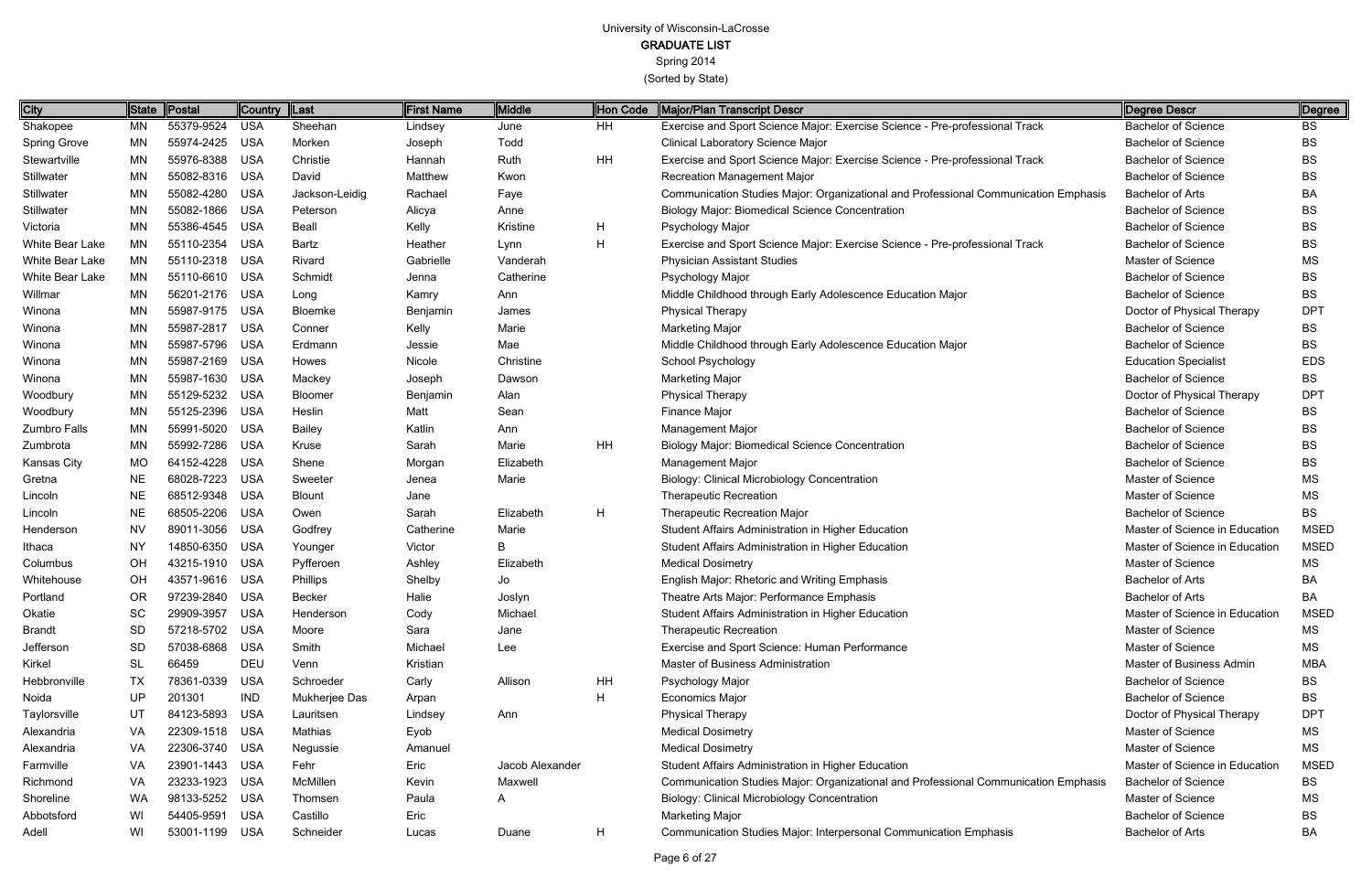# University of Wisconsin-LaCrosse
## GRADUATE LIST
Spring 2014
(Sorted by State)

| City | State | Postal | Country | Last | First Name | Middle | Hon Code | Major/Plan Transcript Descr | Degree Descr | Degree |
|---|---|---|---|---|---|---|---|---|---|---|
| Shakopee | MN | 55379-9524 | USA | Sheehan | Lindsey | June | HH | Exercise and Sport Science Major: Exercise Science - Pre-professional Track | Bachelor of Science | BS |
| Spring Grove | MN | 55974-2425 | USA | Morken | Joseph | Todd | | Clinical Laboratory Science Major | Bachelor of Science | BS |
| Stewartville | MN | 55976-8388 | USA | Christie | Hannah | Ruth | HH | Exercise and Sport Science Major: Exercise Science - Pre-professional Track | Bachelor of Science | BS |
| Stillwater | MN | 55082-8316 | USA | David | Matthew | Kwon | | Recreation Management Major | Bachelor of Science | BS |
| Stillwater | MN | 55082-4280 | USA | Jackson-Leidig | Rachael | Faye | | Communication Studies Major: Organizational and Professional Communication Emphasis | Bachelor of Arts | BA |
| Stillwater | MN | 55082-1866 | USA | Peterson | Alicya | Anne | | Biology Major: Biomedical Science Concentration | Bachelor of Science | BS |
| Victoria | MN | 55386-4545 | USA | Beall | Kelly | Kristine | H | Psychology Major | Bachelor of Science | BS |
| White Bear Lake | MN | 55110-2354 | USA | Bartz | Heather | Lynn | H | Exercise and Sport Science Major: Exercise Science - Pre-professional Track | Bachelor of Science | BS |
| White Bear Lake | MN | 55110-2318 | USA | Rivard | Gabrielle | Vanderah | | Physician Assistant Studies | Master of Science | MS |
| White Bear Lake | MN | 55110-6610 | USA | Schmidt | Jenna | Catherine | | Psychology Major | Bachelor of Science | BS |
| Willmar | MN | 56201-2176 | USA | Long | Kamry | Ann | | Middle Childhood through Early Adolescence Education Major | Bachelor of Science | BS |
| Winona | MN | 55987-9175 | USA | Bloemke | Benjamin | James | | Physical Therapy | Doctor of Physical Therapy | DPT |
| Winona | MN | 55987-2817 | USA | Conner | Kelly | Marie | | Marketing Major | Bachelor of Science | BS |
| Winona | MN | 55987-5796 | USA | Erdmann | Jessie | Mae | | Middle Childhood through Early Adolescence Education Major | Bachelor of Science | BS |
| Winona | MN | 55987-2169 | USA | Howes | Nicole | Christine | | School Psychology | Education Specialist | EDS |
| Winona | MN | 55987-1630 | USA | Mackey | Joseph | Dawson | | Marketing Major | Bachelor of Science | BS |
| Woodbury | MN | 55129-5232 | USA | Bloomer | Benjamin | Alan | | Physical Therapy | Doctor of Physical Therapy | DPT |
| Woodbury | MN | 55125-2396 | USA | Heslin | Matt | Sean | | Finance Major | Bachelor of Science | BS |
| Zumbro Falls | MN | 55991-5020 | USA | Bailey | Katlin | Ann | | Management Major | Bachelor of Science | BS |
| Zumbrota | MN | 55992-7286 | USA | Kruse | Sarah | Marie | HH | Biology Major: Biomedical Science Concentration | Bachelor of Science | BS |
| Kansas City | MO | 64152-4228 | USA | Shene | Morgan | Elizabeth | | Management Major | Bachelor of Science | BS |
| Gretna | NE | 68028-7223 | USA | Sweeter | Jenea | Marie | | Biology: Clinical Microbiology Concentration | Master of Science | MS |
| Lincoln | NE | 68512-9348 | USA | Blount | Jane | | | Therapeutic Recreation | Master of Science | MS |
| Lincoln | NE | 68505-2206 | USA | Owen | Sarah | Elizabeth | H | Therapeutic Recreation Major | Bachelor of Science | BS |
| Henderson | NV | 89011-3056 | USA | Godfrey | Catherine | Marie | | Student Affairs Administration in Higher Education | Master of Science in Education | MSED |
| Ithaca | NY | 14850-6350 | USA | Younger | Victor | B | | Student Affairs Administration in Higher Education | Master of Science in Education | MSED |
| Columbus | OH | 43215-1910 | USA | Pyfferoen | Ashley | Elizabeth | | Medical Dosimetry | Master of Science | MS |
| Whitehouse | OH | 43571-9616 | USA | Phillips | Shelby | Jo | | English Major: Rhetoric and Writing Emphasis | Bachelor of Arts | BA |
| Portland | OR | 97239-2840 | USA | Becker | Halie | Joslyn | | Theatre Arts Major: Performance Emphasis | Bachelor of Arts | BA |
| Okatie | SC | 29909-3957 | USA | Henderson | Cody | Michael | | Student Affairs Administration in Higher Education | Master of Science in Education | MSED |
| Brandt | SD | 57218-5702 | USA | Moore | Sara | Jane | | Therapeutic Recreation | Master of Science | MS |
| Jefferson | SD | 57038-6868 | USA | Smith | Michael | Lee | | Exercise and Sport Science: Human Performance | Master of Science | MS |
| Kirkel | SL | 66459 | DEU | Venn | Kristian | | | Master of Business Administration | Master of Business Admin | MBA |
| Hebbronville | TX | 78361-0339 | USA | Schroeder | Carly | Allison | HH | Psychology Major | Bachelor of Science | BS |
| Noida | UP | 201301 | IND | Mukherjee Das | Arpan | | H | Economics Major | Bachelor of Science | BS |
| Taylorsville | UT | 84123-5893 | USA | Lauritsen | Lindsey | Ann | | Physical Therapy | Doctor of Physical Therapy | DPT |
| Alexandria | VA | 22309-1518 | USA | Mathias | Eyob | | | Medical Dosimetry | Master of Science | MS |
| Alexandria | VA | 22306-3740 | USA | Negussie | Amanuel | | | Medical Dosimetry | Master of Science | MS |
| Farmville | VA | 23901-1443 | USA | Fehr | Eric | Jacob Alexander | | Student Affairs Administration in Higher Education | Master of Science in Education | MSED |
| Richmond | VA | 23233-1923 | USA | McMillen | Kevin | Maxwell | | Communication Studies Major: Organizational and Professional Communication Emphasis | Bachelor of Science | BS |
| Shoreline | WA | 98133-5252 | USA | Thomsen | Paula | A | | Biology: Clinical Microbiology Concentration | Master of Science | MS |
| Abbotsford | WI | 54405-9591 | USA | Castillo | Eric | | | Marketing Major | Bachelor of Science | BS |
| Adell | WI | 53001-1199 | USA | Schneider | Lucas | Duane | H | Communication Studies Major: Interpersonal Communication Emphasis | Bachelor of Arts | BA |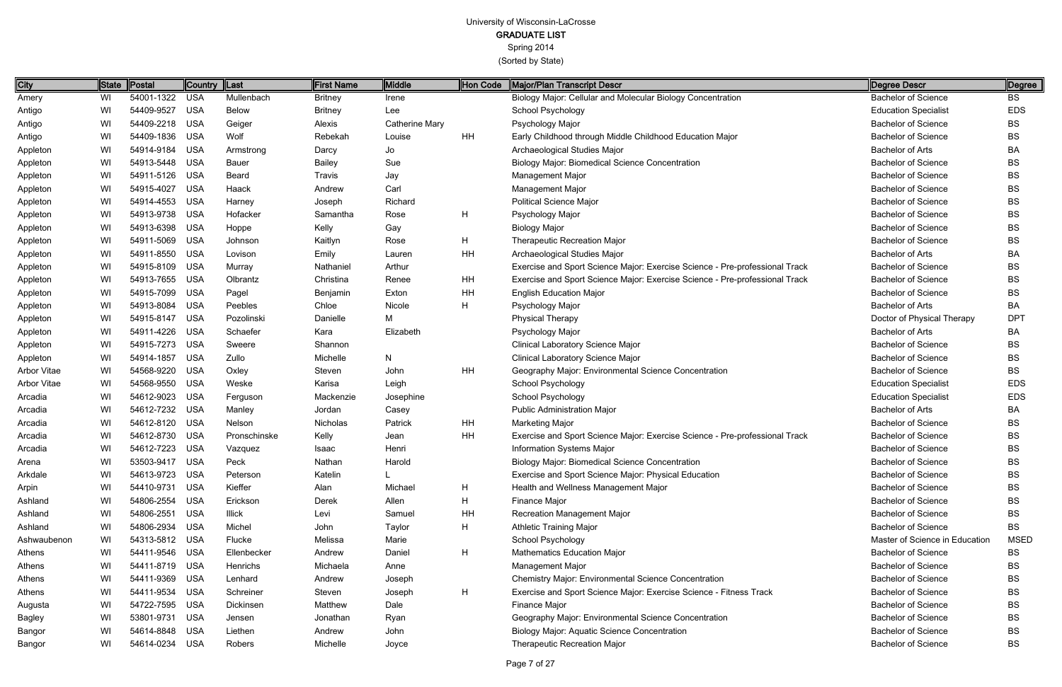University of Wisconsin-LaCrosse

GRADUATE LIST

Spring 2014

(Sorted by State)

| City | State | Postal | Country | Last | First Name | Middle | Hon Code | Major/Plan Transcript Descr | Degree Descr | Degree |
|---|---|---|---|---|---|---|---|---|---|---|
| Amery | WI | 54001-1322 | USA | Mullenbach | Britney | Irene | | Biology Major: Cellular and Molecular Biology Concentration | Bachelor of Science | BS |
| Antigo | WI | 54409-9527 | USA | Below | Britney | Lee | | School Psychology | Education Specialist | EDS |
| Antigo | WI | 54409-2218 | USA | Geiger | Alexis | Catherine Mary | | Psychology Major | Bachelor of Science | BS |
| Antigo | WI | 54409-1836 | USA | Wolf | Rebekah | Louise | HH | Early Childhood through Middle Childhood Education Major | Bachelor of Science | BS |
| Appleton | WI | 54914-9184 | USA | Armstrong | Darcy | Jo | | Archaeological Studies Major | Bachelor of Arts | BA |
| Appleton | WI | 54913-5448 | USA | Bauer | Bailey | Sue | | Biology Major: Biomedical Science Concentration | Bachelor of Science | BS |
| Appleton | WI | 54911-5126 | USA | Beard | Travis | Jay | | Management Major | Bachelor of Science | BS |
| Appleton | WI | 54915-4027 | USA | Haack | Andrew | Carl | | Management Major | Bachelor of Science | BS |
| Appleton | WI | 54914-4553 | USA | Harney | Joseph | Richard | | Political Science Major | Bachelor of Science | BS |
| Appleton | WI | 54913-9738 | USA | Hofacker | Samantha | Rose | H | Psychology Major | Bachelor of Science | BS |
| Appleton | WI | 54913-6398 | USA | Hoppe | Kelly | Gay | | Biology Major | Bachelor of Science | BS |
| Appleton | WI | 54911-5069 | USA | Johnson | Kaitlyn | Rose | H | Therapeutic Recreation Major | Bachelor of Science | BS |
| Appleton | WI | 54911-8550 | USA | Lovison | Emily | Lauren | HH | Archaeological Studies Major | Bachelor of Arts | BA |
| Appleton | WI | 54915-8109 | USA | Murray | Nathaniel | Arthur | | Exercise and Sport Science Major: Exercise Science - Pre-professional Track | Bachelor of Science | BS |
| Appleton | WI | 54913-7655 | USA | Olbrantz | Christina | Renee | HH | Exercise and Sport Science Major: Exercise Science - Pre-professional Track | Bachelor of Science | BS |
| Appleton | WI | 54915-7099 | USA | Pagel | Benjamin | Exton | HH | English Education Major | Bachelor of Science | BS |
| Appleton | WI | 54913-8084 | USA | Peebles | Chloe | Nicole | H | Psychology Major | Bachelor of Arts | BA |
| Appleton | WI | 54915-8147 | USA | Pozolinski | Danielle | M | | Physical Therapy | Doctor of Physical Therapy | DPT |
| Appleton | WI | 54911-4226 | USA | Schaefer | Kara | Elizabeth | | Psychology Major | Bachelor of Arts | BA |
| Appleton | WI | 54915-7273 | USA | Sweere | Shannon | | | Clinical Laboratory Science Major | Bachelor of Science | BS |
| Appleton | WI | 54914-1857 | USA | Zullo | Michelle | N | | Clinical Laboratory Science Major | Bachelor of Science | BS |
| Arbor Vitae | WI | 54568-9220 | USA | Oxley | Steven | John | HH | Geography Major: Environmental Science Concentration | Bachelor of Science | BS |
| Arbor Vitae | WI | 54568-9550 | USA | Weske | Karisa | Leigh | | School Psychology | Education Specialist | EDS |
| Arcadia | WI | 54612-9023 | USA | Ferguson | Mackenzie | Josephine | | School Psychology | Education Specialist | EDS |
| Arcadia | WI | 54612-7232 | USA | Manley | Jordan | Casey | | Public Administration Major | Bachelor of Arts | BA |
| Arcadia | WI | 54612-8120 | USA | Nelson | Nicholas | Patrick | HH | Marketing Major | Bachelor of Science | BS |
| Arcadia | WI | 54612-8730 | USA | Pronschinske | Kelly | Jean | HH | Exercise and Sport Science Major: Exercise Science - Pre-professional Track | Bachelor of Science | BS |
| Arcadia | WI | 54612-7223 | USA | Vazquez | Isaac | Henri | | Information Systems Major | Bachelor of Science | BS |
| Arena | WI | 53503-9417 | USA | Peck | Nathan | Harold | | Biology Major: Biomedical Science Concentration | Bachelor of Science | BS |
| Arkdale | WI | 54613-9723 | USA | Peterson | Katelin | L | | Exercise and Sport Science Major: Physical Education | Bachelor of Science | BS |
| Arpin | WI | 54410-9731 | USA | Kieffer | Alan | Michael | H | Health and Wellness Management Major | Bachelor of Science | BS |
| Ashland | WI | 54806-2554 | USA | Erickson | Derek | Allen | H | Finance Major | Bachelor of Science | BS |
| Ashland | WI | 54806-2551 | USA | Illick | Levi | Samuel | HH | Recreation Management Major | Bachelor of Science | BS |
| Ashland | WI | 54806-2934 | USA | Michel | John | Taylor | H | Athletic Training Major | Bachelor of Science | BS |
| Ashwaubenon | WI | 54313-5812 | USA | Flucke | Melissa | Marie | | School Psychology | Master of Science in Education | MSED |
| Athens | WI | 54411-9546 | USA | Ellenbecker | Andrew | Daniel | H | Mathematics Education Major | Bachelor of Science | BS |
| Athens | WI | 54411-8719 | USA | Henrichs | Michaela | Anne | | Management Major | Bachelor of Science | BS |
| Athens | WI | 54411-9369 | USA | Lenhard | Andrew | Joseph | | Chemistry Major: Environmental Science Concentration | Bachelor of Science | BS |
| Athens | WI | 54411-9534 | USA | Schreiner | Steven | Joseph | H | Exercise and Sport Science Major: Exercise Science - Fitness Track | Bachelor of Science | BS |
| Augusta | WI | 54722-7595 | USA | Dickinsen | Matthew | Dale | | Finance Major | Bachelor of Science | BS |
| Bagley | WI | 53801-9731 | USA | Jensen | Jonathan | Ryan | | Geography Major: Environmental Science Concentration | Bachelor of Science | BS |
| Bangor | WI | 54614-8848 | USA | Liethen | Andrew | John | | Biology Major: Aquatic Science Concentration | Bachelor of Science | BS |
| Bangor | WI | 54614-0234 | USA | Robers | Michelle | Joyce | | Therapeutic Recreation Major | Bachelor of Science | BS |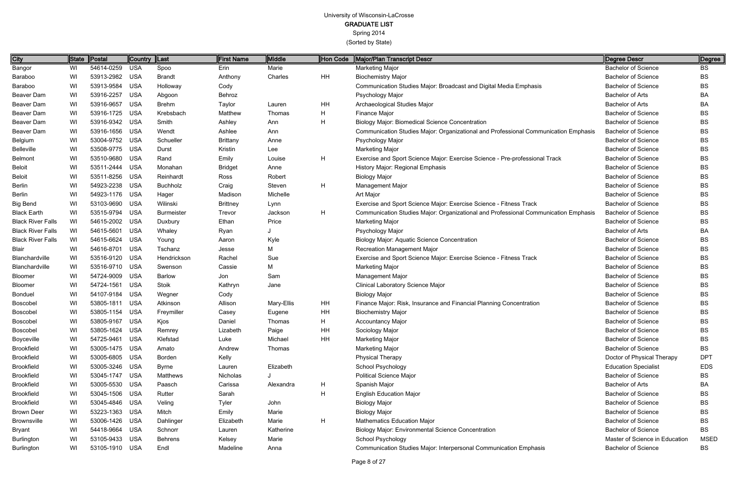University of Wisconsin-LaCrosse

GRADUATE LIST

Spring 2014

(Sorted by State)

| City | State | Postal | Country | Last | First Name | Middle | Hon Code | Major/Plan Transcript Descr | Degree Descr | Degree |
|---|---|---|---|---|---|---|---|---|---|---|
| Bangor | WI | 54614-0259 | USA | Spoo | Erin | Marie | | Marketing Major | Bachelor of Science | BS |
| Baraboo | WI | 53913-2982 | USA | Brandt | Anthony | Charles | HH | Biochemistry Major | Bachelor of Science | BS |
| Baraboo | WI | 53913-9584 | USA | Holloway | Cody | | | Communication Studies Major: Broadcast and Digital Media Emphasis | Bachelor of Science | BS |
| Beaver Dam | WI | 53916-2257 | USA | Abgoon | Behroz | | | Psychology Major | Bachelor of Arts | BA |
| Beaver Dam | WI | 53916-9657 | USA | Brehm | Taylor | Lauren | HH | Archaeological Studies Major | Bachelor of Arts | BA |
| Beaver Dam | WI | 53916-1725 | USA | Krebsbach | Matthew | Thomas | H | Finance Major | Bachelor of Science | BS |
| Beaver Dam | WI | 53916-9342 | USA | Smith | Ashley | Ann | H | Biology Major: Biomedical Science Concentration | Bachelor of Science | BS |
| Beaver Dam | WI | 53916-1656 | USA | Wendt | Ashlee | Ann | | Communication Studies Major: Organizational and Professional Communication Emphasis | Bachelor of Science | BS |
| Belgium | WI | 53004-9752 | USA | Schueller | Brittany | Anne | | Psychology Major | Bachelor of Science | BS |
| Belleville | WI | 53508-9775 | USA | Durst | Kristin | Lee | | Marketing Major | Bachelor of Science | BS |
| Belmont | WI | 53510-9680 | USA | Rand | Emily | Louise | H | Exercise and Sport Science Major: Exercise Science - Pre-professional Track | Bachelor of Science | BS |
| Beloit | WI | 53511-2444 | USA | Monahan | Bridget | Anne | | History Major: Regional Emphasis | Bachelor of Science | BS |
| Beloit | WI | 53511-8256 | USA | Reinhardt | Ross | Robert | | Biology Major | Bachelor of Science | BS |
| Berlin | WI | 54923-2238 | USA | Buchholz | Craig | Steven | H | Management Major | Bachelor of Science | BS |
| Berlin | WI | 54923-1176 | USA | Hager | Madison | Michelle | | Art Major | Bachelor of Science | BS |
| Big Bend | WI | 53103-9690 | USA | Wilinski | Brittney | Lynn | | Exercise and Sport Science Major: Exercise Science - Fitness Track | Bachelor of Science | BS |
| Black Earth | WI | 53515-9794 | USA | Burmeister | Trevor | Jackson | H | Communication Studies Major: Organizational and Professional Communication Emphasis | Bachelor of Science | BS |
| Black River Falls | WI | 54615-2002 | USA | Duxbury | Ethan | Price | | Marketing Major | Bachelor of Science | BS |
| Black River Falls | WI | 54615-5601 | USA | Whaley | Ryan | J | | Psychology Major | Bachelor of Arts | BA |
| Black River Falls | WI | 54615-6624 | USA | Young | Aaron | Kyle | | Biology Major: Aquatic Science Concentration | Bachelor of Science | BS |
| Blair | WI | 54616-8701 | USA | Tschanz | Jesse | M | | Recreation Management Major | Bachelor of Science | BS |
| Blanchardville | WI | 53516-9120 | USA | Hendrickson | Rachel | Sue | | Exercise and Sport Science Major: Exercise Science - Fitness Track | Bachelor of Science | BS |
| Blanchardville | WI | 53516-9710 | USA | Swenson | Cassie | M | | Marketing Major | Bachelor of Science | BS |
| Bloomer | WI | 54724-9009 | USA | Barlow | Jon | Sam | | Management Major | Bachelor of Science | BS |
| Bloomer | WI | 54724-1561 | USA | Stoik | Kathryn | Jane | | Clinical Laboratory Science Major | Bachelor of Science | BS |
| Bonduel | WI | 54107-9184 | USA | Wegner | Cody | | | Biology Major | Bachelor of Science | BS |
| Boscobel | WI | 53805-1811 | USA | Atkinson | Allison | Mary-Ellis | HH | Finance Major: Risk, Insurance and Financial Planning Concentration | Bachelor of Science | BS |
| Boscobel | WI | 53805-1154 | USA | Freymiller | Casey | Eugene | HH | Biochemistry Major | Bachelor of Science | BS |
| Boscobel | WI | 53805-9167 | USA | Kjos | Daniel | Thomas | H | Accountancy Major | Bachelor of Science | BS |
| Boscobel | WI | 53805-1624 | USA | Remrey | Lizabeth | Paige | HH | Sociology Major | Bachelor of Science | BS |
| Boyceville | WI | 54725-9461 | USA | Klefstad | Luke | Michael | HH | Marketing Major | Bachelor of Science | BS |
| Brookfield | WI | 53005-1475 | USA | Amato | Andrew | Thomas | | Marketing Major | Bachelor of Science | BS |
| Brookfield | WI | 53005-6805 | USA | Borden | Kelly | | | Physical Therapy | Doctor of Physical Therapy | DPT |
| Brookfield | WI | 53005-3246 | USA | Byrne | Lauren | Elizabeth | | School Psychology | Education Specialist | EDS |
| Brookfield | WI | 53045-1747 | USA | Matthews | Nicholas | J | | Political Science Major | Bachelor of Science | BS |
| Brookfield | WI | 53005-5530 | USA | Paasch | Carissa | Alexandra | H | Spanish Major | Bachelor of Arts | BA |
| Brookfield | WI | 53045-1506 | USA | Rutter | Sarah | | H | English Education Major | Bachelor of Science | BS |
| Brookfield | WI | 53045-4846 | USA | Veling | Tyler | John | | Biology Major | Bachelor of Science | BS |
| Brown Deer | WI | 53223-1363 | USA | Mitch | Emily | Marie | | Biology Major | Bachelor of Science | BS |
| Brownsville | WI | 53006-1426 | USA | Dahlinger | Elizabeth | Marie | H | Mathematics Education Major | Bachelor of Science | BS |
| Bryant | WI | 54418-9664 | USA | Schnorr | Lauren | Katherine | | Biology Major: Environmental Science Concentration | Bachelor of Science | BS |
| Burlington | WI | 53105-9433 | USA | Behrens | Kelsey | Marie | | School Psychology | Master of Science in Education | MSED |
| Burlington | WI | 53105-1910 | USA | Endl | Madeline | Anna | | Communication Studies Major: Interpersonal Communication Emphasis | Bachelor of Science | BS |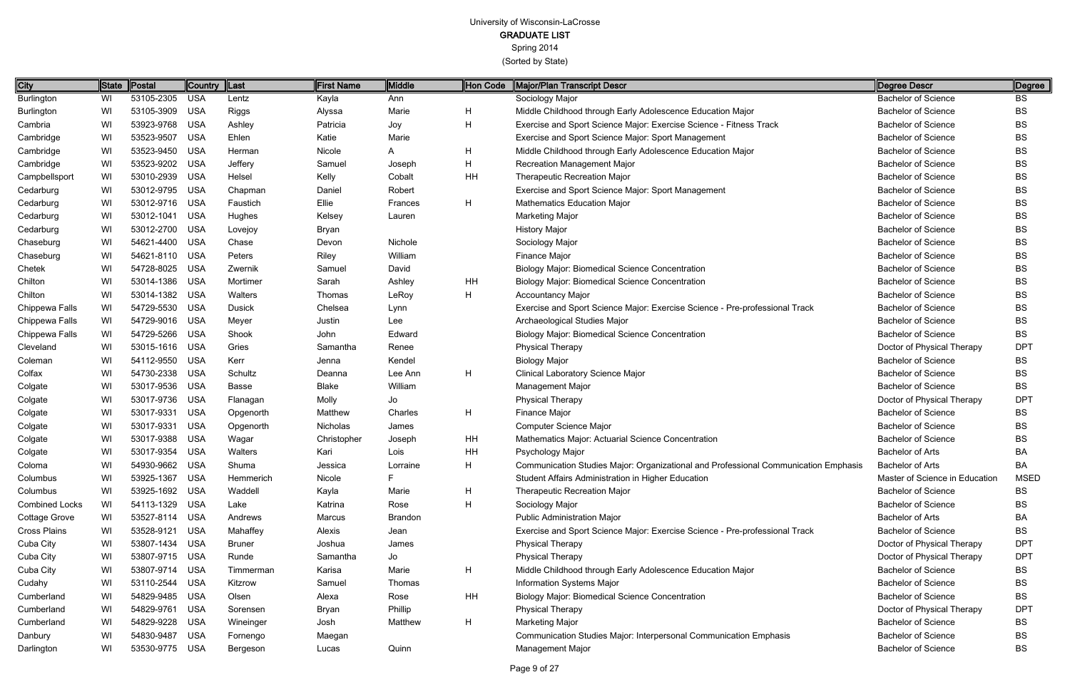# University of Wisconsin-LaCrosse

## GRADUATE LIST

Spring 2014

(Sorted by State)

| City | State | Postal | Country | Last | First Name | Middle | Hon Code | Major/Plan Transcript Descr | Degree Descr | Degree |
|---|---|---|---|---|---|---|---|---|---|---|
| Burlington | WI | 53105-2305 | USA | Lentz | Kayla | Ann | | Sociology Major | Bachelor of Science | BS |
| Burlington | WI | 53105-3909 | USA | Riggs | Alyssa | Marie | H | Middle Childhood through Early Adolescence Education Major | Bachelor of Science | BS |
| Cambria | WI | 53923-9768 | USA | Ashley | Patricia | Joy | H | Exercise and Sport Science Major: Exercise Science - Fitness Track | Bachelor of Science | BS |
| Cambridge | WI | 53523-9507 | USA | Ehlen | Katie | Marie | | Exercise and Sport Science Major: Sport Management | Bachelor of Science | BS |
| Cambridge | WI | 53523-9450 | USA | Herman | Nicole | A | H | Middle Childhood through Early Adolescence Education Major | Bachelor of Science | BS |
| Cambridge | WI | 53523-9202 | USA | Jeffery | Samuel | Joseph | H | Recreation Management Major | Bachelor of Science | BS |
| Campbellsport | WI | 53010-2939 | USA | Helsel | Kelly | Cobalt | HH | Therapeutic Recreation Major | Bachelor of Science | BS |
| Cedarburg | WI | 53012-9795 | USA | Chapman | Daniel | Robert | | Exercise and Sport Science Major: Sport Management | Bachelor of Science | BS |
| Cedarburg | WI | 53012-9716 | USA | Faustich | Ellie | Frances | H | Mathematics Education Major | Bachelor of Science | BS |
| Cedarburg | WI | 53012-1041 | USA | Hughes | Kelsey | Lauren | | Marketing Major | Bachelor of Science | BS |
| Cedarburg | WI | 53012-2700 | USA | Lovejoy | Bryan | | | History Major | Bachelor of Science | BS |
| Chaseburg | WI | 54621-4400 | USA | Chase | Devon | Nichole | | Sociology Major | Bachelor of Science | BS |
| Chaseburg | WI | 54621-8110 | USA | Peters | Riley | William | | Finance Major | Bachelor of Science | BS |
| Chetek | WI | 54728-8025 | USA | Zwernik | Samuel | David | | Biology Major: Biomedical Science Concentration | Bachelor of Science | BS |
| Chilton | WI | 53014-1386 | USA | Mortimer | Sarah | Ashley | HH | Biology Major: Biomedical Science Concentration | Bachelor of Science | BS |
| Chilton | WI | 53014-1382 | USA | Walters | Thomas | LeRoy | H | Accountancy Major | Bachelor of Science | BS |
| Chippewa Falls | WI | 54729-5530 | USA | Dusick | Chelsea | Lynn | | Exercise and Sport Science Major: Exercise Science - Pre-professional Track | Bachelor of Science | BS |
| Chippewa Falls | WI | 54729-9016 | USA | Meyer | Justin | Lee | | Archaeological Studies Major | Bachelor of Science | BS |
| Chippewa Falls | WI | 54729-5266 | USA | Shook | John | Edward | | Biology Major: Biomedical Science Concentration | Bachelor of Science | BS |
| Cleveland | WI | 53015-1616 | USA | Gries | Samantha | Renee | | Physical Therapy | Doctor of Physical Therapy | DPT |
| Coleman | WI | 54112-9550 | USA | Kerr | Jenna | Kendel | | Biology Major | Bachelor of Science | BS |
| Colfax | WI | 54730-2338 | USA | Schultz | Deanna | Lee Ann | H | Clinical Laboratory Science Major | Bachelor of Science | BS |
| Colgate | WI | 53017-9536 | USA | Basse | Blake | William | | Management Major | Bachelor of Science | BS |
| Colgate | WI | 53017-9736 | USA | Flanagan | Molly | Jo | | Physical Therapy | Doctor of Physical Therapy | DPT |
| Colgate | WI | 53017-9331 | USA | Opgenorth | Matthew | Charles | H | Finance Major | Bachelor of Science | BS |
| Colgate | WI | 53017-9331 | USA | Opgenorth | Nicholas | James | | Computer Science Major | Bachelor of Science | BS |
| Colgate | WI | 53017-9388 | USA | Wagar | Christopher | Joseph | HH | Mathematics Major: Actuarial Science Concentration | Bachelor of Science | BS |
| Colgate | WI | 53017-9354 | USA | Walters | Kari | Lois | HH | Psychology Major | Bachelor of Arts | BA |
| Coloma | WI | 54930-9662 | USA | Shuma | Jessica | Lorraine | H | Communication Studies Major: Organizational and Professional Communication Emphasis | Bachelor of Arts | BA |
| Columbus | WI | 53925-1367 | USA | Hemmerich | Nicole | F | | Student Affairs Administration in Higher Education | Master of Science in Education | MSED |
| Columbus | WI | 53925-1692 | USA | Waddell | Kayla | Marie | H | Therapeutic Recreation Major | Bachelor of Science | BS |
| Combined Locks | WI | 54113-1329 | USA | Lake | Katrina | Rose | H | Sociology Major | Bachelor of Science | BS |
| Cottage Grove | WI | 53527-8114 | USA | Andrews | Marcus | Brandon | | Public Administration Major | Bachelor of Arts | BA |
| Cross Plains | WI | 53528-9121 | USA | Mahaffey | Alexis | Jean | | Exercise and Sport Science Major: Exercise Science - Pre-professional Track | Bachelor of Science | BS |
| Cuba City | WI | 53807-1434 | USA | Bruner | Joshua | James | | Physical Therapy | Doctor of Physical Therapy | DPT |
| Cuba City | WI | 53807-9715 | USA | Runde | Samantha | Jo | | Physical Therapy | Doctor of Physical Therapy | DPT |
| Cuba City | WI | 53807-9714 | USA | Timmerman | Karisa | Marie | H | Middle Childhood through Early Adolescence Education Major | Bachelor of Science | BS |
| Cudahy | WI | 53110-2544 | USA | Kitzrow | Samuel | Thomas | | Information Systems Major | Bachelor of Science | BS |
| Cumberland | WI | 54829-9485 | USA | Olsen | Alexa | Rose | HH | Biology Major: Biomedical Science Concentration | Bachelor of Science | BS |
| Cumberland | WI | 54829-9761 | USA | Sorensen | Bryan | Phillip | | Physical Therapy | Doctor of Physical Therapy | DPT |
| Cumberland | WI | 54829-9228 | USA | Wineinger | Josh | Matthew | H | Marketing Major | Bachelor of Science | BS |
| Danbury | WI | 54830-9487 | USA | Fornengo | Maegan | | | Communication Studies Major: Interpersonal Communication Emphasis | Bachelor of Science | BS |
| Darlington | WI | 53530-9775 | USA | Bergeson | Lucas | Quinn | | Management Major | Bachelor of Science | BS |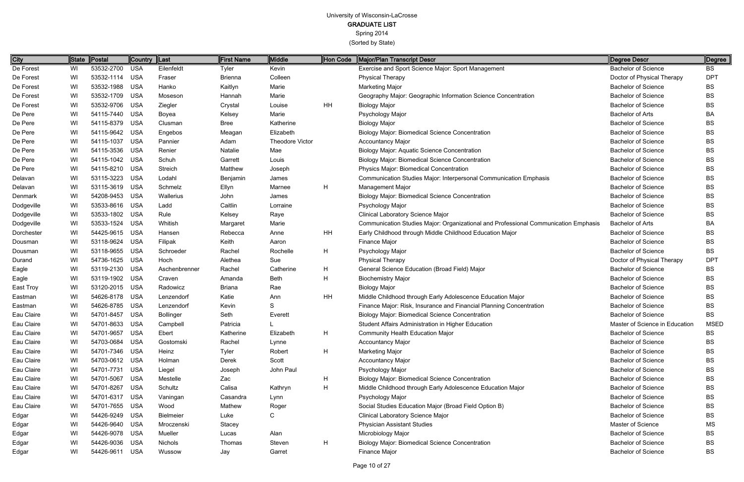University of Wisconsin-LaCrosse
**GRADUATE LIST**
Spring 2014
(Sorted by State)

| City | State | Postal | Country | Last | First Name | Middle | Hon Code | Major/Plan Transcript Descr | Degree Descr | Degree |
|---|---|---|---|---|---|---|---|---|---|---|
| De Forest | WI | 53532-2700 | USA | Eilenfeldt | Tyler | Kevin | | Exercise and Sport Science Major: Sport Management | Bachelor of Science | BS |
| De Forest | WI | 53532-1114 | USA | Fraser | Brienna | Colleen | | Physical Therapy | Doctor of Physical Therapy | DPT |
| De Forest | WI | 53532-1988 | USA | Hanko | Kaitlyn | Marie | | Marketing Major | Bachelor of Science | BS |
| De Forest | WI | 53532-1709 | USA | Moseson | Hannah | Marie | | Geography Major: Geographic Information Science Concentration | Bachelor of Science | BS |
| De Forest | WI | 53532-9706 | USA | Ziegler | Crystal | Louise | HH | Biology Major | Bachelor of Science | BS |
| De Pere | WI | 54115-7440 | USA | Boyea | Kelsey | Marie | | Psychology Major | Bachelor of Arts | BA |
| De Pere | WI | 54115-8379 | USA | Clusman | Bree | Katherine | | Biology Major | Bachelor of Science | BS |
| De Pere | WI | 54115-9642 | USA | Engebos | Meagan | Elizabeth | | Biology Major: Biomedical Science Concentration | Bachelor of Science | BS |
| De Pere | WI | 54115-1037 | USA | Pannier | Adam | Theodore Victor | | Accountancy Major | Bachelor of Science | BS |
| De Pere | WI | 54115-3536 | USA | Renier | Natalie | Mae | | Biology Major: Aquatic Science Concentration | Bachelor of Science | BS |
| De Pere | WI | 54115-1042 | USA | Schuh | Garrett | Louis | | Biology Major: Biomedical Science Concentration | Bachelor of Science | BS |
| De Pere | WI | 54115-8210 | USA | Streich | Matthew | Joseph | | Physics Major: Biomedical Concentration | Bachelor of Science | BS |
| Delavan | WI | 53115-3223 | USA | Lodahl | Benjamin | James | | Communication Studies Major: Interpersonal Communication Emphasis | Bachelor of Science | BS |
| Delavan | WI | 53115-3619 | USA | Schmelz | Ellyn | Marnee | H | Management Major | Bachelor of Science | BS |
| Denmark | WI | 54208-9453 | USA | Wallerius | John | James | | Biology Major: Biomedical Science Concentration | Bachelor of Science | BS |
| Dodgeville | WI | 53533-8616 | USA | Ladd | Caitlin | Lorraine | | Psychology Major | Bachelor of Science | BS |
| Dodgeville | WI | 53533-1802 | USA | Rule | Kelsey | Raye | | Clinical Laboratory Science Major | Bachelor of Science | BS |
| Dodgeville | WI | 53533-1524 | USA | Whitish | Margaret | Marie | | Communication Studies Major: Organizational and Professional Communication Emphasis | Bachelor of Arts | BA |
| Dorchester | WI | 54425-9615 | USA | Hansen | Rebecca | Anne | HH | Early Childhood through Middle Childhood Education Major | Bachelor of Science | BS |
| Dousman | WI | 53118-9624 | USA | Filipak | Keith | Aaron | | Finance Major | Bachelor of Science | BS |
| Dousman | WI | 53118-9655 | USA | Schroeder | Rachel | Rochelle | H | Psychology Major | Bachelor of Science | BS |
| Durand | WI | 54736-1625 | USA | Hoch | Alethea | Sue | | Physical Therapy | Doctor of Physical Therapy | DPT |
| Eagle | WI | 53119-2130 | USA | Aschenbrenner | Rachel | Catherine | H | General Science Education (Broad Field) Major | Bachelor of Science | BS |
| Eagle | WI | 53119-1902 | USA | Craven | Amanda | Beth | H | Biochemistry Major | Bachelor of Science | BS |
| East Troy | WI | 53120-2015 | USA | Radowicz | Briana | Rae | | Biology Major | Bachelor of Science | BS |
| Eastman | WI | 54626-8178 | USA | Lenzendorf | Katie | Ann | HH | Middle Childhood through Early Adolescence Education Major | Bachelor of Science | BS |
| Eastman | WI | 54626-8785 | USA | Lenzendorf | Kevin | S | | Finance Major: Risk, Insurance and Financial Planning Concentration | Bachelor of Science | BS |
| Eau Claire | WI | 54701-8457 | USA | Bollinger | Seth | Everett | | Biology Major: Biomedical Science Concentration | Bachelor of Science | BS |
| Eau Claire | WI | 54701-8633 | USA | Campbell | Patricia | L | | Student Affairs Administration in Higher Education | Master of Science in Education | MSED |
| Eau Claire | WI | 54701-9657 | USA | Ebert | Katherine | Elizabeth | H | Community Health Education Major | Bachelor of Science | BS |
| Eau Claire | WI | 54703-0684 | USA | Gostomski | Rachel | Lynne | | Accountancy Major | Bachelor of Science | BS |
| Eau Claire | WI | 54701-7346 | USA | Heinz | Tyler | Robert | H | Marketing Major | Bachelor of Science | BS |
| Eau Claire | WI | 54703-0612 | USA | Holman | Derek | Scott | | Accountancy Major | Bachelor of Science | BS |
| Eau Claire | WI | 54701-7731 | USA | Liegel | Joseph | John Paul | | Psychology Major | Bachelor of Science | BS |
| Eau Claire | WI | 54701-5067 | USA | Mestelle | Zac | | H | Biology Major: Biomedical Science Concentration | Bachelor of Science | BS |
| Eau Claire | WI | 54701-8267 | USA | Schultz | Calisa | Kathryn | H | Middle Childhood through Early Adolescence Education Major | Bachelor of Science | BS |
| Eau Claire | WI | 54701-6317 | USA | Vaningan | Casandra | Lynn | | Psychology Major | Bachelor of Science | BS |
| Eau Claire | WI | 54701-7655 | USA | Wood | Mathew | Roger | | Social Studies Education Major (Broad Field Option B) | Bachelor of Science | BS |
| Edgar | WI | 54426-9249 | USA | Bielmeier | Luke | C | | Clinical Laboratory Science Major | Bachelor of Science | BS |
| Edgar | WI | 54426-9640 | USA | Mroczenski | Stacey | | | Physician Assistant Studies | Master of Science | MS |
| Edgar | WI | 54426-9078 | USA | Mueller | Lucas | Alan | | Microbiology Major | Bachelor of Science | BS |
| Edgar | WI | 54426-9036 | USA | Nichols | Thomas | Steven | H | Biology Major: Biomedical Science Concentration | Bachelor of Science | BS |
| Edgar | WI | 54426-9611 | USA | Wussow | Jay | Garret | | Finance Major | Bachelor of Science | BS |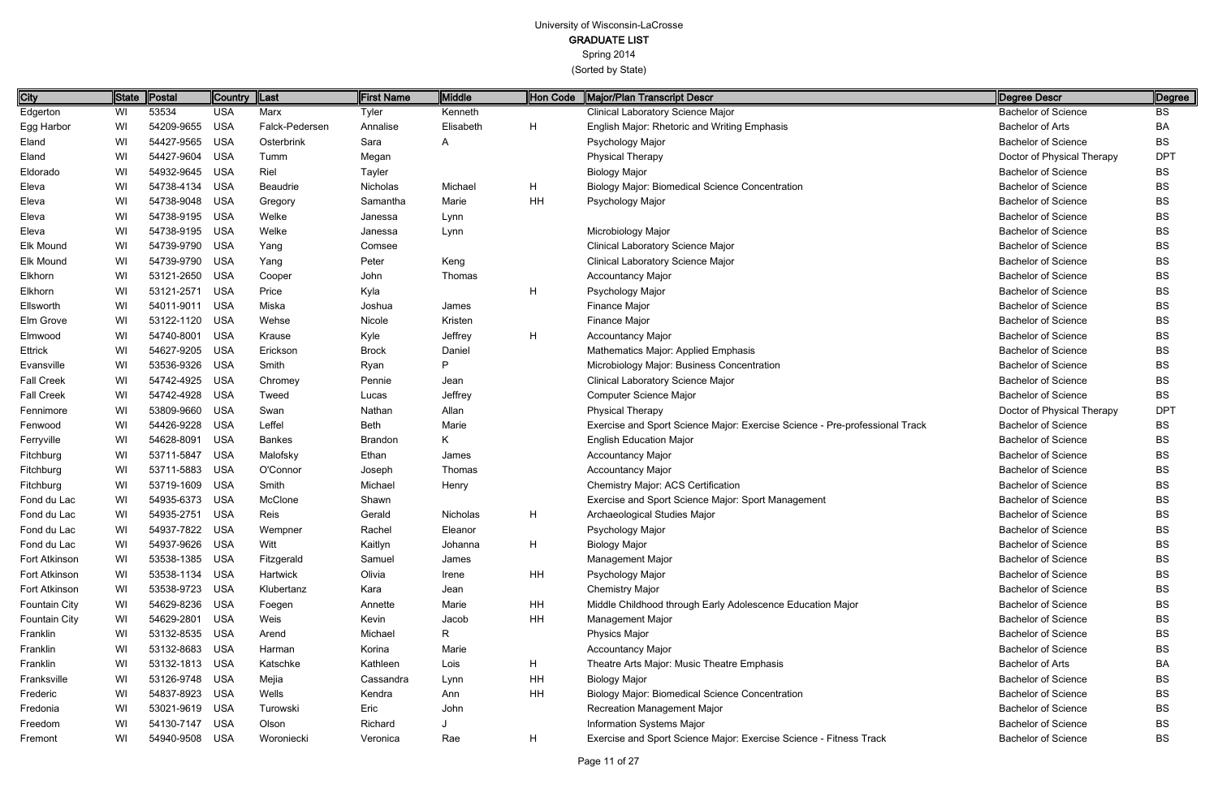University of Wisconsin-LaCrosse
**GRADUATE LIST**
Spring 2014
(Sorted by State)

| City | State | Postal | Country | Last | First Name | Middle | Hon Code | Major/Plan Transcript Descr | Degree Descr | Degree |
|---|---|---|---|---|---|---|---|---|---|---|
| Edgerton | WI | 53534 | USA | Marx | Tyler | Kenneth | | Clinical Laboratory Science Major | Bachelor of Science | BS |
| Egg Harbor | WI | 54209-9655 | USA | Falck-Pedersen | Annalise | Elisabeth | H | English Major: Rhetoric and Writing Emphasis | Bachelor of Arts | BA |
| Eland | WI | 54427-9565 | USA | Osterbrink | Sara | A | | Psychology Major | Bachelor of Science | BS |
| Eland | WI | 54427-9604 | USA | Tumm | Megan | | | Physical Therapy | Doctor of Physical Therapy | DPT |
| Eldorado | WI | 54932-9645 | USA | Riel | Tayler | | | Biology Major | Bachelor of Science | BS |
| Eleva | WI | 54738-4134 | USA | Beaudrie | Nicholas | Michael | H | Biology Major: Biomedical Science Concentration | Bachelor of Science | BS |
| Eleva | WI | 54738-9048 | USA | Gregory | Samantha | Marie | HH | Psychology Major | Bachelor of Science | BS |
| Eleva | WI | 54738-9195 | USA | Welke | Janessa | Lynn | | | Bachelor of Science | BS |
| Eleva | WI | 54738-9195 | USA | Welke | Janessa | Lynn | | Microbiology Major | Bachelor of Science | BS |
| Elk Mound | WI | 54739-9790 | USA | Yang | Comsee | | | Clinical Laboratory Science Major | Bachelor of Science | BS |
| Elk Mound | WI | 54739-9790 | USA | Yang | Peter | Keng | | Clinical Laboratory Science Major | Bachelor of Science | BS |
| Elkhorn | WI | 53121-2650 | USA | Cooper | John | Thomas | | Accountancy Major | Bachelor of Science | BS |
| Elkhorn | WI | 53121-2571 | USA | Price | Kyla | | H | Psychology Major | Bachelor of Science | BS |
| Ellsworth | WI | 54011-9011 | USA | Miska | Joshua | James | | Finance Major | Bachelor of Science | BS |
| Elm Grove | WI | 53122-1120 | USA | Wehse | Nicole | Kristen | | Finance Major | Bachelor of Science | BS |
| Elmwood | WI | 54740-8001 | USA | Krause | Kyle | Jeffrey | H | Accountancy Major | Bachelor of Science | BS |
| Ettrick | WI | 54627-9205 | USA | Erickson | Brock | Daniel | | Mathematics Major: Applied Emphasis | Bachelor of Science | BS |
| Evansville | WI | 53536-9326 | USA | Smith | Ryan | P | | Microbiology Major: Business Concentration | Bachelor of Science | BS |
| Fall Creek | WI | 54742-4925 | USA | Chromey | Pennie | Jean | | Clinical Laboratory Science Major | Bachelor of Science | BS |
| Fall Creek | WI | 54742-4928 | USA | Tweed | Lucas | Jeffrey | | Computer Science Major | Bachelor of Science | BS |
| Fennimore | WI | 53809-9660 | USA | Swan | Nathan | Allan | | Physical Therapy | Doctor of Physical Therapy | DPT |
| Fenwood | WI | 54426-9228 | USA | Leffel | Beth | Marie | | Exercise and Sport Science Major: Exercise Science - Pre-professional Track | Bachelor of Science | BS |
| Ferryville | WI | 54628-8091 | USA | Bankes | Brandon | K | | English Education Major | Bachelor of Science | BS |
| Fitchburg | WI | 53711-5847 | USA | Malofsky | Ethan | James | | Accountancy Major | Bachelor of Science | BS |
| Fitchburg | WI | 53711-5883 | USA | O'Connor | Joseph | Thomas | | Accountancy Major | Bachelor of Science | BS |
| Fitchburg | WI | 53719-1609 | USA | Smith | Michael | Henry | | Chemistry Major: ACS Certification | Bachelor of Science | BS |
| Fond du Lac | WI | 54935-6373 | USA | McClone | Shawn | | | Exercise and Sport Science Major: Sport Management | Bachelor of Science | BS |
| Fond du Lac | WI | 54935-2751 | USA | Reis | Gerald | Nicholas | H | Archaeological Studies Major | Bachelor of Science | BS |
| Fond du Lac | WI | 54937-7822 | USA | Wempner | Rachel | Eleanor | | Psychology Major | Bachelor of Science | BS |
| Fond du Lac | WI | 54937-9626 | USA | Witt | Kaitlyn | Johanna | H | Biology Major | Bachelor of Science | BS |
| Fort Atkinson | WI | 53538-1385 | USA | Fitzgerald | Samuel | James | | Management Major | Bachelor of Science | BS |
| Fort Atkinson | WI | 53538-1134 | USA | Hartwick | Olivia | Irene | HH | Psychology Major | Bachelor of Science | BS |
| Fort Atkinson | WI | 53538-9723 | USA | Klubertanz | Kara | Jean | | Chemistry Major | Bachelor of Science | BS |
| Fountain City | WI | 54629-8236 | USA | Foegen | Annette | Marie | HH | Middle Childhood through Early Adolescence Education Major | Bachelor of Science | BS |
| Fountain City | WI | 54629-2801 | USA | Weis | Kevin | Jacob | HH | Management Major | Bachelor of Science | BS |
| Franklin | WI | 53132-8535 | USA | Arend | Michael | R | | Physics Major | Bachelor of Science | BS |
| Franklin | WI | 53132-8683 | USA | Harman | Korina | Marie | | Accountancy Major | Bachelor of Science | BS |
| Franklin | WI | 53132-1813 | USA | Katschke | Kathleen | Lois | H | Theatre Arts Major: Music Theatre Emphasis | Bachelor of Arts | BA |
| Franksville | WI | 53126-9748 | USA | Mejia | Cassandra | Lynn | HH | Biology Major | Bachelor of Science | BS |
| Frederic | WI | 54837-8923 | USA | Wells | Kendra | Ann | HH | Biology Major: Biomedical Science Concentration | Bachelor of Science | BS |
| Fredonia | WI | 53021-9619 | USA | Turowski | Eric | John | | Recreation Management Major | Bachelor of Science | BS |
| Freedom | WI | 54130-7147 | USA | Olson | Richard | J | | Information Systems Major | Bachelor of Science | BS |
| Fremont | WI | 54940-9508 | USA | Woroniecki | Veronica | Rae | H | Exercise and Sport Science Major: Exercise Science - Fitness Track | Bachelor of Science | BS |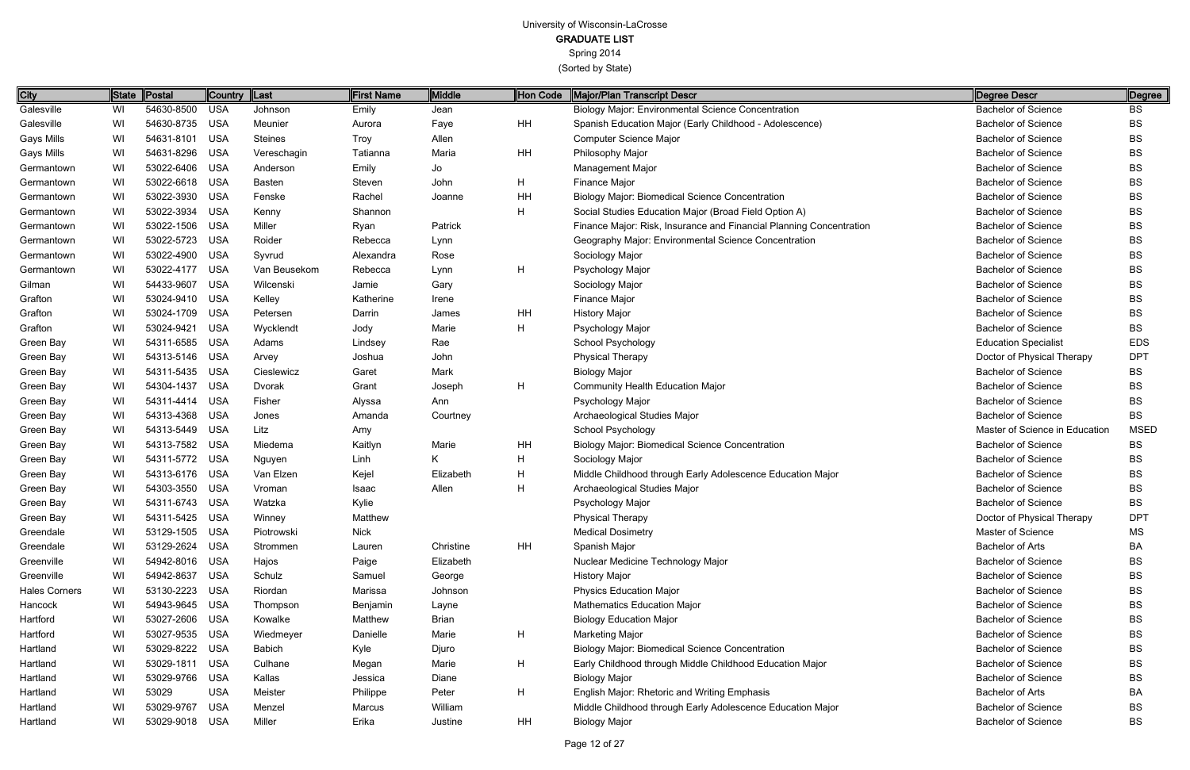# University of Wisconsin-LaCrosse

## GRADUATE LIST

Spring 2014

(Sorted by State)

| City | State | Postal | Country | Last | First Name | Middle | Hon Code | Major/Plan Transcript Descr | Degree Descr | Degree |
|---|---|---|---|---|---|---|---|---|---|---|
| Galesville | WI | 54630-8500 | USA | Johnson | Emily | Jean | | Biology Major: Environmental Science Concentration | Bachelor of Science | BS |
| Galesville | WI | 54630-8735 | USA | Meunier | Aurora | Faye | HH | Spanish Education Major (Early Childhood - Adolescence) | Bachelor of Science | BS |
| Gays Mills | WI | 54631-8101 | USA | Steines | Troy | Allen | | Computer Science Major | Bachelor of Science | BS |
| Gays Mills | WI | 54631-8296 | USA | Vereschagin | Tatianna | Maria | HH | Philosophy Major | Bachelor of Science | BS |
| Germantown | WI | 53022-6406 | USA | Anderson | Emily | Jo | | Management Major | Bachelor of Science | BS |
| Germantown | WI | 53022-6618 | USA | Basten | Steven | John | H | Finance Major | Bachelor of Science | BS |
| Germantown | WI | 53022-3930 | USA | Fenske | Rachel | Joanne | HH | Biology Major: Biomedical Science Concentration | Bachelor of Science | BS |
| Germantown | WI | 53022-3934 | USA | Kenny | Shannon | | H | Social Studies Education Major (Broad Field Option A) | Bachelor of Science | BS |
| Germantown | WI | 53022-1506 | USA | Miller | Ryan | Patrick | | Finance Major: Risk, Insurance and Financial Planning Concentration | Bachelor of Science | BS |
| Germantown | WI | 53022-5723 | USA | Roider | Rebecca | Lynn | | Geography Major: Environmental Science Concentration | Bachelor of Science | BS |
| Germantown | WI | 53022-4900 | USA | Syvrud | Alexandra | Rose | | Sociology Major | Bachelor of Science | BS |
| Germantown | WI | 53022-4177 | USA | Van Beusekom | Rebecca | Lynn | H | Psychology Major | Bachelor of Science | BS |
| Gilman | WI | 54433-9607 | USA | Wilcenski | Jamie | Gary | | Sociology Major | Bachelor of Science | BS |
| Grafton | WI | 53024-9410 | USA | Kelley | Katherine | Irene | | Finance Major | Bachelor of Science | BS |
| Grafton | WI | 53024-1709 | USA | Petersen | Darrin | James | HH | History Major | Bachelor of Science | BS |
| Grafton | WI | 53024-9421 | USA | Wycklendt | Jody | Marie | H | Psychology Major | Bachelor of Science | BS |
| Green Bay | WI | 54311-6585 | USA | Adams | Lindsey | Rae | | School Psychology | Education Specialist | EDS |
| Green Bay | WI | 54313-5146 | USA | Arvey | Joshua | John | | Physical Therapy | Doctor of Physical Therapy | DPT |
| Green Bay | WI | 54311-5435 | USA | Cieslewicz | Garet | Mark | | Biology Major | Bachelor of Science | BS |
| Green Bay | WI | 54304-1437 | USA | Dvorak | Grant | Joseph | H | Community Health Education Major | Bachelor of Science | BS |
| Green Bay | WI | 54311-4414 | USA | Fisher | Alyssa | Ann | | Psychology Major | Bachelor of Science | BS |
| Green Bay | WI | 54313-4368 | USA | Jones | Amanda | Courtney | | Archaeological Studies Major | Bachelor of Science | BS |
| Green Bay | WI | 54313-5449 | USA | Litz | Amy | | | School Psychology | Master of Science in Education | MSED |
| Green Bay | WI | 54313-7582 | USA | Miedema | Kaitlyn | Marie | HH | Biology Major: Biomedical Science Concentration | Bachelor of Science | BS |
| Green Bay | WI | 54311-5772 | USA | Nguyen | Linh | K | H | Sociology Major | Bachelor of Science | BS |
| Green Bay | WI | 54313-6176 | USA | Van Elzen | Kejel | Elizabeth | H | Middle Childhood through Early Adolescence Education Major | Bachelor of Science | BS |
| Green Bay | WI | 54303-3550 | USA | Vroman | Isaac | Allen | H | Archaeological Studies Major | Bachelor of Science | BS |
| Green Bay | WI | 54311-6743 | USA | Watzka | Kylie | | | Psychology Major | Bachelor of Science | BS |
| Green Bay | WI | 54311-5425 | USA | Winney | Matthew | | | Physical Therapy | Doctor of Physical Therapy | DPT |
| Greendale | WI | 53129-1505 | USA | Piotrowski | Nick | | | Medical Dosimetry | Master of Science | MS |
| Greendale | WI | 53129-2624 | USA | Strommen | Lauren | Christine | HH | Spanish Major | Bachelor of Arts | BA |
| Greenville | WI | 54942-8016 | USA | Hajos | Paige | Elizabeth | | Nuclear Medicine Technology Major | Bachelor of Science | BS |
| Greenville | WI | 54942-8637 | USA | Schulz | Samuel | George | | History Major | Bachelor of Science | BS |
| Hales Corners | WI | 53130-2223 | USA | Riordan | Marissa | Johnson | | Physics Education Major | Bachelor of Science | BS |
| Hancock | WI | 54943-9645 | USA | Thompson | Benjamin | Layne | | Mathematics Education Major | Bachelor of Science | BS |
| Hartford | WI | 53027-2606 | USA | Kowalke | Matthew | Brian | | Biology Education Major | Bachelor of Science | BS |
| Hartford | WI | 53027-9535 | USA | Wiedmeyer | Danielle | Marie | H | Marketing Major | Bachelor of Science | BS |
| Hartland | WI | 53029-8222 | USA | Babich | Kyle | Djuro | | Biology Major: Biomedical Science Concentration | Bachelor of Science | BS |
| Hartland | WI | 53029-1811 | USA | Culhane | Megan | Marie | H | Early Childhood through Middle Childhood Education Major | Bachelor of Science | BS |
| Hartland | WI | 53029-9766 | USA | Kallas | Jessica | Diane | | Biology Major | Bachelor of Science | BS |
| Hartland | WI | 53029 | USA | Meister | Philippe | Peter | H | English Major: Rhetoric and Writing Emphasis | Bachelor of Arts | BA |
| Hartland | WI | 53029-9767 | USA | Menzel | Marcus | William | | Middle Childhood through Early Adolescence Education Major | Bachelor of Science | BS |
| Hartland | WI | 53029-9018 | USA | Miller | Erika | Justine | HH | Biology Major | Bachelor of Science | BS |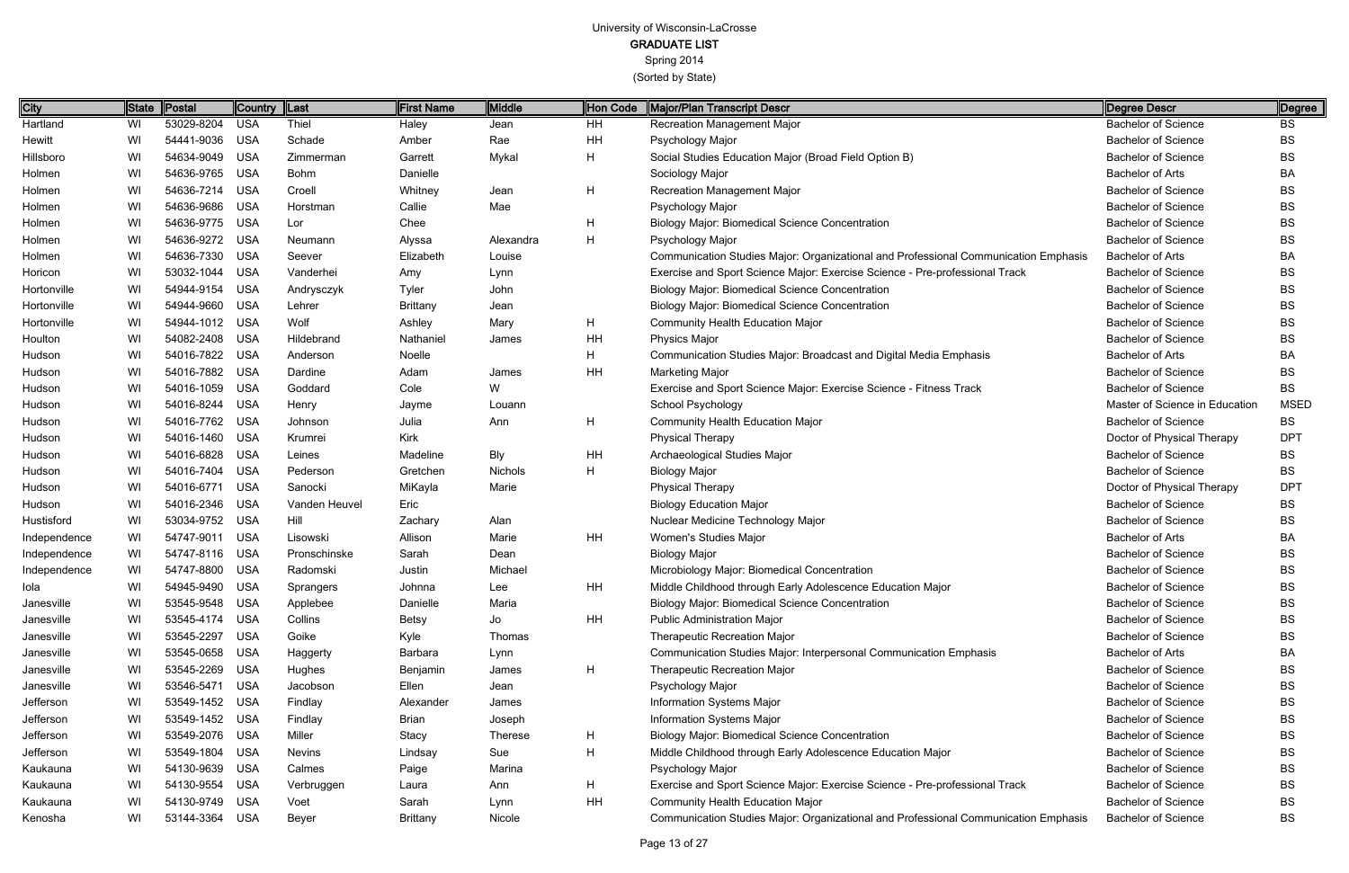University of Wisconsin-LaCrosse

**GRADUATE LIST**

Spring 2014

(Sorted by State)

| City | State | Postal | Country | Last | First Name | Middle | Hon Code | Major/Plan Transcript Descr | Degree Descr | Degree |
|---|---|---|---|---|---|---|---|---|---|---|
| Hartland | WI | 53029-8204 | USA | Thiel | Haley | Jean | HH | Recreation Management Major | Bachelor of Science | BS |
| Hewitt | WI | 54441-9036 | USA | Schade | Amber | Rae | HH | Psychology Major | Bachelor of Science | BS |
| Hillsboro | WI | 54634-9049 | USA | Zimmerman | Garrett | Mykal | H | Social Studies Education Major (Broad Field Option B) | Bachelor of Science | BS |
| Holmen | WI | 54636-9765 | USA | Bohm | Danielle | | | Sociology Major | Bachelor of Arts | BA |
| Holmen | WI | 54636-7214 | USA | Croell | Whitney | Jean | H | Recreation Management Major | Bachelor of Science | BS |
| Holmen | WI | 54636-9686 | USA | Horstman | Callie | Mae | | Psychology Major | Bachelor of Science | BS |
| Holmen | WI | 54636-9775 | USA | Lor | Chee | | H | Biology Major: Biomedical Science Concentration | Bachelor of Science | BS |
| Holmen | WI | 54636-9272 | USA | Neumann | Alyssa | Alexandra | H | Psychology Major | Bachelor of Science | BS |
| Holmen | WI | 54636-7330 | USA | Seever | Elizabeth | Louise | | Communication Studies Major: Organizational and Professional Communication Emphasis | Bachelor of Arts | BA |
| Horicon | WI | 53032-1044 | USA | Vanderhei | Amy | Lynn | | Exercise and Sport Science Major: Exercise Science - Pre-professional Track | Bachelor of Science | BS |
| Hortonville | WI | 54944-9154 | USA | Andrysczyk | Tyler | John | | Biology Major: Biomedical Science Concentration | Bachelor of Science | BS |
| Hortonville | WI | 54944-9660 | USA | Lehrer | Brittany | Jean | | Biology Major: Biomedical Science Concentration | Bachelor of Science | BS |
| Hortonville | WI | 54944-1012 | USA | Wolf | Ashley | Mary | H | Community Health Education Major | Bachelor of Science | BS |
| Houlton | WI | 54082-2408 | USA | Hildebrand | Nathaniel | James | HH | Physics Major | Bachelor of Science | BS |
| Hudson | WI | 54016-7822 | USA | Anderson | Noelle | | H | Communication Studies Major: Broadcast and Digital Media Emphasis | Bachelor of Arts | BA |
| Hudson | WI | 54016-7882 | USA | Dardine | Adam | James | HH | Marketing Major | Bachelor of Science | BS |
| Hudson | WI | 54016-1059 | USA | Goddard | Cole | W | | Exercise and Sport Science Major: Exercise Science - Fitness Track | Bachelor of Science | BS |
| Hudson | WI | 54016-8244 | USA | Henry | Jayme | Louann | | School Psychology | Master of Science in Education | MSED |
| Hudson | WI | 54016-7762 | USA | Johnson | Julia | Ann | H | Community Health Education Major | Bachelor of Science | BS |
| Hudson | WI | 54016-1460 | USA | Krumrei | Kirk | | | Physical Therapy | Doctor of Physical Therapy | DPT |
| Hudson | WI | 54016-6828 | USA | Leines | Madeline | Bly | HH | Archaeological Studies Major | Bachelor of Science | BS |
| Hudson | WI | 54016-7404 | USA | Pederson | Gretchen | Nichols | H | Biology Major | Bachelor of Science | BS |
| Hudson | WI | 54016-6771 | USA | Sanocki | MiKayla | Marie | | Physical Therapy | Doctor of Physical Therapy | DPT |
| Hudson | WI | 54016-2346 | USA | Vanden Heuvel | Eric | | | Biology Education Major | Bachelor of Science | BS |
| Hustisford | WI | 53034-9752 | USA | Hill | Zachary | Alan | | Nuclear Medicine Technology Major | Bachelor of Science | BS |
| Independence | WI | 54747-9011 | USA | Lisowski | Allison | Marie | HH | Women's Studies Major | Bachelor of Arts | BA |
| Independence | WI | 54747-8116 | USA | Pronschinske | Sarah | Dean | | Biology Major | Bachelor of Science | BS |
| Independence | WI | 54747-8800 | USA | Radomski | Justin | Michael | | Microbiology Major: Biomedical Concentration | Bachelor of Science | BS |
| Iola | WI | 54945-9490 | USA | Sprangers | Johnna | Lee | HH | Middle Childhood through Early Adolescence Education Major | Bachelor of Science | BS |
| Janesville | WI | 53545-9548 | USA | Applebee | Danielle | Maria | | Biology Major: Biomedical Science Concentration | Bachelor of Science | BS |
| Janesville | WI | 53545-4174 | USA | Collins | Betsy | Jo | HH | Public Administration Major | Bachelor of Science | BS |
| Janesville | WI | 53545-2297 | USA | Goike | Kyle | Thomas | | Therapeutic Recreation Major | Bachelor of Science | BS |
| Janesville | WI | 53545-0658 | USA | Haggerty | Barbara | Lynn | | Communication Studies Major: Interpersonal Communication Emphasis | Bachelor of Arts | BA |
| Janesville | WI | 53545-2269 | USA | Hughes | Benjamin | James | H | Therapeutic Recreation Major | Bachelor of Science | BS |
| Janesville | WI | 53546-5471 | USA | Jacobson | Ellen | Jean | | Psychology Major | Bachelor of Science | BS |
| Jefferson | WI | 53549-1452 | USA | Findlay | Alexander | James | | Information Systems Major | Bachelor of Science | BS |
| Jefferson | WI | 53549-1452 | USA | Findlay | Brian | Joseph | | Information Systems Major | Bachelor of Science | BS |
| Jefferson | WI | 53549-2076 | USA | Miller | Stacy | Therese | H | Biology Major: Biomedical Science Concentration | Bachelor of Science | BS |
| Jefferson | WI | 53549-1804 | USA | Nevins | Lindsay | Sue | H | Middle Childhood through Early Adolescence Education Major | Bachelor of Science | BS |
| Kaukauna | WI | 54130-9639 | USA | Calmes | Paige | Marina | | Psychology Major | Bachelor of Science | BS |
| Kaukauna | WI | 54130-9554 | USA | Verbruggen | Laura | Ann | H | Exercise and Sport Science Major: Exercise Science - Pre-professional Track | Bachelor of Science | BS |
| Kaukauna | WI | 54130-9749 | USA | Voet | Sarah | Lynn | HH | Community Health Education Major | Bachelor of Science | BS |
| Kenosha | WI | 53144-3364 | USA | Beyer | Brittany | Nicole | | Communication Studies Major: Organizational and Professional Communication Emphasis | Bachelor of Science | BS |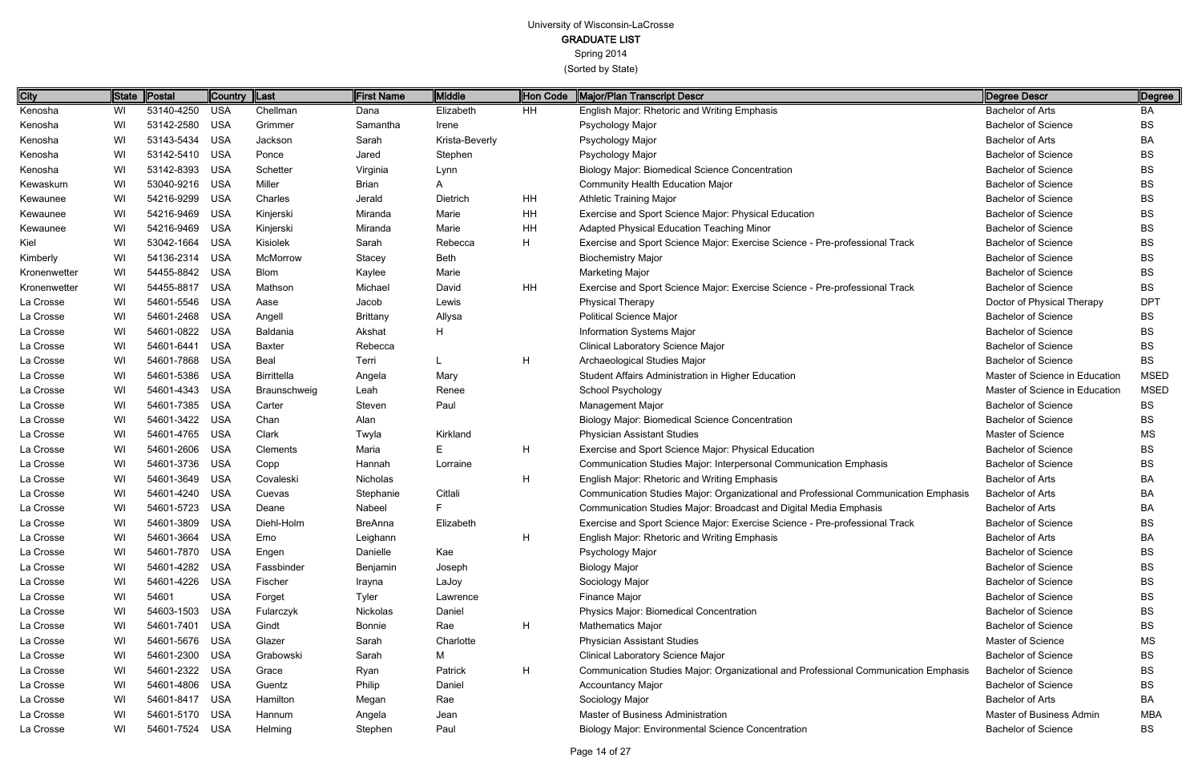# University of Wisconsin-LaCrosse

## GRADUATE LIST

Spring 2014

(Sorted by State)

| City | State | Postal | Country | Last | First Name | Middle | Hon Code | Major/Plan Transcript Descr | Degree Descr | Degree |
|---|---|---|---|---|---|---|---|---|---|---|
| Kenosha | WI | 53140-4250 | USA | Chellman | Dana | Elizabeth | HH | English Major: Rhetoric and Writing Emphasis | Bachelor of Arts | BA |
| Kenosha | WI | 53142-2580 | USA | Grimmer | Samantha | Irene | | Psychology Major | Bachelor of Science | BS |
| Kenosha | WI | 53143-5434 | USA | Jackson | Sarah | Krista-Beverly | | Psychology Major | Bachelor of Arts | BA |
| Kenosha | WI | 53142-5410 | USA | Ponce | Jared | Stephen | | Psychology Major | Bachelor of Science | BS |
| Kenosha | WI | 53142-8393 | USA | Schetter | Virginia | Lynn | | Biology Major: Biomedical Science Concentration | Bachelor of Science | BS |
| Kewaskum | WI | 53040-9216 | USA | Miller | Brian | A | | Community Health Education Major | Bachelor of Science | BS |
| Kewaunee | WI | 54216-9299 | USA | Charles | Jerald | Dietrich | HH | Athletic Training Major | Bachelor of Science | BS |
| Kewaunee | WI | 54216-9469 | USA | Kinjerski | Miranda | Marie | HH | Exercise and Sport Science Major: Physical Education | Bachelor of Science | BS |
| Kewaunee | WI | 54216-9469 | USA | Kinjerski | Miranda | Marie | HH | Adapted Physical Education Teaching Minor | Bachelor of Science | BS |
| Kiel | WI | 53042-1664 | USA | Kisiolek | Sarah | Rebecca | H | Exercise and Sport Science Major: Exercise Science - Pre-professional Track | Bachelor of Science | BS |
| Kimberly | WI | 54136-2314 | USA | McMorrow | Stacey | Beth | | Biochemistry Major | Bachelor of Science | BS |
| Kronenwetter | WI | 54455-8842 | USA | Blom | Kaylee | Marie | | Marketing Major | Bachelor of Science | BS |
| Kronenwetter | WI | 54455-8817 | USA | Mathson | Michael | David | HH | Exercise and Sport Science Major: Exercise Science - Pre-professional Track | Bachelor of Science | BS |
| La Crosse | WI | 54601-5546 | USA | Aase | Jacob | Lewis | | Physical Therapy | Doctor of Physical Therapy | DPT |
| La Crosse | WI | 54601-2468 | USA | Angell | Brittany | Allysa | | Political Science Major | Bachelor of Science | BS |
| La Crosse | WI | 54601-0822 | USA | Baldania | Akshat | H | | Information Systems Major | Bachelor of Science | BS |
| La Crosse | WI | 54601-6441 | USA | Baxter | Rebecca | | | Clinical Laboratory Science Major | Bachelor of Science | BS |
| La Crosse | WI | 54601-7868 | USA | Beal | Terri | L | H | Archaeological Studies Major | Bachelor of Science | BS |
| La Crosse | WI | 54601-5386 | USA | Birrittella | Angela | Mary | | Student Affairs Administration in Higher Education | Master of Science in Education | MSED |
| La Crosse | WI | 54601-4343 | USA | Braunschweig | Leah | Renee | | School Psychology | Master of Science in Education | MSED |
| La Crosse | WI | 54601-7385 | USA | Carter | Steven | Paul | | Management Major | Bachelor of Science | BS |
| La Crosse | WI | 54601-3422 | USA | Chan | Alan | | | Biology Major: Biomedical Science Concentration | Bachelor of Science | BS |
| La Crosse | WI | 54601-4765 | USA | Clark | Twyla | Kirkland | | Physician Assistant Studies | Master of Science | MS |
| La Crosse | WI | 54601-2606 | USA | Clements | Maria | E | H | Exercise and Sport Science Major: Physical Education | Bachelor of Science | BS |
| La Crosse | WI | 54601-3736 | USA | Copp | Hannah | Lorraine | | Communication Studies Major: Interpersonal Communication Emphasis | Bachelor of Science | BS |
| La Crosse | WI | 54601-3649 | USA | Covaleski | Nicholas | | H | English Major: Rhetoric and Writing Emphasis | Bachelor of Arts | BA |
| La Crosse | WI | 54601-4240 | USA | Cuevas | Stephanie | Citlali | | Communication Studies Major: Organizational and Professional Communication Emphasis | Bachelor of Arts | BA |
| La Crosse | WI | 54601-5723 | USA | Deane | Nabeel | F | | Communication Studies Major: Broadcast and Digital Media Emphasis | Bachelor of Arts | BA |
| La Crosse | WI | 54601-3809 | USA | Diehl-Holm | BreAnna | Elizabeth | | Exercise and Sport Science Major: Exercise Science - Pre-professional Track | Bachelor of Science | BS |
| La Crosse | WI | 54601-3664 | USA | Emo | Leighann | | H | English Major: Rhetoric and Writing Emphasis | Bachelor of Arts | BA |
| La Crosse | WI | 54601-7870 | USA | Engen | Danielle | Kae | | Psychology Major | Bachelor of Science | BS |
| La Crosse | WI | 54601-4282 | USA | Fassbinder | Benjamin | Joseph | | Biology Major | Bachelor of Science | BS |
| La Crosse | WI | 54601-4226 | USA | Fischer | Irayna | LaJoy | | Sociology Major | Bachelor of Science | BS |
| La Crosse | WI | 54601 | USA | Forget | Tyler | Lawrence | | Finance Major | Bachelor of Science | BS |
| La Crosse | WI | 54603-1503 | USA | Fularczyk | Nickolas | Daniel | | Physics Major: Biomedical Concentration | Bachelor of Science | BS |
| La Crosse | WI | 54601-7401 | USA | Gindt | Bonnie | Rae | H | Mathematics Major | Bachelor of Science | BS |
| La Crosse | WI | 54601-5676 | USA | Glazer | Sarah | Charlotte | | Physician Assistant Studies | Master of Science | MS |
| La Crosse | WI | 54601-2300 | USA | Grabowski | Sarah | M | | Clinical Laboratory Science Major | Bachelor of Science | BS |
| La Crosse | WI | 54601-2322 | USA | Grace | Ryan | Patrick | H | Communication Studies Major: Organizational and Professional Communication Emphasis | Bachelor of Science | BS |
| La Crosse | WI | 54601-4806 | USA | Guentz | Philip | Daniel | | Accountancy Major | Bachelor of Science | BS |
| La Crosse | WI | 54601-8417 | USA | Hamilton | Megan | Rae | | Sociology Major | Bachelor of Arts | BA |
| La Crosse | WI | 54601-5170 | USA | Hannum | Angela | Jean | | Master of Business Administration | Master of Business Admin | MBA |
| La Crosse | WI | 54601-7524 | USA | Helming | Stephen | Paul | | Biology Major: Environmental Science Concentration | Bachelor of Science | BS |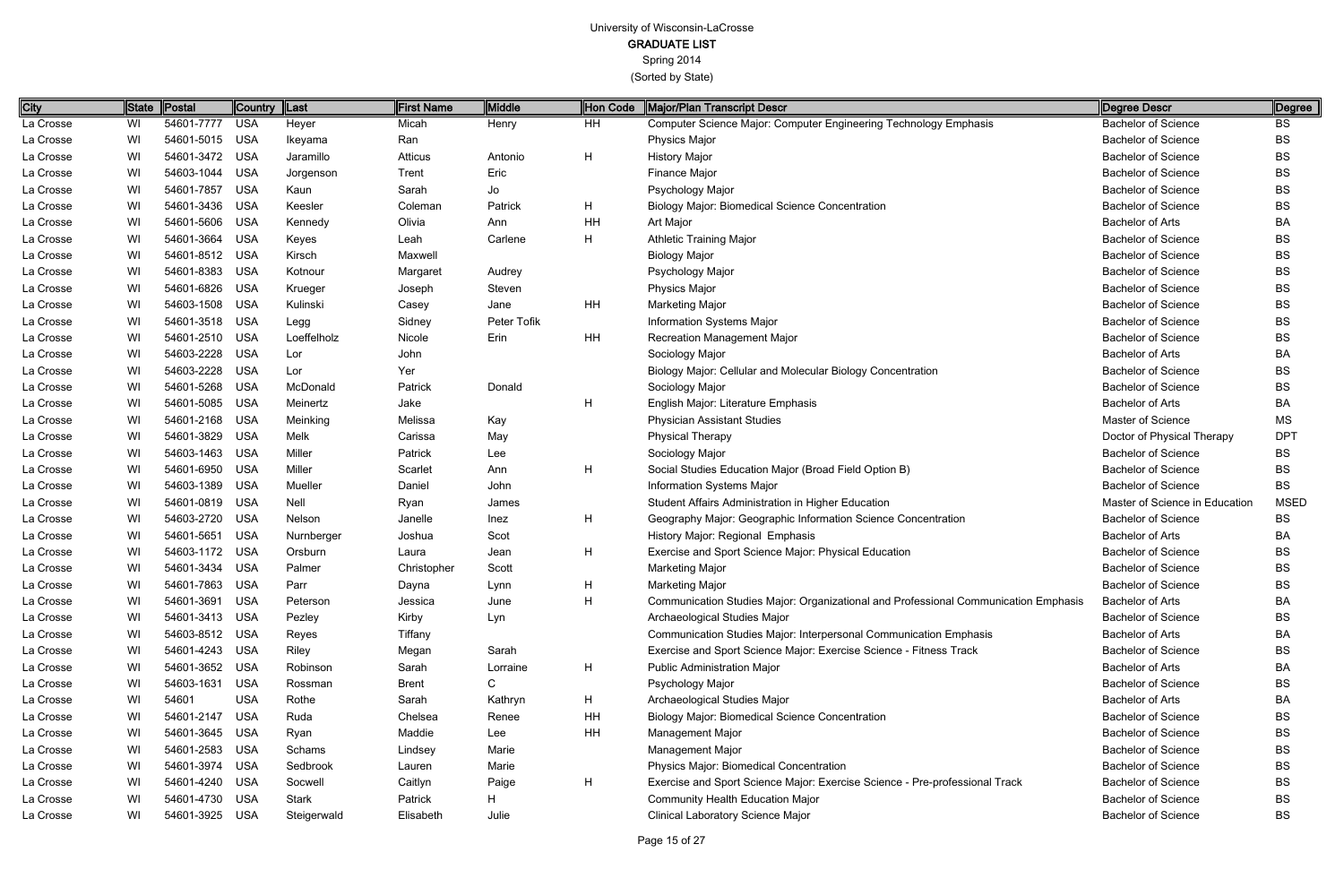# University of Wisconsin-LaCrosse

## GRADUATE LIST

Spring 2014

(Sorted by State)

| City | State | Postal | Country | Last | First Name | Middle | Hon Code | Major/Plan Transcript Descr | Degree Descr | Degree |
|---|---|---|---|---|---|---|---|---|---|---|
| La Crosse | WI | 54601-7777 | USA | Heyer | Micah | Henry | HH | Computer Science Major: Computer Engineering Technology Emphasis | Bachelor of Science | BS |
| La Crosse | WI | 54601-5015 | USA | Ikeyama | Ran | | | Physics Major | Bachelor of Science | BS |
| La Crosse | WI | 54601-3472 | USA | Jaramillo | Atticus | Antonio | H | History Major | Bachelor of Science | BS |
| La Crosse | WI | 54603-1044 | USA | Jorgenson | Trent | Eric | | Finance Major | Bachelor of Science | BS |
| La Crosse | WI | 54601-7857 | USA | Kaun | Sarah | Jo | | Psychology Major | Bachelor of Science | BS |
| La Crosse | WI | 54601-3436 | USA | Keesler | Coleman | Patrick | H | Biology Major: Biomedical Science Concentration | Bachelor of Science | BS |
| La Crosse | WI | 54601-5606 | USA | Kennedy | Olivia | Ann | HH | Art Major | Bachelor of Arts | BA |
| La Crosse | WI | 54601-3664 | USA | Keyes | Leah | Carlene | H | Athletic Training Major | Bachelor of Science | BS |
| La Crosse | WI | 54601-8512 | USA | Kirsch | Maxwell | | | Biology Major | Bachelor of Science | BS |
| La Crosse | WI | 54601-8383 | USA | Kotnour | Margaret | Audrey | | Psychology Major | Bachelor of Science | BS |
| La Crosse | WI | 54601-6826 | USA | Krueger | Joseph | Steven | | Physics Major | Bachelor of Science | BS |
| La Crosse | WI | 54603-1508 | USA | Kulinski | Casey | Jane | HH | Marketing Major | Bachelor of Science | BS |
| La Crosse | WI | 54601-3518 | USA | Legg | Sidney | Peter Tofik | | Information Systems Major | Bachelor of Science | BS |
| La Crosse | WI | 54601-2510 | USA | Loeffelholz | Nicole | Erin | HH | Recreation Management Major | Bachelor of Science | BS |
| La Crosse | WI | 54603-2228 | USA | Lor | John | | | Sociology Major | Bachelor of Arts | BA |
| La Crosse | WI | 54603-2228 | USA | Lor | Yer | | | Biology Major: Cellular and Molecular Biology Concentration | Bachelor of Science | BS |
| La Crosse | WI | 54601-5268 | USA | McDonald | Patrick | Donald | | Sociology Major | Bachelor of Science | BS |
| La Crosse | WI | 54601-5085 | USA | Meinertz | Jake | | H | English Major: Literature Emphasis | Bachelor of Arts | BA |
| La Crosse | WI | 54601-2168 | USA | Meinking | Melissa | Kay | | Physician Assistant Studies | Master of Science | MS |
| La Crosse | WI | 54601-3829 | USA | Melk | Carissa | May | | Physical Therapy | Doctor of Physical Therapy | DPT |
| La Crosse | WI | 54603-1463 | USA | Miller | Patrick | Lee | | Sociology Major | Bachelor of Science | BS |
| La Crosse | WI | 54601-6950 | USA | Miller | Scarlet | Ann | H | Social Studies Education Major (Broad Field Option B) | Bachelor of Science | BS |
| La Crosse | WI | 54603-1389 | USA | Mueller | Daniel | John | | Information Systems Major | Bachelor of Science | BS |
| La Crosse | WI | 54601-0819 | USA | Nell | Ryan | James | | Student Affairs Administration in Higher Education | Master of Science in Education | MSED |
| La Crosse | WI | 54603-2720 | USA | Nelson | Janelle | Inez | H | Geography Major: Geographic Information Science Concentration | Bachelor of Science | BS |
| La Crosse | WI | 54601-5651 | USA | Nurnberger | Joshua | Scot | | History Major: Regional Emphasis | Bachelor of Arts | BA |
| La Crosse | WI | 54603-1172 | USA | Orsburn | Laura | Jean | H | Exercise and Sport Science Major: Physical Education | Bachelor of Science | BS |
| La Crosse | WI | 54601-3434 | USA | Palmer | Christopher | Scott | | Marketing Major | Bachelor of Science | BS |
| La Crosse | WI | 54601-7863 | USA | Parr | Dayna | Lynn | H | Marketing Major | Bachelor of Science | BS |
| La Crosse | WI | 54601-3691 | USA | Peterson | Jessica | June | H | Communication Studies Major: Organizational and Professional Communication Emphasis | Bachelor of Arts | BA |
| La Crosse | WI | 54601-3413 | USA | Pezley | Kirby | Lyn | | Archaeological Studies Major | Bachelor of Science | BS |
| La Crosse | WI | 54603-8512 | USA | Reyes | Tiffany | | | Communication Studies Major: Interpersonal Communication Emphasis | Bachelor of Arts | BA |
| La Crosse | WI | 54601-4243 | USA | Riley | Megan | Sarah | | Exercise and Sport Science Major: Exercise Science - Fitness Track | Bachelor of Science | BS |
| La Crosse | WI | 54601-3652 | USA | Robinson | Sarah | Lorraine | H | Public Administration Major | Bachelor of Arts | BA |
| La Crosse | WI | 54603-1631 | USA | Rossman | Brent | C | | Psychology Major | Bachelor of Science | BS |
| La Crosse | WI | 54601 | USA | Rothe | Sarah | Kathryn | H | Archaeological Studies Major | Bachelor of Arts | BA |
| La Crosse | WI | 54601-2147 | USA | Ruda | Chelsea | Renee | HH | Biology Major: Biomedical Science Concentration | Bachelor of Science | BS |
| La Crosse | WI | 54601-3645 | USA | Ryan | Maddie | Lee | HH | Management Major | Bachelor of Science | BS |
| La Crosse | WI | 54601-2583 | USA | Schams | Lindsey | Marie | | Management Major | Bachelor of Science | BS |
| La Crosse | WI | 54601-3974 | USA | Sedbrook | Lauren | Marie | | Physics Major: Biomedical Concentration | Bachelor of Science | BS |
| La Crosse | WI | 54601-4240 | USA | Socwell | Caitlyn | Paige | H | Exercise and Sport Science Major: Exercise Science - Pre-professional Track | Bachelor of Science | BS |
| La Crosse | WI | 54601-4730 | USA | Stark | Patrick | H | | Community Health Education Major | Bachelor of Science | BS |
| La Crosse | WI | 54601-3925 | USA | Steigerwald | Elisabeth | Julie | | Clinical Laboratory Science Major | Bachelor of Science | BS |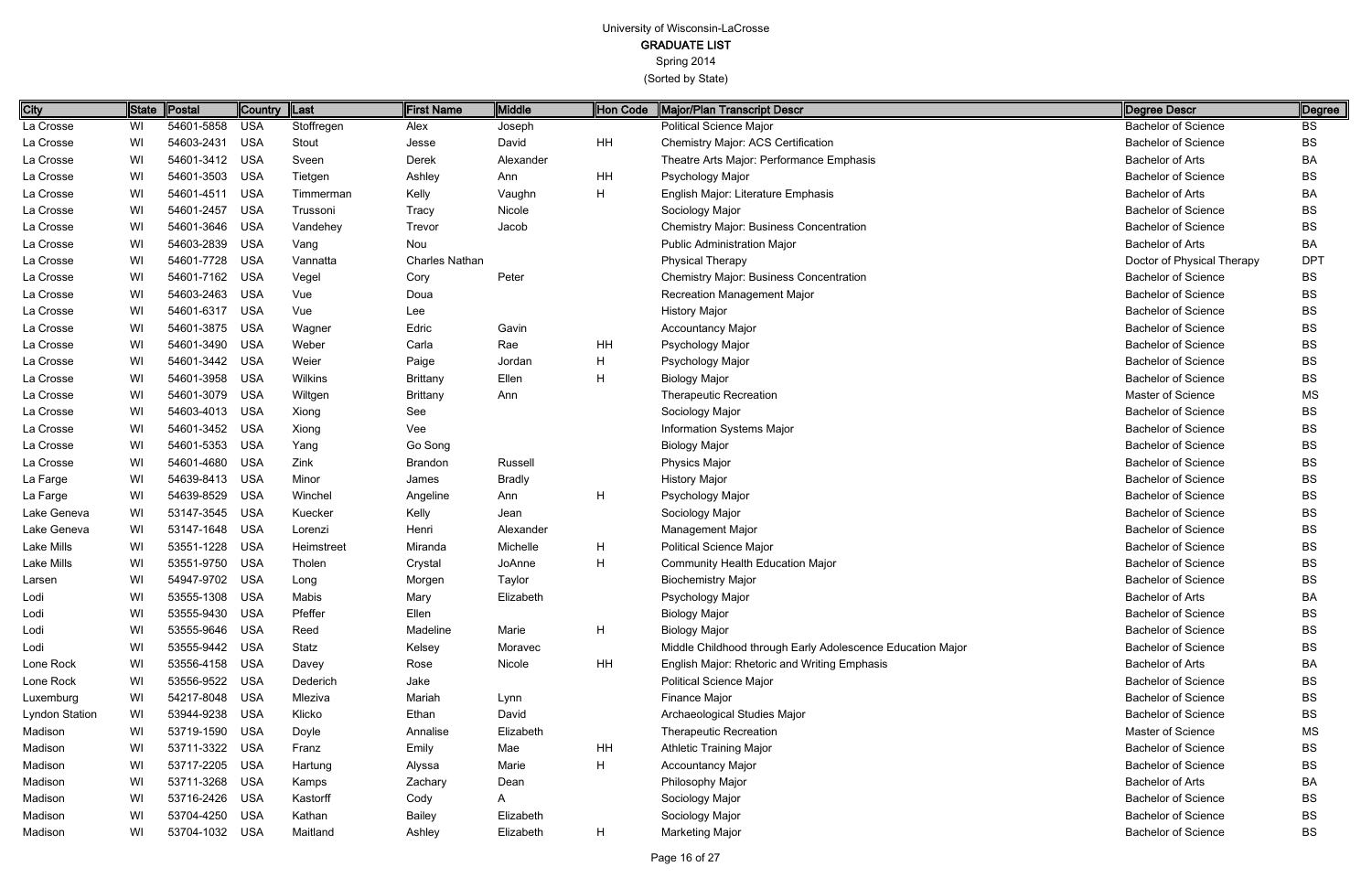# University of Wisconsin-LaCrosse
## GRADUATE LIST
Spring 2014
(Sorted by State)

| City | State | Postal | Country | Last | First Name | Middle | Hon Code | Major/Plan Transcript Descr | Degree Descr | Degree |
|---|---|---|---|---|---|---|---|---|---|---|
| La Crosse | WI | 54601-5858 | USA | Stoffregen | Alex | Joseph | | Political Science Major | Bachelor of Science | BS |
| La Crosse | WI | 54603-2431 | USA | Stout | Jesse | David | HH | Chemistry Major: ACS Certification | Bachelor of Science | BS |
| La Crosse | WI | 54601-3412 | USA | Sveen | Derek | Alexander | | Theatre Arts Major: Performance Emphasis | Bachelor of Arts | BA |
| La Crosse | WI | 54601-3503 | USA | Tietgen | Ashley | Ann | HH | Psychology Major | Bachelor of Science | BS |
| La Crosse | WI | 54601-4511 | USA | Timmerman | Kelly | Vaughn | H | English Major: Literature Emphasis | Bachelor of Arts | BA |
| La Crosse | WI | 54601-2457 | USA | Trussoni | Tracy | Nicole | | Sociology Major | Bachelor of Science | BS |
| La Crosse | WI | 54601-3646 | USA | Vandehey | Trevor | Jacob | | Chemistry Major: Business Concentration | Bachelor of Science | BS |
| La Crosse | WI | 54603-2839 | USA | Vang | Nou | | | Public Administration Major | Bachelor of Arts | BA |
| La Crosse | WI | 54601-7728 | USA | Vannatta | Charles Nathan | | | Physical Therapy | Doctor of Physical Therapy | DPT |
| La Crosse | WI | 54601-7162 | USA | Vegel | Cory | Peter | | Chemistry Major: Business Concentration | Bachelor of Science | BS |
| La Crosse | WI | 54603-2463 | USA | Vue | Doua | | | Recreation Management Major | Bachelor of Science | BS |
| La Crosse | WI | 54601-6317 | USA | Vue | Lee | | | History Major | Bachelor of Science | BS |
| La Crosse | WI | 54601-3875 | USA | Wagner | Edric | Gavin | | Accountancy Major | Bachelor of Science | BS |
| La Crosse | WI | 54601-3490 | USA | Weber | Carla | Rae | HH | Psychology Major | Bachelor of Science | BS |
| La Crosse | WI | 54601-3442 | USA | Weier | Paige | Jordan | H | Psychology Major | Bachelor of Science | BS |
| La Crosse | WI | 54601-3958 | USA | Wilkins | Brittany | Ellen | H | Biology Major | Bachelor of Science | BS |
| La Crosse | WI | 54601-3079 | USA | Wiltgen | Brittany | Ann | | Therapeutic Recreation | Master of Science | MS |
| La Crosse | WI | 54603-4013 | USA | Xiong | See | | | Sociology Major | Bachelor of Science | BS |
| La Crosse | WI | 54601-3452 | USA | Xiong | Vee | | | Information Systems Major | Bachelor of Science | BS |
| La Crosse | WI | 54601-5353 | USA | Yang | Go Song | | | Biology Major | Bachelor of Science | BS |
| La Crosse | WI | 54601-4680 | USA | Zink | Brandon | Russell | | Physics Major | Bachelor of Science | BS |
| La Farge | WI | 54639-8413 | USA | Minor | James | Bradly | | History Major | Bachelor of Science | BS |
| La Farge | WI | 54639-8529 | USA | Winchel | Angeline | Ann | H | Psychology Major | Bachelor of Science | BS |
| Lake Geneva | WI | 53147-3545 | USA | Kuecker | Kelly | Jean | | Sociology Major | Bachelor of Science | BS |
| Lake Geneva | WI | 53147-1648 | USA | Lorenzi | Henri | Alexander | | Management Major | Bachelor of Science | BS |
| Lake Mills | WI | 53551-1228 | USA | Heimstreet | Miranda | Michelle | H | Political Science Major | Bachelor of Science | BS |
| Lake Mills | WI | 53551-9750 | USA | Tholen | Crystal | JoAnne | H | Community Health Education Major | Bachelor of Science | BS |
| Larsen | WI | 54947-9702 | USA | Long | Morgen | Taylor | | Biochemistry Major | Bachelor of Science | BS |
| Lodi | WI | 53555-1308 | USA | Mabis | Mary | Elizabeth | | Psychology Major | Bachelor of Arts | BA |
| Lodi | WI | 53555-9430 | USA | Pfeffer | Ellen | | | Biology Major | Bachelor of Science | BS |
| Lodi | WI | 53555-9646 | USA | Reed | Madeline | Marie | H | Biology Major | Bachelor of Science | BS |
| Lodi | WI | 53555-9442 | USA | Statz | Kelsey | Moravec | | Middle Childhood through Early Adolescence Education Major | Bachelor of Science | BS |
| Lone Rock | WI | 53556-4158 | USA | Davey | Rose | Nicole | HH | English Major: Rhetoric and Writing Emphasis | Bachelor of Arts | BA |
| Lone Rock | WI | 53556-9522 | USA | Dederich | Jake | | | Political Science Major | Bachelor of Science | BS |
| Luxemburg | WI | 54217-8048 | USA | Mleziva | Mariah | Lynn | | Finance Major | Bachelor of Science | BS |
| Lyndon Station | WI | 53944-9238 | USA | Klicko | Ethan | David | | Archaeological Studies Major | Bachelor of Science | BS |
| Madison | WI | 53719-1590 | USA | Doyle | Annalise | Elizabeth | | Therapeutic Recreation | Master of Science | MS |
| Madison | WI | 53711-3322 | USA | Franz | Emily | Mae | HH | Athletic Training Major | Bachelor of Science | BS |
| Madison | WI | 53717-2205 | USA | Hartung | Alyssa | Marie | H | Accountancy Major | Bachelor of Science | BS |
| Madison | WI | 53711-3268 | USA | Kamps | Zachary | Dean | | Philosophy Major | Bachelor of Arts | BA |
| Madison | WI | 53716-2426 | USA | Kastorff | Cody | A | | Sociology Major | Bachelor of Science | BS |
| Madison | WI | 53704-4250 | USA | Kathan | Bailey | Elizabeth | | Sociology Major | Bachelor of Science | BS |
| Madison | WI | 53704-1032 | USA | Maitland | Ashley | Elizabeth | H | Marketing Major | Bachelor of Science | BS |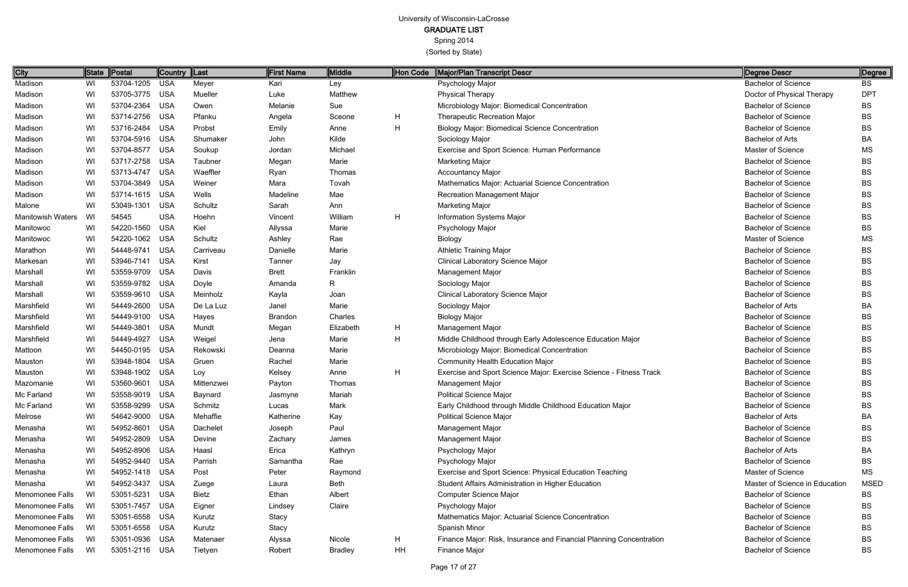# University of Wisconsin-LaCrosse

## GRADUATE LIST

Spring 2014

(Sorted by State)

| City | State | Postal | Country | Last | First Name | Middle | Hon Code | Major/Plan Transcript Descr | Degree Descr | Degree |
|---|---|---|---|---|---|---|---|---|---|---|
| Madison | WI | 53704-1205 | USA | Meyer | Kari | Ley | | Psychology Major | Bachelor of Science | BS |
| Madison | WI | 53705-3775 | USA | Mueller | Luke | Matthew | | Physical Therapy | Doctor of Physical Therapy | DPT |
| Madison | WI | 53704-2364 | USA | Owen | Melanie | Sue | | Microbiology Major: Biomedical Concentration | Bachelor of Science | BS |
| Madison | WI | 53714-2756 | USA | Pfanku | Angela | Sceone | H | Therapeutic Recreation Major | Bachelor of Science | BS |
| Madison | WI | 53716-2484 | USA | Probst | Emily | Anne | H | Biology Major: Biomedical Science Concentration | Bachelor of Science | BS |
| Madison | WI | 53704-5916 | USA | Shumaker | John | Kilde | | Sociology Major | Bachelor of Arts | BA |
| Madison | WI | 53704-8577 | USA | Soukup | Jordan | Michael | | Exercise and Sport Science: Human Performance | Master of Science | MS |
| Madison | WI | 53717-2758 | USA | Taubner | Megan | Marie | | Marketing Major | Bachelor of Science | BS |
| Madison | WI | 53713-4747 | USA | Waeffler | Ryan | Thomas | | Accountancy Major | Bachelor of Science | BS |
| Madison | WI | 53704-3849 | USA | Weiner | Mara | Tovah | | Mathematics Major: Actuarial Science Concentration | Bachelor of Science | BS |
| Madison | WI | 53714-1615 | USA | Wells | Madeline | Mae | | Recreation Management Major | Bachelor of Science | BS |
| Malone | WI | 53049-1301 | USA | Schultz | Sarah | Ann | | Marketing Major | Bachelor of Science | BS |
| Manitowish Waters | WI | 54545 | USA | Hoehn | Vincent | William | H | Information Systems Major | Bachelor of Science | BS |
| Manitowoc | WI | 54220-1560 | USA | Kiel | Allyssa | Marie | | Psychology Major | Bachelor of Science | BS |
| Manitowoc | WI | 54220-1062 | USA | Schultz | Ashley | Rae | | Biology | Master of Science | MS |
| Marathon | WI | 54448-9741 | USA | Carriveau | Danielle | Marie | | Athletic Training Major | Bachelor of Science | BS |
| Markesan | WI | 53946-7141 | USA | Kirst | Tanner | Jay | | Clinical Laboratory Science Major | Bachelor of Science | BS |
| Marshall | WI | 53559-9709 | USA | Davis | Brett | Franklin | | Management Major | Bachelor of Science | BS |
| Marshall | WI | 53559-9782 | USA | Doyle | Amanda | R | | Sociology Major | Bachelor of Science | BS |
| Marshall | WI | 53559-9610 | USA | Meinholz | Kayla | Joan | | Clinical Laboratory Science Major | Bachelor of Science | BS |
| Marshfield | WI | 54449-2600 | USA | De La Luz | Janel | Marie | | Sociology Major | Bachelor of Arts | BA |
| Marshfield | WI | 54449-9100 | USA | Hayes | Brandon | Charles | | Biology Major | Bachelor of Science | BS |
| Marshfield | WI | 54449-3801 | USA | Mundt | Megan | Elizabeth | H | Management Major | Bachelor of Science | BS |
| Marshfield | WI | 54449-4927 | USA | Weigel | Jena | Marie | H | Middle Childhood through Early Adolescence Education Major | Bachelor of Science | BS |
| Mattoon | WI | 54450-0195 | USA | Rekowski | Deanna | Marie | | Microbiology Major: Biomedical Concentration | Bachelor of Science | BS |
| Mauston | WI | 53948-1804 | USA | Gruen | Rachel | Marie | | Community Health Education Major | Bachelor of Science | BS |
| Mauston | WI | 53948-1902 | USA | Loy | Kelsey | Anne | H | Exercise and Sport Science Major: Exercise Science - Fitness Track | Bachelor of Science | BS |
| Mazomanie | WI | 53560-9601 | USA | Mittenzwei | Payton | Thomas | | Management Major | Bachelor of Science | BS |
| Mc Farland | WI | 53558-9019 | USA | Baynard | Jasmyne | Mariah | | Political Science Major | Bachelor of Science | BS |
| Mc Farland | WI | 53558-9299 | USA | Schmitz | Lucas | Mark | | Early Childhood through Middle Childhood Education Major | Bachelor of Science | BS |
| Melrose | WI | 54642-9000 | USA | Mehaffie | Katherine | Kay | | Political Science Major | Bachelor of Arts | BA |
| Menasha | WI | 54952-8601 | USA | Dachelet | Joseph | Paul | | Management Major | Bachelor of Science | BS |
| Menasha | WI | 54952-2809 | USA | Devine | Zachary | James | | Management Major | Bachelor of Science | BS |
| Menasha | WI | 54952-8906 | USA | Haasl | Erica | Kathryn | | Psychology Major | Bachelor of Arts | BA |
| Menasha | WI | 54952-9440 | USA | Parrish | Samantha | Rae | | Psychology Major | Bachelor of Science | BS |
| Menasha | WI | 54952-1418 | USA | Post | Peter | Raymond | | Exercise and Sport Science: Physical Education Teaching | Master of Science | MS |
| Menasha | WI | 54952-3437 | USA | Zuege | Laura | Beth | | Student Affairs Administration in Higher Education | Master of Science in Education | MSED |
| Menomonee Falls | WI | 53051-5231 | USA | Bietz | Ethan | Albert | | Computer Science Major | Bachelor of Science | BS |
| Menomonee Falls | WI | 53051-7457 | USA | Eigner | Lindsey | Claire | | Psychology Major | Bachelor of Science | BS |
| Menomonee Falls | WI | 53051-6558 | USA | Kurutz | Stacy | | | Mathematics Major: Actuarial Science Concentration | Bachelor of Science | BS |
| Menomonee Falls | WI | 53051-6558 | USA | Kurutz | Stacy | | | Spanish Minor | Bachelor of Science | BS |
| Menomonee Falls | WI | 53051-0936 | USA | Matenaer | Alyssa | Nicole | H | Finance Major: Risk, Insurance and Financial Planning Concentration | Bachelor of Science | BS |
| Menomonee Falls | WI | 53051-2116 | USA | Tietyen | Robert | Bradley | HH | Finance Major | Bachelor of Science | BS |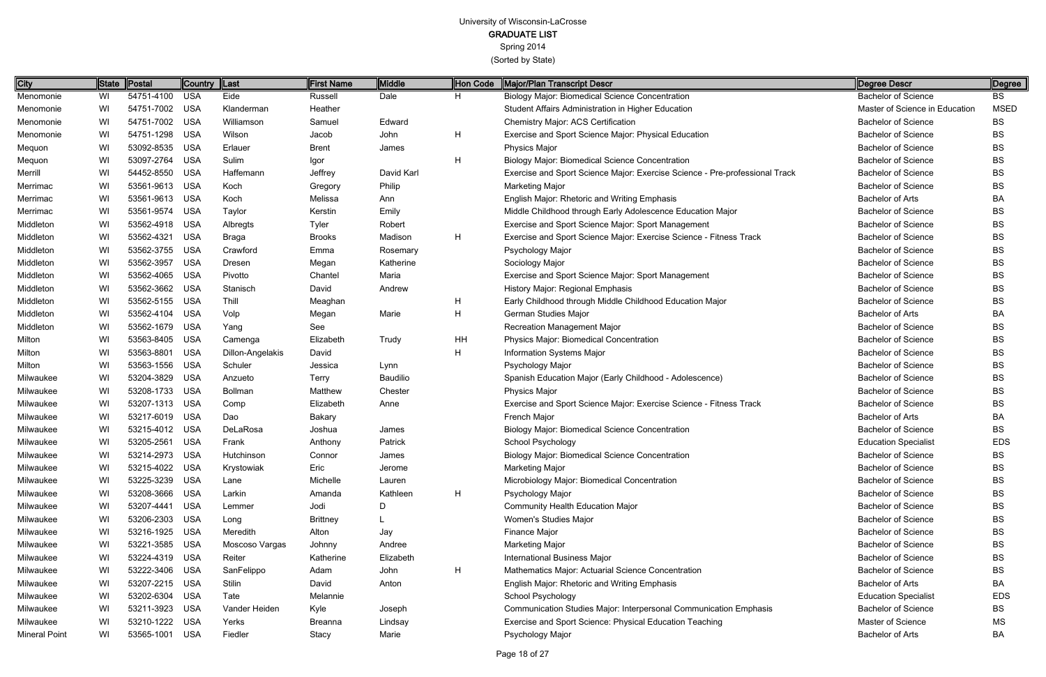University of Wisconsin-LaCrosse

GRADUATE LIST

Spring 2014

(Sorted by State)

| City | State | Postal | Country | Last | First Name | Middle | Hon Code | Major/Plan Transcript Descr | Degree Descr | Degree |
|---|---|---|---|---|---|---|---|---|---|---|
| Menomonie | WI | 54751-4100 | USA | Eide | Russell | Dale | H | Biology Major: Biomedical Science Concentration | Bachelor of Science | BS |
| Menomonie | WI | 54751-7002 | USA | Klanderman | Heather | | | Student Affairs Administration in Higher Education | Master of Science in Education | MSED |
| Menomonie | WI | 54751-7002 | USA | Williamson | Samuel | Edward | | Chemistry Major: ACS Certification | Bachelor of Science | BS |
| Menomonie | WI | 54751-1298 | USA | Wilson | Jacob | John | H | Exercise and Sport Science Major: Physical Education | Bachelor of Science | BS |
| Mequon | WI | 53092-8535 | USA | Erlauer | Brent | James | | Physics Major | Bachelor of Science | BS |
| Mequon | WI | 53097-2764 | USA | Sulim | Igor | | H | Biology Major: Biomedical Science Concentration | Bachelor of Science | BS |
| Merrill | WI | 54452-8550 | USA | Haffemann | Jeffrey | David Karl | | Exercise and Sport Science Major: Exercise Science - Pre-professional Track | Bachelor of Science | BS |
| Merrimac | WI | 53561-9613 | USA | Koch | Gregory | Philip | | Marketing Major | Bachelor of Science | BS |
| Merrimac | WI | 53561-9613 | USA | Koch | Melissa | Ann | | English Major: Rhetoric and Writing Emphasis | Bachelor of Arts | BA |
| Merrimac | WI | 53561-9574 | USA | Taylor | Kerstin | Emily | | Middle Childhood through Early Adolescence Education Major | Bachelor of Science | BS |
| Middleton | WI | 53562-4918 | USA | Albregts | Tyler | Robert | | Exercise and Sport Science Major: Sport Management | Bachelor of Science | BS |
| Middleton | WI | 53562-4321 | USA | Braga | Brooks | Madison | H | Exercise and Sport Science Major: Exercise Science - Fitness Track | Bachelor of Science | BS |
| Middleton | WI | 53562-3755 | USA | Crawford | Emma | Rosemary | | Psychology Major | Bachelor of Science | BS |
| Middleton | WI | 53562-3957 | USA | Dresen | Megan | Katherine | | Sociology Major | Bachelor of Science | BS |
| Middleton | WI | 53562-4065 | USA | Pivotto | Chantel | Maria | | Exercise and Sport Science Major: Sport Management | Bachelor of Science | BS |
| Middleton | WI | 53562-3662 | USA | Stanisch | David | Andrew | | History Major: Regional Emphasis | Bachelor of Science | BS |
| Middleton | WI | 53562-5155 | USA | Thill | Meaghan | | H | Early Childhood through Middle Childhood Education Major | Bachelor of Science | BS |
| Middleton | WI | 53562-4104 | USA | Volp | Megan | Marie | H | German Studies Major | Bachelor of Arts | BA |
| Middleton | WI | 53562-1679 | USA | Yang | See | | | Recreation Management Major | Bachelor of Science | BS |
| Milton | WI | 53563-8405 | USA | Camenga | Elizabeth | Trudy | HH | Physics Major: Biomedical Concentration | Bachelor of Science | BS |
| Milton | WI | 53563-8801 | USA | Dillon-Angelakis | David | | H | Information Systems Major | Bachelor of Science | BS |
| Milton | WI | 53563-1556 | USA | Schuler | Jessica | Lynn | | Psychology Major | Bachelor of Science | BS |
| Milwaukee | WI | 53204-3829 | USA | Anzueto | Terry | Baudilio | | Spanish Education Major (Early Childhood - Adolescence) | Bachelor of Science | BS |
| Milwaukee | WI | 53208-1733 | USA | Bollman | Matthew | Chester | | Physics Major | Bachelor of Science | BS |
| Milwaukee | WI | 53207-1313 | USA | Comp | Elizabeth | Anne | | Exercise and Sport Science Major: Exercise Science - Fitness Track | Bachelor of Science | BS |
| Milwaukee | WI | 53217-6019 | USA | Dao | Bakary | | | French Major | Bachelor of Arts | BA |
| Milwaukee | WI | 53215-4012 | USA | DeLaRosa | Joshua | James | | Biology Major: Biomedical Science Concentration | Bachelor of Science | BS |
| Milwaukee | WI | 53205-2561 | USA | Frank | Anthony | Patrick | | School Psychology | Education Specialist | EDS |
| Milwaukee | WI | 53214-2973 | USA | Hutchinson | Connor | James | | Biology Major: Biomedical Science Concentration | Bachelor of Science | BS |
| Milwaukee | WI | 53215-4022 | USA | Krystowiak | Eric | Jerome | | Marketing Major | Bachelor of Science | BS |
| Milwaukee | WI | 53225-3239 | USA | Lane | Michelle | Lauren | | Microbiology Major: Biomedical Concentration | Bachelor of Science | BS |
| Milwaukee | WI | 53208-3666 | USA | Larkin | Amanda | Kathleen | H | Psychology Major | Bachelor of Science | BS |
| Milwaukee | WI | 53207-4441 | USA | Lemmer | Jodi | D | | Community Health Education Major | Bachelor of Science | BS |
| Milwaukee | WI | 53206-2303 | USA | Long | Brittney | L | | Women's Studies Major | Bachelor of Science | BS |
| Milwaukee | WI | 53216-1925 | USA | Meredith | Alton | Jay | | Finance Major | Bachelor of Science | BS |
| Milwaukee | WI | 53221-3585 | USA | Moscoso Vargas | Johnny | Andree | | Marketing Major | Bachelor of Science | BS |
| Milwaukee | WI | 53224-4319 | USA | Reiter | Katherine | Elizabeth | | International Business Major | Bachelor of Science | BS |
| Milwaukee | WI | 53222-3406 | USA | SanFelippo | Adam | John | H | Mathematics Major: Actuarial Science Concentration | Bachelor of Science | BS |
| Milwaukee | WI | 53207-2215 | USA | Stilin | David | Anton | | English Major: Rhetoric and Writing Emphasis | Bachelor of Arts | BA |
| Milwaukee | WI | 53202-6304 | USA | Tate | Melannie | | | School Psychology | Education Specialist | EDS |
| Milwaukee | WI | 53211-3923 | USA | Vander Heiden | Kyle | Joseph | | Communication Studies Major: Interpersonal Communication Emphasis | Bachelor of Science | BS |
| Milwaukee | WI | 53210-1222 | USA | Yerks | Breanna | Lindsay | | Exercise and Sport Science: Physical Education Teaching | Master of Science | MS |
| Mineral Point | WI | 53565-1001 | USA | Fiedler | Stacy | Marie | | Psychology Major | Bachelor of Arts | BA |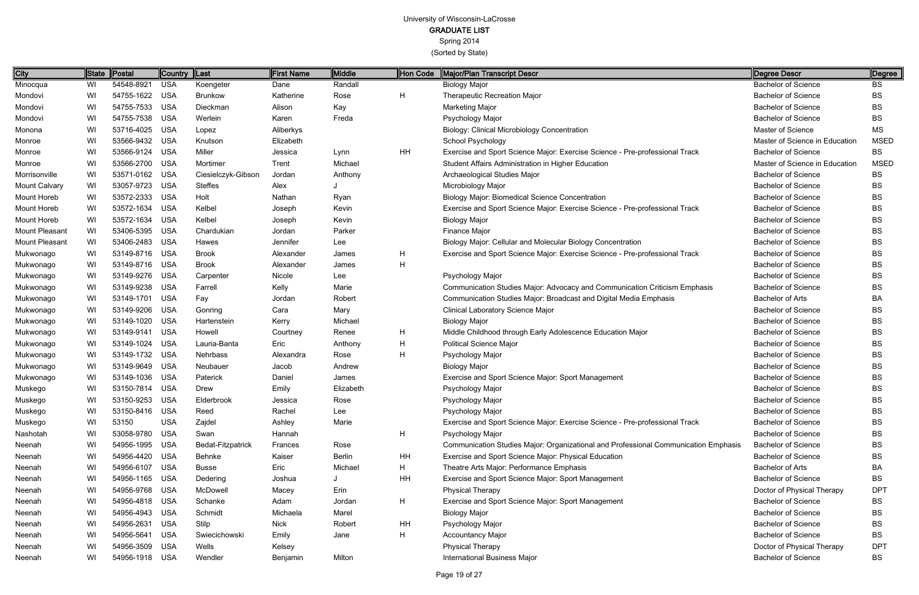University of Wisconsin-LaCrosse
**GRADUATE LIST**
Spring 2014
(Sorted by State)

| City | State | Postal | Country | Last | First Name | Middle | Hon Code | Major/Plan Transcript Descr | Degree Descr | Degree |
|---|---|---|---|---|---|---|---|---|---|---|
| Minocqua | WI | 54548-8921 | USA | Koengeter | Dane | Randall | | Biology Major | Bachelor of Science | BS |
| Mondovi | WI | 54755-1622 | USA | Brunkow | Katherine | Rose | H | Therapeutic Recreation Major | Bachelor of Science | BS |
| Mondovi | WI | 54755-7533 | USA | Dieckman | Alison | Kay | | Marketing Major | Bachelor of Science | BS |
| Mondovi | WI | 54755-7538 | USA | Werlein | Karen | Freda | | Psychology Major | Bachelor of Science | BS |
| Monona | WI | 53716-4025 | USA | Lopez | Aliberkys | | | Biology: Clinical Microbiology Concentration | Master of Science | MS |
| Monroe | WI | 53566-9432 | USA | Knutson | Elizabeth | | | School Psychology | Master of Science in Education | MSED |
| Monroe | WI | 53566-9124 | USA | Miller | Jessica | Lynn | HH | Exercise and Sport Science Major: Exercise Science - Pre-professional Track | Bachelor of Science | BS |
| Monroe | WI | 53566-2700 | USA | Mortimer | Trent | Michael | | Student Affairs Administration in Higher Education | Master of Science in Education | MSED |
| Morrisonville | WI | 53571-0162 | USA | Ciesielczyk-Gibson | Jordan | Anthony | | Archaeological Studies Major | Bachelor of Science | BS |
| Mount Calvary | WI | 53057-9723 | USA | Steffes | Alex | J | | Microbiology Major | Bachelor of Science | BS |
| Mount Horeb | WI | 53572-2333 | USA | Holt | Nathan | Ryan | | Biology Major: Biomedical Science Concentration | Bachelor of Science | BS |
| Mount Horeb | WI | 53572-1634 | USA | Kelbel | Joseph | Kevin | | Exercise and Sport Science Major: Exercise Science - Pre-professional Track | Bachelor of Science | BS |
| Mount Horeb | WI | 53572-1634 | USA | Kelbel | Joseph | Kevin | | Biology Major | Bachelor of Science | BS |
| Mount Pleasant | WI | 53406-5395 | USA | Chardukian | Jordan | Parker | | Finance Major | Bachelor of Science | BS |
| Mount Pleasant | WI | 53406-2483 | USA | Hawes | Jennifer | Lee | | Biology Major: Cellular and Molecular Biology Concentration | Bachelor of Science | BS |
| Mukwonago | WI | 53149-8716 | USA | Brook | Alexander | James | H | Exercise and Sport Science Major: Exercise Science - Pre-professional Track | Bachelor of Science | BS |
| Mukwonago | WI | 53149-8716 | USA | Brook | Alexander | James | H | | Bachelor of Science | BS |
| Mukwonago | WI | 53149-9276 | USA | Carpenter | Nicole | Lee | | Psychology Major | Bachelor of Science | BS |
| Mukwonago | WI | 53149-9238 | USA | Farrell | Kelly | Marie | | Communication Studies Major: Advocacy and Communication Criticism Emphasis | Bachelor of Science | BS |
| Mukwonago | WI | 53149-1701 | USA | Fay | Jordan | Robert | | Communication Studies Major: Broadcast and Digital Media Emphasis | Bachelor of Arts | BA |
| Mukwonago | WI | 53149-9206 | USA | Gonring | Cara | Mary | | Clinical Laboratory Science Major | Bachelor of Science | BS |
| Mukwonago | WI | 53149-1020 | USA | Hartenstein | Kerry | Michael | | Biology Major | Bachelor of Science | BS |
| Mukwonago | WI | 53149-9141 | USA | Howell | Courtney | Renee | H | Middle Childhood through Early Adolescence Education Major | Bachelor of Science | BS |
| Mukwonago | WI | 53149-1024 | USA | Lauria-Banta | Eric | Anthony | H | Political Science Major | Bachelor of Science | BS |
| Mukwonago | WI | 53149-1732 | USA | Nehrbass | Alexandra | Rose | H | Psychology Major | Bachelor of Science | BS |
| Mukwonago | WI | 53149-9649 | USA | Neubauer | Jacob | Andrew | | Biology Major | Bachelor of Science | BS |
| Mukwonago | WI | 53149-1036 | USA | Paterick | Daniel | James | | Exercise and Sport Science Major: Sport Management | Bachelor of Science | BS |
| Muskego | WI | 53150-7814 | USA | Drew | Emily | Elizabeth | | Psychology Major | Bachelor of Science | BS |
| Muskego | WI | 53150-9253 | USA | Elderbrook | Jessica | Rose | | Psychology Major | Bachelor of Science | BS |
| Muskego | WI | 53150-8416 | USA | Reed | Rachel | Lee | | Psychology Major | Bachelor of Science | BS |
| Muskego | WI | 53150 | USA | Zajdel | Ashley | Marie | | Exercise and Sport Science Major: Exercise Science - Pre-professional Track | Bachelor of Science | BS |
| Nashotah | WI | 53058-9780 | USA | Swan | Hannah | | H | Psychology Major | Bachelor of Science | BS |
| Neenah | WI | 54956-1995 | USA | Bedat-Fitzpatrick | Frances | Rose | | Communication Studies Major: Organizational and Professional Communication Emphasis | Bachelor of Science | BS |
| Neenah | WI | 54956-4420 | USA | Behnke | Kaiser | Berlin | HH | Exercise and Sport Science Major: Physical Education | Bachelor of Science | BS |
| Neenah | WI | 54956-6107 | USA | Busse | Eric | Michael | H | Theatre Arts Major: Performance Emphasis | Bachelor of Arts | BA |
| Neenah | WI | 54956-1165 | USA | Dedering | Joshua | J | HH | Exercise and Sport Science Major: Sport Management | Bachelor of Science | BS |
| Neenah | WI | 54956-9768 | USA | McDowell | Macey | Erin | | Physical Therapy | Doctor of Physical Therapy | DPT |
| Neenah | WI | 54956-4818 | USA | Schanke | Adam | Jordan | H | Exercise and Sport Science Major: Sport Management | Bachelor of Science | BS |
| Neenah | WI | 54956-4943 | USA | Schmidt | Michaela | Marel | | Biology Major | Bachelor of Science | BS |
| Neenah | WI | 54956-2631 | USA | Stilp | Nick | Robert | HH | Psychology Major | Bachelor of Science | BS |
| Neenah | WI | 54956-5641 | USA | Swiecichowski | Emily | Jane | H | Accountancy Major | Bachelor of Science | BS |
| Neenah | WI | 54956-3509 | USA | Wells | Kelsey | | | Physical Therapy | Doctor of Physical Therapy | DPT |
| Neenah | WI | 54956-1918 | USA | Wendler | Benjamin | Milton | | International Business Major | Bachelor of Science | BS |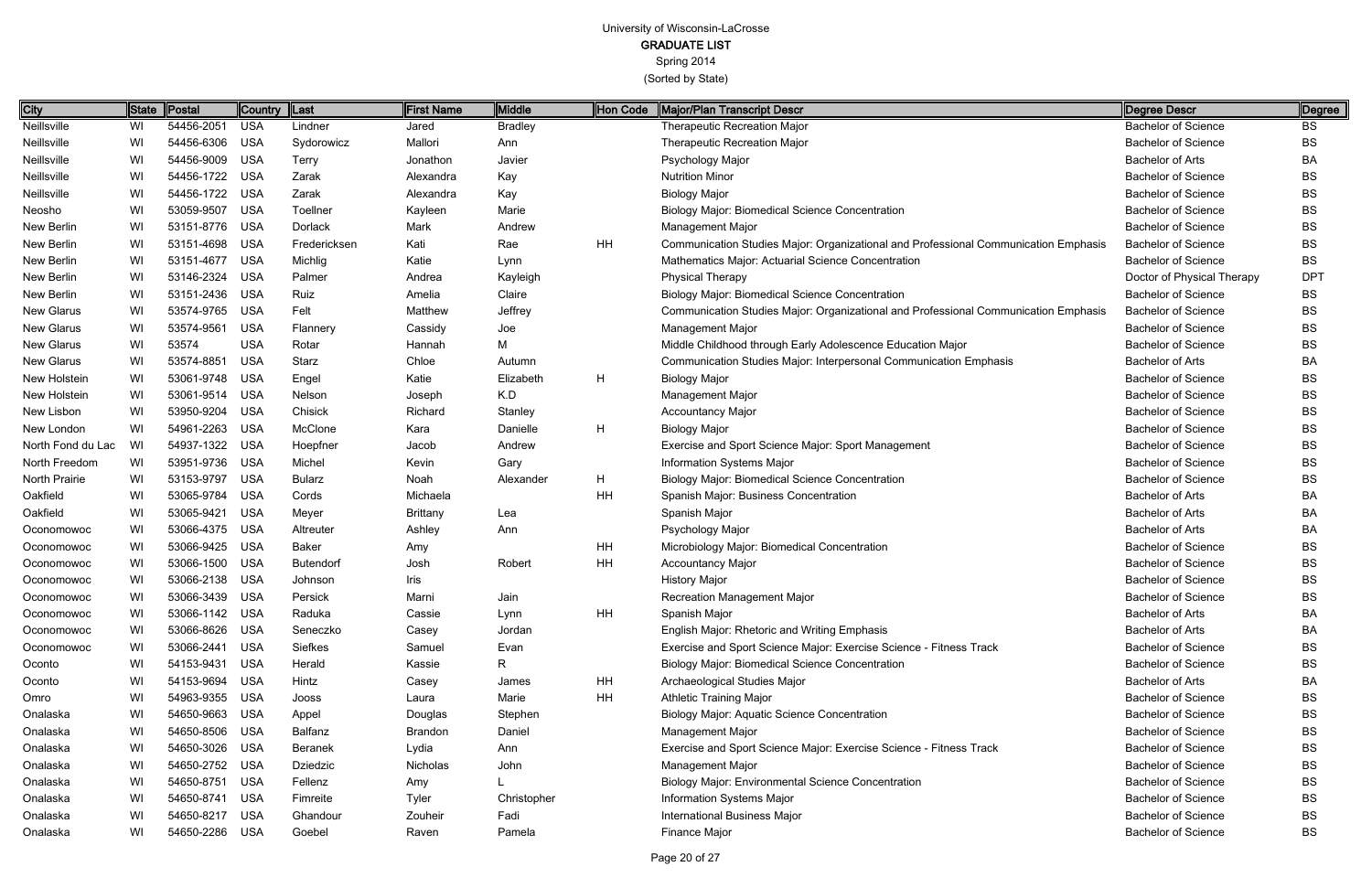University of Wisconsin-LaCrosse
**GRADUATE LIST**
Spring 2014
(Sorted by State)

| City | State | Postal | Country | Last | First Name | Middle | Hon Code | Major/Plan Transcript Descr | Degree Descr | Degree |
|---|---|---|---|---|---|---|---|---|---|---|
| Neillsville | WI | 54456-2051 | USA | Lindner | Jared | Bradley | | Therapeutic Recreation Major | Bachelor of Science | BS |
| Neillsville | WI | 54456-6306 | USA | Sydorowicz | Mallori | Ann | | Therapeutic Recreation Major | Bachelor of Science | BS |
| Neillsville | WI | 54456-9009 | USA | Terry | Jonathon | Javier | | Psychology Major | Bachelor of Arts | BA |
| Neillsville | WI | 54456-1722 | USA | Zarak | Alexandra | Kay | | Nutrition Minor | Bachelor of Science | BS |
| Neillsville | WI | 54456-1722 | USA | Zarak | Alexandra | Kay | | Biology Major | Bachelor of Science | BS |
| Neosho | WI | 53059-9507 | USA | Toellner | Kayleen | Marie | | Biology Major: Biomedical Science Concentration | Bachelor of Science | BS |
| New Berlin | WI | 53151-8776 | USA | Dorlack | Mark | Andrew | | Management Major | Bachelor of Science | BS |
| New Berlin | WI | 53151-4698 | USA | Fredericksen | Kati | Rae | HH | Communication Studies Major: Organizational and Professional Communication Emphasis | Bachelor of Science | BS |
| New Berlin | WI | 53151-4677 | USA | Michlig | Katie | Lynn | | Mathematics Major: Actuarial Science Concentration | Bachelor of Science | BS |
| New Berlin | WI | 53146-2324 | USA | Palmer | Andrea | Kayleigh | | Physical Therapy | Doctor of Physical Therapy | DPT |
| New Berlin | WI | 53151-2436 | USA | Ruiz | Amelia | Claire | | Biology Major: Biomedical Science Concentration | Bachelor of Science | BS |
| New Glarus | WI | 53574-9765 | USA | Felt | Matthew | Jeffrey | | Communication Studies Major: Organizational and Professional Communication Emphasis | Bachelor of Science | BS |
| New Glarus | WI | 53574-9561 | USA | Flannery | Cassidy | Joe | | Management Major | Bachelor of Science | BS |
| New Glarus | WI | 53574 | USA | Rotar | Hannah | M | | Middle Childhood through Early Adolescence Education Major | Bachelor of Science | BS |
| New Glarus | WI | 53574-8851 | USA | Starz | Chloe | Autumn | | Communication Studies Major: Interpersonal Communication Emphasis | Bachelor of Arts | BA |
| New Holstein | WI | 53061-9748 | USA | Engel | Katie | Elizabeth | H | Biology Major | Bachelor of Science | BS |
| New Holstein | WI | 53061-9514 | USA | Nelson | Joseph | K.D | | Management Major | Bachelor of Science | BS |
| New Lisbon | WI | 53950-9204 | USA | Chisick | Richard | Stanley | | Accountancy Major | Bachelor of Science | BS |
| New London | WI | 54961-2263 | USA | McClone | Kara | Danielle | H | Biology Major | Bachelor of Science | BS |
| North Fond du Lac | WI | 54937-1322 | USA | Hoepfner | Jacob | Andrew | | Exercise and Sport Science Major: Sport Management | Bachelor of Science | BS |
| North Freedom | WI | 53951-9736 | USA | Michel | Kevin | Gary | | Information Systems Major | Bachelor of Science | BS |
| North Prairie | WI | 53153-9797 | USA | Bularz | Noah | Alexander | H | Biology Major: Biomedical Science Concentration | Bachelor of Science | BS |
| Oakfield | WI | 53065-9784 | USA | Cords | Michaela | | HH | Spanish Major: Business Concentration | Bachelor of Arts | BA |
| Oakfield | WI | 53065-9421 | USA | Meyer | Brittany | Lea | | Spanish Major | Bachelor of Arts | BA |
| Oconomowoc | WI | 53066-4375 | USA | Altreuter | Ashley | Ann | | Psychology Major | Bachelor of Arts | BA |
| Oconomowoc | WI | 53066-9425 | USA | Baker | Amy | | HH | Microbiology Major: Biomedical Concentration | Bachelor of Science | BS |
| Oconomowoc | WI | 53066-1500 | USA | Butendorf | Josh | Robert | HH | Accountancy Major | Bachelor of Science | BS |
| Oconomowoc | WI | 53066-2138 | USA | Johnson | Iris | | | History Major | Bachelor of Science | BS |
| Oconomowoc | WI | 53066-3439 | USA | Persick | Marni | Jain | | Recreation Management Major | Bachelor of Science | BS |
| Oconomowoc | WI | 53066-1142 | USA | Raduka | Cassie | Lynn | HH | Spanish Major | Bachelor of Arts | BA |
| Oconomowoc | WI | 53066-8626 | USA | Seneczko | Casey | Jordan | | English Major: Rhetoric and Writing Emphasis | Bachelor of Arts | BA |
| Oconomowoc | WI | 53066-2441 | USA | Siefkes | Samuel | Evan | | Exercise and Sport Science Major: Exercise Science - Fitness Track | Bachelor of Science | BS |
| Oconto | WI | 54153-9431 | USA | Herald | Kassie | R | | Biology Major: Biomedical Science Concentration | Bachelor of Science | BS |
| Oconto | WI | 54153-9694 | USA | Hintz | Casey | James | HH | Archaeological Studies Major | Bachelor of Arts | BA |
| Omro | WI | 54963-9355 | USA | Jooss | Laura | Marie | HH | Athletic Training Major | Bachelor of Science | BS |
| Onalaska | WI | 54650-9663 | USA | Appel | Douglas | Stephen | | Biology Major: Aquatic Science Concentration | Bachelor of Science | BS |
| Onalaska | WI | 54650-8506 | USA | Balfanz | Brandon | Daniel | | Management Major | Bachelor of Science | BS |
| Onalaska | WI | 54650-3026 | USA | Beranek | Lydia | Ann | | Exercise and Sport Science Major: Exercise Science - Fitness Track | Bachelor of Science | BS |
| Onalaska | WI | 54650-2752 | USA | Dziedzic | Nicholas | John | | Management Major | Bachelor of Science | BS |
| Onalaska | WI | 54650-8751 | USA | Fellenz | Amy | L | | Biology Major: Environmental Science Concentration | Bachelor of Science | BS |
| Onalaska | WI | 54650-8741 | USA | Fimreite | Tyler | Christopher | | Information Systems Major | Bachelor of Science | BS |
| Onalaska | WI | 54650-8217 | USA | Ghandour | Zouheir | Fadi | | International Business Major | Bachelor of Science | BS |
| Onalaska | WI | 54650-2286 | USA | Goebel | Raven | Pamela | | Finance Major | Bachelor of Science | BS |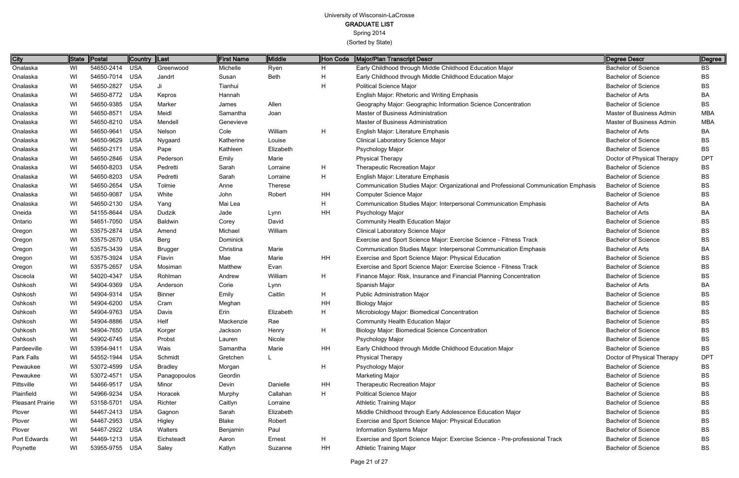University of Wisconsin-LaCrosse
**GRADUATE LIST**
Spring 2014
(Sorted by State)

| City | State | Postal | Country | Last | First Name | Middle | Hon Code | Major/Plan Transcript Descr | Degree Descr | Degree |
|---|---|---|---|---|---|---|---|---|---|---|
| Onalaska | WI | 54650-2414 | USA | Greenwood | Michelle | Ryen | H | Early Childhood through Middle Childhood Education Major | Bachelor of Science | BS |
| Onalaska | WI | 54650-7014 | USA | Jandrt | Susan | Beth | H | Early Childhood through Middle Childhood Education Major | Bachelor of Science | BS |
| Onalaska | WI | 54650-2827 | USA | Ji | Tianhui | | H | Political Science Major | Bachelor of Science | BS |
| Onalaska | WI | 54650-8772 | USA | Kepros | Hannah | | | English Major: Rhetoric and Writing Emphasis | Bachelor of Arts | BA |
| Onalaska | WI | 54650-9385 | USA | Marker | James | Allen | | Geography Major: Geographic Information Science Concentration | Bachelor of Science | BS |
| Onalaska | WI | 54650-8571 | USA | Meidl | Samantha | Joan | | Master of Business Administration | Master of Business Admin | MBA |
| Onalaska | WI | 54650-8210 | USA | Mendell | Genevieve | | | Master of Business Administration | Master of Business Admin | MBA |
| Onalaska | WI | 54650-9641 | USA | Nelson | Cole | William | H | English Major: Literature Emphasis | Bachelor of Arts | BA |
| Onalaska | WI | 54650-9629 | USA | Nygaard | Katherine | Louise | | Clinical Laboratory Science Major | Bachelor of Science | BS |
| Onalaska | WI | 54650-2171 | USA | Pape | Kathleen | Elizabeth | | Psychology Major | Bachelor of Science | BS |
| Onalaska | WI | 54650-2846 | USA | Pederson | Emily | Marie | | Physical Therapy | Doctor of Physical Therapy | DPT |
| Onalaska | WI | 54650-8203 | USA | Pedretti | Sarah | Lorraine | H | Therapeutic Recreation Major | Bachelor of Science | BS |
| Onalaska | WI | 54650-8203 | USA | Pedretti | Sarah | Lorraine | H | English Major: Literature Emphasis | Bachelor of Science | BS |
| Onalaska | WI | 54650-2654 | USA | Tolmie | Anne | Therese | | Communication Studies Major: Organizational and Professional Communication Emphasis | Bachelor of Science | BS |
| Onalaska | WI | 54650-9087 | USA | White | John | Robert | HH | Computer Science Major | Bachelor of Science | BS |
| Onalaska | WI | 54650-2130 | USA | Yang | Mai Lea | | H | Communication Studies Major: Interpersonal Communication Emphasis | Bachelor of Arts | BA |
| Oneida | WI | 54155-8644 | USA | Dudzik | Jade | Lynn | HH | Psychology Major | Bachelor of Arts | BA |
| Ontario | WI | 54651-7050 | USA | Baldwin | Corey | David | | Community Health Education Major | Bachelor of Science | BS |
| Oregon | WI | 53575-2874 | USA | Amend | Michael | William | | Clinical Laboratory Science Major | Bachelor of Science | BS |
| Oregon | WI | 53575-2670 | USA | Berg | Dominick | | | Exercise and Sport Science Major: Exercise Science - Fitness Track | Bachelor of Science | BS |
| Oregon | WI | 53575-3439 | USA | Brugger | Christina | Marie | | Communication Studies Major: Interpersonal Communication Emphasis | Bachelor of Arts | BA |
| Oregon | WI | 53575-3924 | USA | Flavin | Mae | Marie | HH | Exercise and Sport Science Major: Physical Education | Bachelor of Science | BS |
| Oregon | WI | 53575-2657 | USA | Mosiman | Matthew | Evan | | Exercise and Sport Science Major: Exercise Science - Fitness Track | Bachelor of Science | BS |
| Osceola | WI | 54020-4347 | USA | Rohlman | Andrew | William | H | Finance Major: Risk, Insurance and Financial Planning Concentration | Bachelor of Science | BS |
| Oshkosh | WI | 54904-9369 | USA | Anderson | Corie | Lynn | | Spanish Major | Bachelor of Arts | BA |
| Oshkosh | WI | 54904-9314 | USA | Binner | Emily | Caitlin | H | Public Administration Major | Bachelor of Science | BS |
| Oshkosh | WI | 54904-6200 | USA | Cram | Meghan | | HH | Biology Major | Bachelor of Science | BS |
| Oshkosh | WI | 54904-9763 | USA | Davis | Erin | Elizabeth | H | Microbiology Major: Biomedical Concentration | Bachelor of Science | BS |
| Oshkosh | WI | 54904-8886 | USA | Helf | Mackenzie | Rae | | Community Health Education Major | Bachelor of Science | BS |
| Oshkosh | WI | 54904-7650 | USA | Korger | Jackson | Henry | H | Biology Major: Biomedical Science Concentration | Bachelor of Science | BS |
| Oshkosh | WI | 54902-6745 | USA | Probst | Lauren | Nicole | | Psychology Major | Bachelor of Science | BS |
| Pardeeville | WI | 53954-9411 | USA | Wais | Samantha | Marie | HH | Early Childhood through Middle Childhood Education Major | Bachelor of Science | BS |
| Park Falls | WI | 54552-1944 | USA | Schmidt | Gretchen | L | | Physical Therapy | Doctor of Physical Therapy | DPT |
| Pewaukee | WI | 53072-4599 | USA | Bradley | Morgan | | H | Psychology Major | Bachelor of Science | BS |
| Pewaukee | WI | 53072-4571 | USA | Panagopoulos | Geordin | | | Marketing Major | Bachelor of Science | BS |
| Pittsville | WI | 54466-9517 | USA | Minor | Devin | Danielle | HH | Therapeutic Recreation Major | Bachelor of Science | BS |
| Plainfield | WI | 54966-9234 | USA | Horacek | Murphy | Callahan | H | Political Science Major | Bachelor of Science | BS |
| Pleasant Prairie | WI | 53158-5701 | USA | Richter | Caitlyn | Lorraine | | Athletic Training Major | Bachelor of Science | BS |
| Plover | WI | 54467-2413 | USA | Gagnon | Sarah | Elizabeth | | Middle Childhood through Early Adolescence Education Major | Bachelor of Science | BS |
| Plover | WI | 54467-2953 | USA | Higley | Blake | Robert | | Exercise and Sport Science Major: Physical Education | Bachelor of Science | BS |
| Plover | WI | 54467-2922 | USA | Walters | Benjamin | Paul | | Information Systems Major | Bachelor of Science | BS |
| Port Edwards | WI | 54469-1213 | USA | Eichsteadt | Aaron | Ernest | H | Exercise and Sport Science Major: Exercise Science - Pre-professional Track | Bachelor of Science | BS |
| Poynette | WI | 53955-9755 | USA | Saley | Katlyn | Suzanne | HH | Athletic Training Major | Bachelor of Science | BS |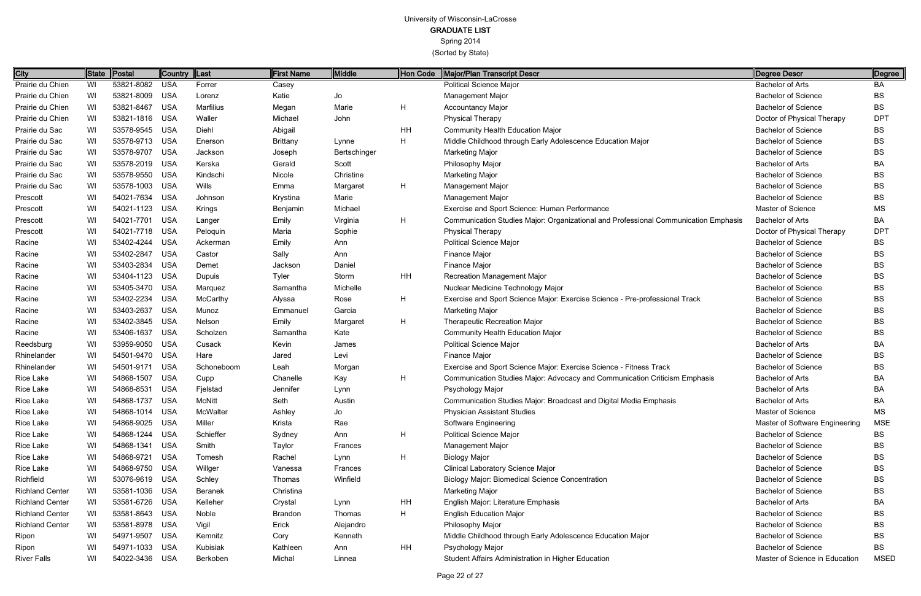# University of Wisconsin-LaCrosse

## GRADUATE LIST

Spring 2014

(Sorted by State)

| City | State | Postal | Country | Last | First Name | Middle | Hon Code | Major/Plan Transcript Descr | Degree Descr | Degree |
|---|---|---|---|---|---|---|---|---|---|---|
| Prairie du Chien | WI | 53821-8082 | USA | Forrer | Casey | | | Political Science Major | Bachelor of Arts | BA |
| Prairie du Chien | WI | 53821-8009 | USA | Lorenz | Katie | Jo | | Management Major | Bachelor of Science | BS |
| Prairie du Chien | WI | 53821-8467 | USA | Marfilius | Megan | Marie | H | Accountancy Major | Bachelor of Science | BS |
| Prairie du Chien | WI | 53821-1816 | USA | Waller | Michael | John | | Physical Therapy | Doctor of Physical Therapy | DPT |
| Prairie du Sac | WI | 53578-9545 | USA | Diehl | Abigail | | HH | Community Health Education Major | Bachelor of Science | BS |
| Prairie du Sac | WI | 53578-9713 | USA | Enerson | Brittany | Lynne | H | Middle Childhood through Early Adolescence Education Major | Bachelor of Science | BS |
| Prairie du Sac | WI | 53578-9707 | USA | Jackson | Joseph | Bertschinger | | Marketing Major | Bachelor of Science | BS |
| Prairie du Sac | WI | 53578-2019 | USA | Kerska | Gerald | Scott | | Philosophy Major | Bachelor of Arts | BA |
| Prairie du Sac | WI | 53578-9550 | USA | Kindschi | Nicole | Christine | | Marketing Major | Bachelor of Science | BS |
| Prairie du Sac | WI | 53578-1003 | USA | Wills | Emma | Margaret | H | Management Major | Bachelor of Science | BS |
| Prescott | WI | 54021-7634 | USA | Johnson | Krystina | Marie | | Management Major | Bachelor of Science | BS |
| Prescott | WI | 54021-1123 | USA | Krings | Benjamin | Michael | | Exercise and Sport Science: Human Performance | Master of Science | MS |
| Prescott | WI | 54021-7701 | USA | Langer | Emily | Virginia | H | Communication Studies Major: Organizational and Professional Communication Emphasis | Bachelor of Arts | BA |
| Prescott | WI | 54021-7718 | USA | Peloquin | Maria | Sophie | | Physical Therapy | Doctor of Physical Therapy | DPT |
| Racine | WI | 53402-4244 | USA | Ackerman | Emily | Ann | | Political Science Major | Bachelor of Science | BS |
| Racine | WI | 53402-2847 | USA | Castor | Sally | Ann | | Finance Major | Bachelor of Science | BS |
| Racine | WI | 53403-2834 | USA | Demet | Jackson | Daniel | | Finance Major | Bachelor of Science | BS |
| Racine | WI | 53404-1123 | USA | Dupuis | Tyler | Storm | HH | Recreation Management Major | Bachelor of Science | BS |
| Racine | WI | 53405-3470 | USA | Marquez | Samantha | Michelle | | Nuclear Medicine Technology Major | Bachelor of Science | BS |
| Racine | WI | 53402-2234 | USA | McCarthy | Alyssa | Rose | H | Exercise and Sport Science Major: Exercise Science - Pre-professional Track | Bachelor of Science | BS |
| Racine | WI | 53403-2637 | USA | Munoz | Emmanuel | Garcia | | Marketing Major | Bachelor of Science | BS |
| Racine | WI | 53402-3845 | USA | Nelson | Emily | Margaret | H | Therapeutic Recreation Major | Bachelor of Science | BS |
| Racine | WI | 53406-1637 | USA | Scholzen | Samantha | Kate | | Community Health Education Major | Bachelor of Science | BS |
| Reedsburg | WI | 53959-9050 | USA | Cusack | Kevin | James | | Political Science Major | Bachelor of Arts | BA |
| Rhinelander | WI | 54501-9470 | USA | Hare | Jared | Levi | | Finance Major | Bachelor of Science | BS |
| Rhinelander | WI | 54501-9171 | USA | Schoneboom | Leah | Morgan | | Exercise and Sport Science Major: Exercise Science - Fitness Track | Bachelor of Science | BS |
| Rice Lake | WI | 54868-1507 | USA | Cupp | Chanelle | Kay | H | Communication Studies Major: Advocacy and Communication Criticism Emphasis | Bachelor of Arts | BA |
| Rice Lake | WI | 54868-8531 | USA | Fjelstad | Jennifer | Lynn | | Psychology Major | Bachelor of Arts | BA |
| Rice Lake | WI | 54868-1737 | USA | McNitt | Seth | Austin | | Communication Studies Major: Broadcast and Digital Media Emphasis | Bachelor of Arts | BA |
| Rice Lake | WI | 54868-1014 | USA | McWalter | Ashley | Jo | | Physician Assistant Studies | Master of Science | MS |
| Rice Lake | WI | 54868-9025 | USA | Miller | Krista | Rae | | Software Engineering | Master of Software Engineering | MSE |
| Rice Lake | WI | 54868-1244 | USA | Schieffer | Sydney | Ann | H | Political Science Major | Bachelor of Science | BS |
| Rice Lake | WI | 54868-1341 | USA | Smith | Taylor | Frances | | Management Major | Bachelor of Science | BS |
| Rice Lake | WI | 54868-9721 | USA | Tomesh | Rachel | Lynn | H | Biology Major | Bachelor of Science | BS |
| Rice Lake | WI | 54868-9750 | USA | Willger | Vanessa | Frances | | Clinical Laboratory Science Major | Bachelor of Science | BS |
| Richfield | WI | 53076-9619 | USA | Schley | Thomas | Winfield | | Biology Major: Biomedical Science Concentration | Bachelor of Science | BS |
| Richland Center | WI | 53581-1036 | USA | Beranek | Christina | | | Marketing Major | Bachelor of Science | BS |
| Richland Center | WI | 53581-6726 | USA | Kelleher | Crystal | Lynn | HH | English Major: Literature Emphasis | Bachelor of Arts | BA |
| Richland Center | WI | 53581-8643 | USA | Noble | Brandon | Thomas | H | English Education Major | Bachelor of Science | BS |
| Richland Center | WI | 53581-8978 | USA | Vigil | Erick | Alejandro | | Philosophy Major | Bachelor of Science | BS |
| Ripon | WI | 54971-9507 | USA | Kemnitz | Cory | Kenneth | | Middle Childhood through Early Adolescence Education Major | Bachelor of Science | BS |
| Ripon | WI | 54971-1033 | USA | Kubisiak | Kathleen | Ann | HH | Psychology Major | Bachelor of Science | BS |
| River Falls | WI | 54022-3436 | USA | Berkoben | Michal | Linnea | | Student Affairs Administration in Higher Education | Master of Science in Education | MSED |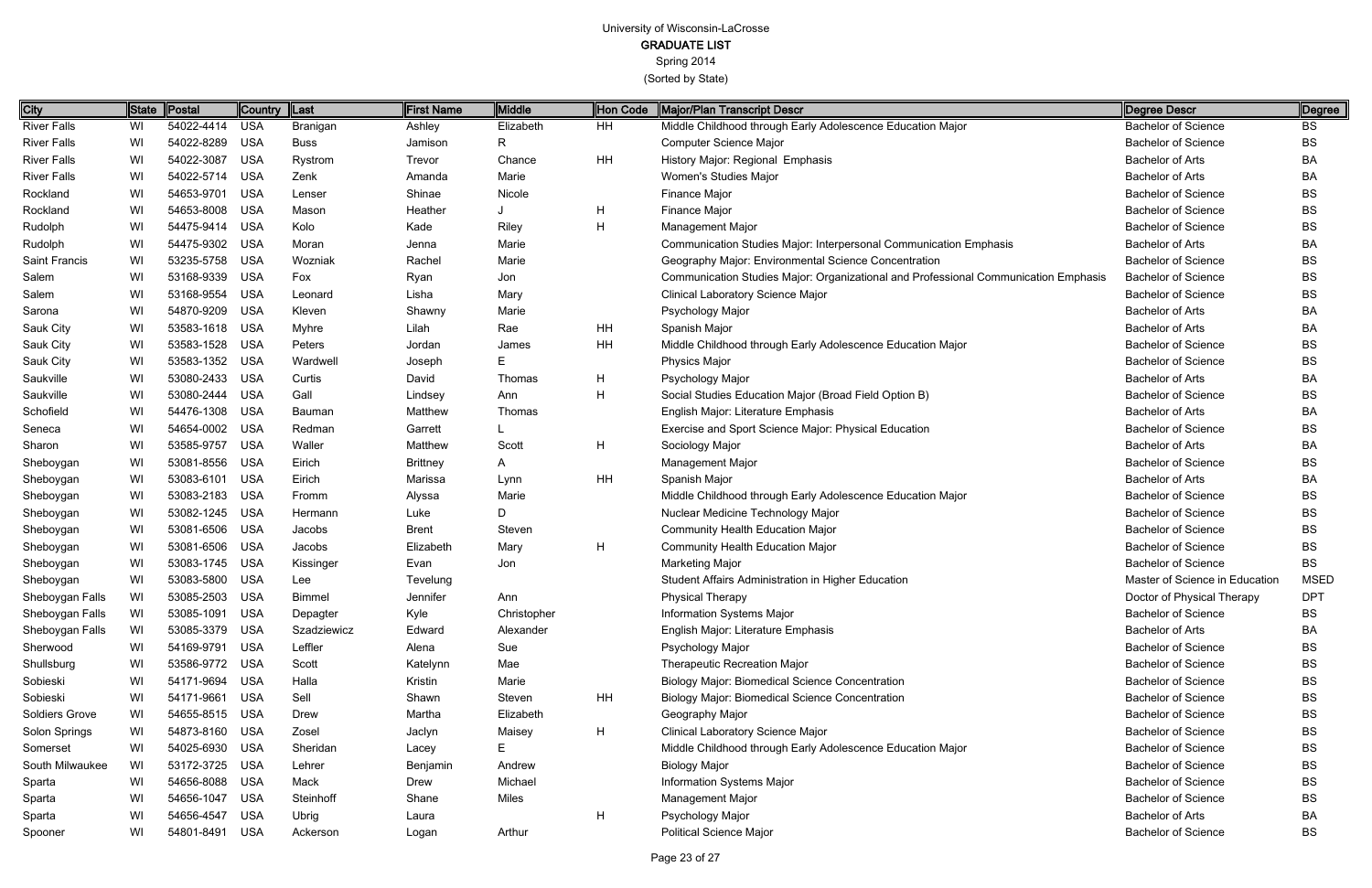# University of Wisconsin-LaCrosse
## GRADUATE LIST
Spring 2014
(Sorted by State)

| City | State | Postal | Country | Last | First Name | Middle | Hon Code | Major/Plan Transcript Descr | Degree Descr | Degree |
|---|---|---|---|---|---|---|---|---|---|---|
| River Falls | WI | 54022-4414 | USA | Branigan | Ashley | Elizabeth | HH | Middle Childhood through Early Adolescence Education Major | Bachelor of Science | BS |
| River Falls | WI | 54022-8289 | USA | Buss | Jamison | R | | Computer Science Major | Bachelor of Science | BS |
| River Falls | WI | 54022-3087 | USA | Rystrom | Trevor | Chance | HH | History Major: Regional Emphasis | Bachelor of Arts | BA |
| River Falls | WI | 54022-5714 | USA | Zenk | Amanda | Marie | | Women's Studies Major | Bachelor of Arts | BA |
| Rockland | WI | 54653-9701 | USA | Lenser | Shinae | Nicole | | Finance Major | Bachelor of Science | BS |
| Rockland | WI | 54653-8008 | USA | Mason | Heather | J | H | Finance Major | Bachelor of Science | BS |
| Rudolph | WI | 54475-9414 | USA | Kolo | Kade | Riley | H | Management Major | Bachelor of Science | BS |
| Rudolph | WI | 54475-9302 | USA | Moran | Jenna | Marie | | Communication Studies Major: Interpersonal Communication Emphasis | Bachelor of Arts | BA |
| Saint Francis | WI | 53235-5758 | USA | Wozniak | Rachel | Marie | | Geography Major: Environmental Science Concentration | Bachelor of Science | BS |
| Salem | WI | 53168-9339 | USA | Fox | Ryan | Jon | | Communication Studies Major: Organizational and Professional Communication Emphasis | Bachelor of Science | BS |
| Salem | WI | 53168-9554 | USA | Leonard | Lisha | Mary | | Clinical Laboratory Science Major | Bachelor of Science | BS |
| Sarona | WI | 54870-9209 | USA | Kleven | Shawny | Marie | | Psychology Major | Bachelor of Arts | BA |
| Sauk City | WI | 53583-1618 | USA | Myhre | Lilah | Rae | HH | Spanish Major | Bachelor of Arts | BA |
| Sauk City | WI | 53583-1528 | USA | Peters | Jordan | James | HH | Middle Childhood through Early Adolescence Education Major | Bachelor of Science | BS |
| Sauk City | WI | 53583-1352 | USA | Wardwell | Joseph | E | | Physics Major | Bachelor of Science | BS |
| Saukville | WI | 53080-2433 | USA | Curtis | David | Thomas | H | Psychology Major | Bachelor of Arts | BA |
| Saukville | WI | 53080-2444 | USA | Gall | Lindsey | Ann | H | Social Studies Education Major (Broad Field Option B) | Bachelor of Science | BS |
| Schofield | WI | 54476-1308 | USA | Bauman | Matthew | Thomas | | English Major: Literature Emphasis | Bachelor of Arts | BA |
| Seneca | WI | 54654-0002 | USA | Redman | Garrett | L | | Exercise and Sport Science Major: Physical Education | Bachelor of Science | BS |
| Sharon | WI | 53585-9757 | USA | Waller | Matthew | Scott | H | Sociology Major | Bachelor of Arts | BA |
| Sheboygan | WI | 53081-8556 | USA | Eirich | Brittney | A | | Management Major | Bachelor of Science | BS |
| Sheboygan | WI | 53083-6101 | USA | Eirich | Marissa | Lynn | HH | Spanish Major | Bachelor of Arts | BA |
| Sheboygan | WI | 53083-2183 | USA | Fromm | Alyssa | Marie | | Middle Childhood through Early Adolescence Education Major | Bachelor of Science | BS |
| Sheboygan | WI | 53082-1245 | USA | Hermann | Luke | D | | Nuclear Medicine Technology Major | Bachelor of Science | BS |
| Sheboygan | WI | 53081-6506 | USA | Jacobs | Brent | Steven | | Community Health Education Major | Bachelor of Science | BS |
| Sheboygan | WI | 53081-6506 | USA | Jacobs | Elizabeth | Mary | H | Community Health Education Major | Bachelor of Science | BS |
| Sheboygan | WI | 53083-1745 | USA | Kissinger | Evan | Jon | | Marketing Major | Bachelor of Science | BS |
| Sheboygan | WI | 53083-5800 | USA | Lee | Tevelung | | | Student Affairs Administration in Higher Education | Master of Science in Education | MSED |
| Sheboygan Falls | WI | 53085-2503 | USA | Bimmel | Jennifer | Ann | | Physical Therapy | Doctor of Physical Therapy | DPT |
| Sheboygan Falls | WI | 53085-1091 | USA | Depagter | Kyle | Christopher | | Information Systems Major | Bachelor of Science | BS |
| Sheboygan Falls | WI | 53085-3379 | USA | Szadziewicz | Edward | Alexander | | English Major: Literature Emphasis | Bachelor of Arts | BA |
| Sherwood | WI | 54169-9791 | USA | Leffler | Alena | Sue | | Psychology Major | Bachelor of Science | BS |
| Shullsburg | WI | 53586-9772 | USA | Scott | Katelynn | Mae | | Therapeutic Recreation Major | Bachelor of Science | BS |
| Sobieski | WI | 54171-9694 | USA | Halla | Kristin | Marie | | Biology Major: Biomedical Science Concentration | Bachelor of Science | BS |
| Sobieski | WI | 54171-9661 | USA | Sell | Shawn | Steven | HH | Biology Major: Biomedical Science Concentration | Bachelor of Science | BS |
| Soldiers Grove | WI | 54655-8515 | USA | Drew | Martha | Elizabeth | | Geography Major | Bachelor of Science | BS |
| Solon Springs | WI | 54873-8160 | USA | Zosel | Jaclyn | Maisey | H | Clinical Laboratory Science Major | Bachelor of Science | BS |
| Somerset | WI | 54025-6930 | USA | Sheridan | Lacey | E | | Middle Childhood through Early Adolescence Education Major | Bachelor of Science | BS |
| South Milwaukee | WI | 53172-3725 | USA | Lehrer | Benjamin | Andrew | | Biology Major | Bachelor of Science | BS |
| Sparta | WI | 54656-8088 | USA | Mack | Drew | Michael | | Information Systems Major | Bachelor of Science | BS |
| Sparta | WI | 54656-1047 | USA | Steinhoff | Shane | Miles | | Management Major | Bachelor of Science | BS |
| Sparta | WI | 54656-4547 | USA | Ubrig | Laura | | H | Psychology Major | Bachelor of Arts | BA |
| Spooner | WI | 54801-8491 | USA | Ackerson | Logan | Arthur | | Political Science Major | Bachelor of Science | BS |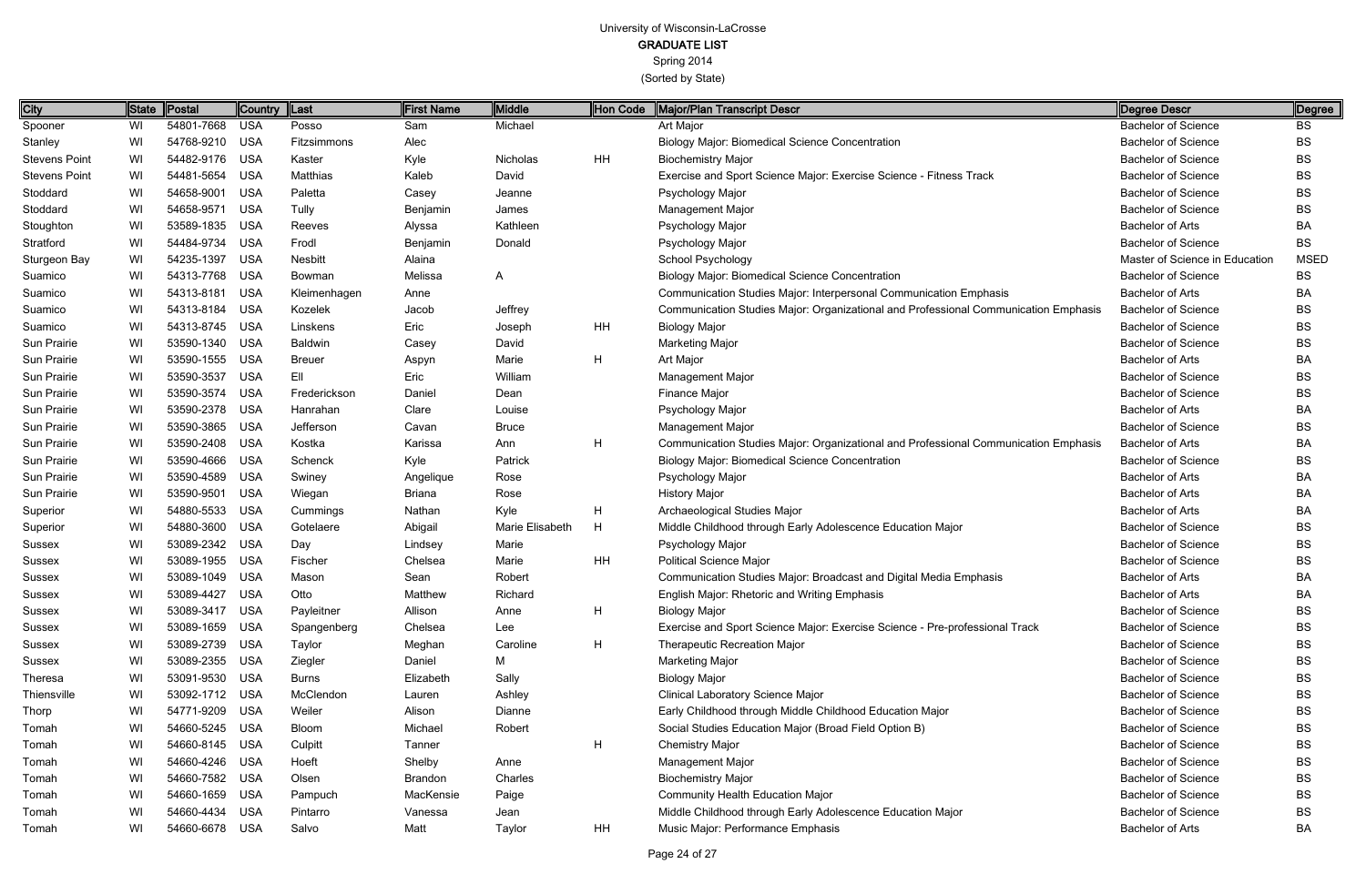University of Wisconsin-LaCrosse
GRADUATE LIST
Spring 2014
(Sorted by State)

| City | State | Postal | Country | Last | First Name | Middle | Hon Code | Major/Plan Transcript Descr | Degree Descr | Degree |
|---|---|---|---|---|---|---|---|---|---|---|
| Spooner | WI | 54801-7668 | USA | Posso | Sam | Michael | | Art Major | Bachelor of Science | BS |
| Stanley | WI | 54768-9210 | USA | Fitzsimmons | Alec | | | Biology Major: Biomedical Science Concentration | Bachelor of Science | BS |
| Stevens Point | WI | 54482-9176 | USA | Kaster | Kyle | Nicholas | HH | Biochemistry Major | Bachelor of Science | BS |
| Stevens Point | WI | 54481-5654 | USA | Matthias | Kaleb | David | | Exercise and Sport Science Major: Exercise Science - Fitness Track | Bachelor of Science | BS |
| Stoddard | WI | 54658-9001 | USA | Paletta | Casey | Jeanne | | Psychology Major | Bachelor of Science | BS |
| Stoddard | WI | 54658-9571 | USA | Tully | Benjamin | James | | Management Major | Bachelor of Science | BS |
| Stoughton | WI | 53589-1835 | USA | Reeves | Alyssa | Kathleen | | Psychology Major | Bachelor of Arts | BA |
| Stratford | WI | 54484-9734 | USA | Frodl | Benjamin | Donald | | Psychology Major | Bachelor of Science | BS |
| Sturgeon Bay | WI | 54235-1397 | USA | Nesbitt | Alaina | | | School Psychology | Master of Science in Education | MSED |
| Suamico | WI | 54313-7768 | USA | Bowman | Melissa | A | | Biology Major: Biomedical Science Concentration | Bachelor of Science | BS |
| Suamico | WI | 54313-8181 | USA | Kleimenhagen | Anne | | | Communication Studies Major: Interpersonal Communication Emphasis | Bachelor of Arts | BA |
| Suamico | WI | 54313-8184 | USA | Kozelek | Jacob | Jeffrey | | Communication Studies Major: Organizational and Professional Communication Emphasis | Bachelor of Science | BS |
| Suamico | WI | 54313-8745 | USA | Linskens | Eric | Joseph | HH | Biology Major | Bachelor of Science | BS |
| Sun Prairie | WI | 53590-1340 | USA | Baldwin | Casey | David | | Marketing Major | Bachelor of Science | BS |
| Sun Prairie | WI | 53590-1555 | USA | Breuer | Aspyn | Marie | H | Art Major | Bachelor of Arts | BA |
| Sun Prairie | WI | 53590-3537 | USA | Ell | Eric | William | | Management Major | Bachelor of Science | BS |
| Sun Prairie | WI | 53590-3574 | USA | Frederickson | Daniel | Dean | | Finance Major | Bachelor of Science | BS |
| Sun Prairie | WI | 53590-2378 | USA | Hanrahan | Clare | Louise | | Psychology Major | Bachelor of Arts | BA |
| Sun Prairie | WI | 53590-3865 | USA | Jefferson | Cavan | Bruce | | Management Major | Bachelor of Science | BS |
| Sun Prairie | WI | 53590-2408 | USA | Kostka | Karissa | Ann | H | Communication Studies Major: Organizational and Professional Communication Emphasis | Bachelor of Arts | BA |
| Sun Prairie | WI | 53590-4666 | USA | Schenck | Kyle | Patrick | | Biology Major: Biomedical Science Concentration | Bachelor of Science | BS |
| Sun Prairie | WI | 53590-4589 | USA | Swiney | Angelique | Rose | | Psychology Major | Bachelor of Arts | BA |
| Sun Prairie | WI | 53590-9501 | USA | Wiegan | Briana | Rose | | History Major | Bachelor of Arts | BA |
| Superior | WI | 54880-5533 | USA | Cummings | Nathan | Kyle | H | Archaeological Studies Major | Bachelor of Arts | BA |
| Superior | WI | 54880-3600 | USA | Gotelaere | Abigail | Marie Elisabeth | H | Middle Childhood through Early Adolescence Education Major | Bachelor of Science | BS |
| Sussex | WI | 53089-2342 | USA | Day | Lindsey | Marie | | Psychology Major | Bachelor of Science | BS |
| Sussex | WI | 53089-1955 | USA | Fischer | Chelsea | Marie | HH | Political Science Major | Bachelor of Science | BS |
| Sussex | WI | 53089-1049 | USA | Mason | Sean | Robert | | Communication Studies Major: Broadcast and Digital Media Emphasis | Bachelor of Arts | BA |
| Sussex | WI | 53089-4427 | USA | Otto | Matthew | Richard | | English Major: Rhetoric and Writing Emphasis | Bachelor of Arts | BA |
| Sussex | WI | 53089-3417 | USA | Payleitner | Allison | Anne | H | Biology Major | Bachelor of Science | BS |
| Sussex | WI | 53089-1659 | USA | Spangenberg | Chelsea | Lee | | Exercise and Sport Science Major: Exercise Science - Pre-professional Track | Bachelor of Science | BS |
| Sussex | WI | 53089-2739 | USA | Taylor | Meghan | Caroline | H | Therapeutic Recreation Major | Bachelor of Science | BS |
| Sussex | WI | 53089-2355 | USA | Ziegler | Daniel | M | | Marketing Major | Bachelor of Science | BS |
| Theresa | WI | 53091-9530 | USA | Burns | Elizabeth | Sally | | Biology Major | Bachelor of Science | BS |
| Thiensville | WI | 53092-1712 | USA | McClendon | Lauren | Ashley | | Clinical Laboratory Science Major | Bachelor of Science | BS |
| Thorp | WI | 54771-9209 | USA | Weiler | Alison | Dianne | | Early Childhood through Middle Childhood Education Major | Bachelor of Science | BS |
| Tomah | WI | 54660-5245 | USA | Bloom | Michael | Robert | | Social Studies Education Major (Broad Field Option B) | Bachelor of Science | BS |
| Tomah | WI | 54660-8145 | USA | Culpitt | Tanner | | H | Chemistry Major | Bachelor of Science | BS |
| Tomah | WI | 54660-4246 | USA | Hoeft | Shelby | Anne | | Management Major | Bachelor of Science | BS |
| Tomah | WI | 54660-7582 | USA | Olsen | Brandon | Charles | | Biochemistry Major | Bachelor of Science | BS |
| Tomah | WI | 54660-1659 | USA | Pampuch | MacKensie | Paige | | Community Health Education Major | Bachelor of Science | BS |
| Tomah | WI | 54660-4434 | USA | Pintarro | Vanessa | Jean | | Middle Childhood through Early Adolescence Education Major | Bachelor of Science | BS |
| Tomah | WI | 54660-6678 | USA | Salvo | Matt | Taylor | HH | Music Major: Performance Emphasis | Bachelor of Arts | BA |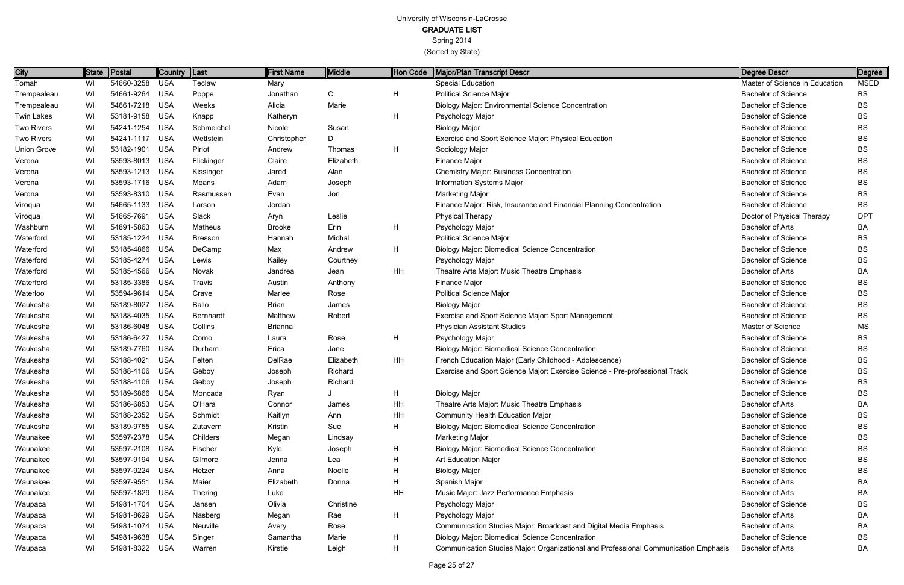University of Wisconsin-LaCrosse
GRADUATE LIST
Spring 2014
(Sorted by State)

| City | State | Postal | Country | Last | First Name | Middle | Hon Code | Major/Plan Transcript Descr | Degree Descr | Degree |
|---|---|---|---|---|---|---|---|---|---|---|
| Tomah | WI | 54660-3258 | USA | Teclaw | Mary | | | Special Education | Master of Science in Education | MSED |
| Trempealeau | WI | 54661-9264 | USA | Poppe | Jonathan | C | H | Political Science Major | Bachelor of Science | BS |
| Trempealeau | WI | 54661-7218 | USA | Weeks | Alicia | Marie | | Biology Major: Environmental Science Concentration | Bachelor of Science | BS |
| Twin Lakes | WI | 53181-9158 | USA | Knapp | Katheryn | | H | Psychology Major | Bachelor of Science | BS |
| Two Rivers | WI | 54241-1254 | USA | Schmeichel | Nicole | Susan | | Biology Major | Bachelor of Science | BS |
| Two Rivers | WI | 54241-1117 | USA | Wettstein | Christopher | D | | Exercise and Sport Science Major: Physical Education | Bachelor of Science | BS |
| Union Grove | WI | 53182-1901 | USA | Pirlot | Andrew | Thomas | H | Sociology Major | Bachelor of Science | BS |
| Verona | WI | 53593-8013 | USA | Flickinger | Claire | Elizabeth | | Finance Major | Bachelor of Science | BS |
| Verona | WI | 53593-1213 | USA | Kissinger | Jared | Alan | | Chemistry Major: Business Concentration | Bachelor of Science | BS |
| Verona | WI | 53593-1716 | USA | Means | Adam | Joseph | | Information Systems Major | Bachelor of Science | BS |
| Verona | WI | 53593-8310 | USA | Rasmussen | Evan | Jon | | Marketing Major | Bachelor of Science | BS |
| Viroqua | WI | 54665-1133 | USA | Larson | Jordan | | | Finance Major: Risk, Insurance and Financial Planning Concentration | Bachelor of Science | BS |
| Viroqua | WI | 54665-7691 | USA | Slack | Aryn | Leslie | | Physical Therapy | Doctor of Physical Therapy | DPT |
| Washburn | WI | 54891-5863 | USA | Matheus | Brooke | Erin | H | Psychology Major | Bachelor of Arts | BA |
| Waterford | WI | 53185-1224 | USA | Bresson | Hannah | Michal | | Political Science Major | Bachelor of Science | BS |
| Waterford | WI | 53185-4866 | USA | DeCamp | Max | Andrew | H | Biology Major: Biomedical Science Concentration | Bachelor of Science | BS |
| Waterford | WI | 53185-4274 | USA | Lewis | Kailey | Courtney | | Psychology Major | Bachelor of Science | BS |
| Waterford | WI | 53185-4566 | USA | Novak | Jandrea | Jean | HH | Theatre Arts Major: Music Theatre Emphasis | Bachelor of Arts | BA |
| Waterford | WI | 53185-3386 | USA | Travis | Austin | Anthony | | Finance Major | Bachelor of Science | BS |
| Waterloo | WI | 53594-9614 | USA | Crave | Marlee | Rose | | Political Science Major | Bachelor of Science | BS |
| Waukesha | WI | 53189-8027 | USA | Ballo | Brian | James | | Biology Major | Bachelor of Science | BS |
| Waukesha | WI | 53188-4035 | USA | Bernhardt | Matthew | Robert | | Exercise and Sport Science Major: Sport Management | Bachelor of Science | BS |
| Waukesha | WI | 53186-6048 | USA | Collins | Brianna | | | Physician Assistant Studies | Master of Science | MS |
| Waukesha | WI | 53186-6427 | USA | Como | Laura | Rose | H | Psychology Major | Bachelor of Science | BS |
| Waukesha | WI | 53189-7760 | USA | Durham | Erica | Jane | | Biology Major: Biomedical Science Concentration | Bachelor of Science | BS |
| Waukesha | WI | 53188-4021 | USA | Felten | DelRae | Elizabeth | HH | French Education Major (Early Childhood - Adolescence) | Bachelor of Science | BS |
| Waukesha | WI | 53188-4106 | USA | Geboy | Joseph | Richard | | Exercise and Sport Science Major: Exercise Science - Pre-professional Track | Bachelor of Science | BS |
| Waukesha | WI | 53188-4106 | USA | Geboy | Joseph | Richard | | | Bachelor of Science | BS |
| Waukesha | WI | 53189-6866 | USA | Moncada | Ryan | J | H | Biology Major | Bachelor of Science | BS |
| Waukesha | WI | 53186-6853 | USA | O'Hara | Connor | James | HH | Theatre Arts Major: Music Theatre Emphasis | Bachelor of Arts | BA |
| Waukesha | WI | 53188-2352 | USA | Schmidt | Kaitlyn | Ann | HH | Community Health Education Major | Bachelor of Science | BS |
| Waukesha | WI | 53189-9755 | USA | Zutavern | Kristin | Sue | H | Biology Major: Biomedical Science Concentration | Bachelor of Science | BS |
| Waunakee | WI | 53597-2378 | USA | Childers | Megan | Lindsay | | Marketing Major | Bachelor of Science | BS |
| Waunakee | WI | 53597-2108 | USA | Fischer | Kyle | Joseph | H | Biology Major: Biomedical Science Concentration | Bachelor of Science | BS |
| Waunakee | WI | 53597-9194 | USA | Gilmore | Jenna | Lea | H | Art Education Major | Bachelor of Science | BS |
| Waunakee | WI | 53597-9224 | USA | Hetzer | Anna | Noelle | H | Biology Major | Bachelor of Science | BS |
| Waunakee | WI | 53597-9551 | USA | Maier | Elizabeth | Donna | H | Spanish Major | Bachelor of Arts | BA |
| Waunakee | WI | 53597-1829 | USA | Thering | Luke | | HH | Music Major: Jazz Performance Emphasis | Bachelor of Arts | BA |
| Waupaca | WI | 54981-1704 | USA | Jansen | Olivia | Christine | | Psychology Major | Bachelor of Science | BS |
| Waupaca | WI | 54981-8629 | USA | Nasberg | Megan | Rae | H | Psychology Major | Bachelor of Arts | BA |
| Waupaca | WI | 54981-1074 | USA | Neuville | Avery | Rose | | Communication Studies Major: Broadcast and Digital Media Emphasis | Bachelor of Arts | BA |
| Waupaca | WI | 54981-9638 | USA | Singer | Samantha | Marie | H | Biology Major: Biomedical Science Concentration | Bachelor of Science | BS |
| Waupaca | WI | 54981-8322 | USA | Warren | Kirstie | Leigh | H | Communication Studies Major: Organizational and Professional Communication Emphasis | Bachelor of Arts | BA |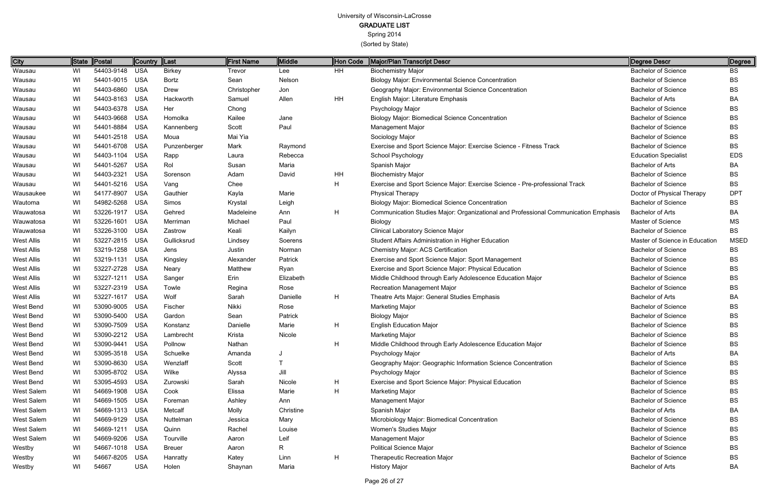University of Wisconsin-LaCrosse
GRADUATE LIST
Spring 2014
(Sorted by State)

| City | State | Postal | Country | Last | First Name | Middle | Hon Code | Major/Plan Transcript Descr | Degree Descr | Degree |
|---|---|---|---|---|---|---|---|---|---|---|
| Wausau | WI | 54403-9148 | USA | Birkey | Trevor | Lee | HH | Biochemistry Major | Bachelor of Science | BS |
| Wausau | WI | 54401-9015 | USA | Bortz | Sean | Nelson | | Biology Major: Environmental Science Concentration | Bachelor of Science | BS |
| Wausau | WI | 54403-6860 | USA | Drew | Christopher | Jon | | Geography Major: Environmental Science Concentration | Bachelor of Science | BS |
| Wausau | WI | 54403-8163 | USA | Hackworth | Samuel | Allen | HH | English Major: Literature Emphasis | Bachelor of Arts | BA |
| Wausau | WI | 54403-6378 | USA | Her | Chong | | | Psychology Major | Bachelor of Science | BS |
| Wausau | WI | 54403-9668 | USA | Homolka | Kailee | Jane | | Biology Major: Biomedical Science Concentration | Bachelor of Science | BS |
| Wausau | WI | 54401-8884 | USA | Kannenberg | Scott | Paul | | Management Major | Bachelor of Science | BS |
| Wausau | WI | 54401-2518 | USA | Moua | Mai Yia | | | Sociology Major | Bachelor of Science | BS |
| Wausau | WI | 54401-6708 | USA | Punzenberger | Mark | Raymond | | Exercise and Sport Science Major: Exercise Science - Fitness Track | Bachelor of Science | BS |
| Wausau | WI | 54403-1104 | USA | Rapp | Laura | Rebecca | | School Psychology | Education Specialist | EDS |
| Wausau | WI | 54401-5267 | USA | Rol | Susan | Maria | | Spanish Major | Bachelor of Arts | BA |
| Wausau | WI | 54403-2321 | USA | Sorenson | Adam | David | HH | Biochemistry Major | Bachelor of Science | BS |
| Wausau | WI | 54401-5216 | USA | Vang | Chee | | H | Exercise and Sport Science Major: Exercise Science - Pre-professional Track | Bachelor of Science | BS |
| Wausaukee | WI | 54177-8907 | USA | Gauthier | Kayla | Marie | | Physical Therapy | Doctor of Physical Therapy | DPT |
| Wautoma | WI | 54982-5268 | USA | Simos | Krystal | Leigh | | Biology Major: Biomedical Science Concentration | Bachelor of Science | BS |
| Wauwatosa | WI | 53226-1917 | USA | Gehred | Madeleine | Ann | H | Communication Studies Major: Organizational and Professional Communication Emphasis | Bachelor of Arts | BA |
| Wauwatosa | WI | 53226-1601 | USA | Merriman | Michael | Paul | | Biology | Master of Science | MS |
| Wauwatosa | WI | 53226-3100 | USA | Zastrow | Keali | Kailyn | | Clinical Laboratory Science Major | Bachelor of Science | BS |
| West Allis | WI | 53227-2815 | USA | Gullicksrud | Lindsey | Soerens | | Student Affairs Administration in Higher Education | Master of Science in Education | MSED |
| West Allis | WI | 53219-1258 | USA | Jens | Justin | Norman | | Chemistry Major: ACS Certification | Bachelor of Science | BS |
| West Allis | WI | 53219-1131 | USA | Kingsley | Alexander | Patrick | | Exercise and Sport Science Major: Sport Management | Bachelor of Science | BS |
| West Allis | WI | 53227-2728 | USA | Neary | Matthew | Ryan | | Exercise and Sport Science Major: Physical Education | Bachelor of Science | BS |
| West Allis | WI | 53227-1211 | USA | Sanger | Erin | Elizabeth | | Middle Childhood through Early Adolescence Education Major | Bachelor of Science | BS |
| West Allis | WI | 53227-2319 | USA | Towle | Regina | Rose | | Recreation Management Major | Bachelor of Science | BS |
| West Allis | WI | 53227-1617 | USA | Wolf | Sarah | Danielle | H | Theatre Arts Major: General Studies Emphasis | Bachelor of Arts | BA |
| West Bend | WI | 53090-9005 | USA | Fischer | Nikki | Rose | | Marketing Major | Bachelor of Science | BS |
| West Bend | WI | 53090-5400 | USA | Gardon | Sean | Patrick | | Biology Major | Bachelor of Science | BS |
| West Bend | WI | 53090-7509 | USA | Konstanz | Danielle | Marie | H | English Education Major | Bachelor of Science | BS |
| West Bend | WI | 53090-2212 | USA | Lambrecht | Krista | Nicole | | Marketing Major | Bachelor of Science | BS |
| West Bend | WI | 53090-9441 | USA | Pollnow | Nathan | | H | Middle Childhood through Early Adolescence Education Major | Bachelor of Science | BS |
| West Bend | WI | 53095-3518 | USA | Schuelke | Amanda | J | | Psychology Major | Bachelor of Arts | BA |
| West Bend | WI | 53090-8630 | USA | Wenzlaff | Scott | T | | Geography Major: Geographic Information Science Concentration | Bachelor of Science | BS |
| West Bend | WI | 53095-8702 | USA | Wilke | Alyssa | Jill | | Psychology Major | Bachelor of Science | BS |
| West Bend | WI | 53095-4593 | USA | Zurowski | Sarah | Nicole | H | Exercise and Sport Science Major: Physical Education | Bachelor of Science | BS |
| West Salem | WI | 54669-1908 | USA | Cook | Elissa | Marie | H | Marketing Major | Bachelor of Science | BS |
| West Salem | WI | 54669-1505 | USA | Foreman | Ashley | Ann | | Management Major | Bachelor of Science | BS |
| West Salem | WI | 54669-1313 | USA | Metcalf | Molly | Christine | | Spanish Major | Bachelor of Arts | BA |
| West Salem | WI | 54669-9129 | USA | Nuttelman | Jessica | Mary | | Microbiology Major: Biomedical Concentration | Bachelor of Science | BS |
| West Salem | WI | 54669-1211 | USA | Quinn | Rachel | Louise | | Women's Studies Major | Bachelor of Science | BS |
| West Salem | WI | 54669-9206 | USA | Tourville | Aaron | Leif | | Management Major | Bachelor of Science | BS |
| Westby | WI | 54667-1018 | USA | Breuer | Aaron | R | | Political Science Major | Bachelor of Science | BS |
| Westby | WI | 54667-8205 | USA | Hanratty | Katey | Linn | H | Therapeutic Recreation Major | Bachelor of Science | BS |
| Westby | WI | 54667 | USA | Holen | Shaynan | Maria | | History Major | Bachelor of Arts | BA |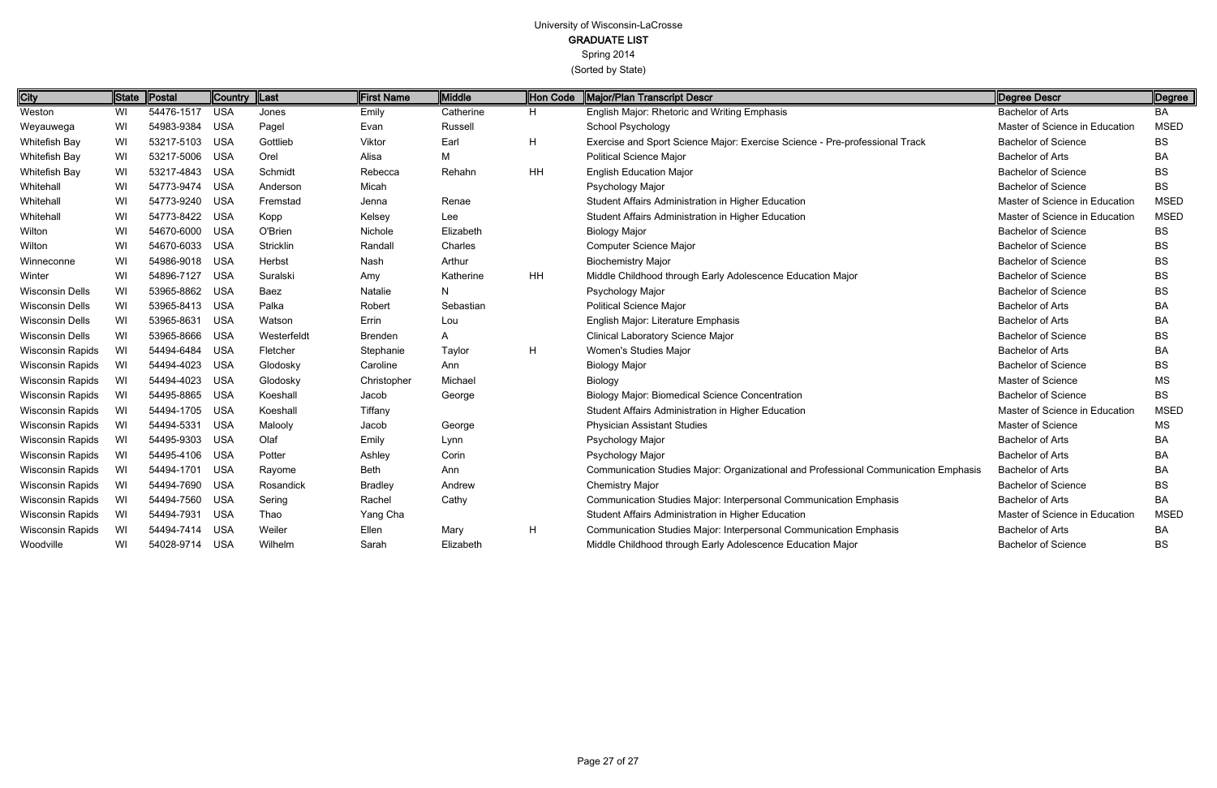University of Wisconsin-LaCrosse

**GRADUATE LIST**

Spring 2014

(Sorted by State)

| City | State | Postal | Country | Last | First Name | Middle | Hon Code | Major/Plan Transcript Descr | Degree Descr | Degree |
|---|---|---|---|---|---|---|---|---|---|---|
| Weston | WI | 54476-1517 | USA | Jones | Emily | Catherine | H | English Major: Rhetoric and Writing Emphasis | Bachelor of Arts | BA |
| Weyauwega | WI | 54983-9384 | USA | Pagel | Evan | Russell | | School Psychology | Master of Science in Education | MSED |
| Whitefish Bay | WI | 53217-5103 | USA | Gottlieb | Viktor | Earl | H | Exercise and Sport Science Major: Exercise Science - Pre-professional Track | Bachelor of Science | BS |
| Whitefish Bay | WI | 53217-5006 | USA | Orel | Alisa | M | | Political Science Major | Bachelor of Arts | BA |
| Whitefish Bay | WI | 53217-4843 | USA | Schmidt | Rebecca | Rehahn | HH | English Education Major | Bachelor of Science | BS |
| Whitehall | WI | 54773-9474 | USA | Anderson | Micah | | | Psychology Major | Bachelor of Science | BS |
| Whitehall | WI | 54773-9240 | USA | Fremstad | Jenna | Renae | | Student Affairs Administration in Higher Education | Master of Science in Education | MSED |
| Whitehall | WI | 54773-8422 | USA | Kopp | Kelsey | Lee | | Student Affairs Administration in Higher Education | Master of Science in Education | MSED |
| Wilton | WI | 54670-6000 | USA | O'Brien | Nichole | Elizabeth | | Biology Major | Bachelor of Science | BS |
| Wilton | WI | 54670-6033 | USA | Stricklin | Randall | Charles | | Computer Science Major | Bachelor of Science | BS |
| Winneconne | WI | 54986-9018 | USA | Herbst | Nash | Arthur | | Biochemistry Major | Bachelor of Science | BS |
| Winter | WI | 54896-7127 | USA | Suralski | Amy | Katherine | HH | Middle Childhood through Early Adolescence Education Major | Bachelor of Science | BS |
| Wisconsin Dells | WI | 53965-8862 | USA | Baez | Natalie | N | | Psychology Major | Bachelor of Science | BS |
| Wisconsin Dells | WI | 53965-8413 | USA | Palka | Robert | Sebastian | | Political Science Major | Bachelor of Arts | BA |
| Wisconsin Dells | WI | 53965-8631 | USA | Watson | Errin | Lou | | English Major: Literature Emphasis | Bachelor of Arts | BA |
| Wisconsin Dells | WI | 53965-8666 | USA | Westerfeldt | Brenden | A | | Clinical Laboratory Science Major | Bachelor of Science | BS |
| Wisconsin Rapids | WI | 54494-6484 | USA | Fletcher | Stephanie | Taylor | H | Women's Studies Major | Bachelor of Arts | BA |
| Wisconsin Rapids | WI | 54494-4023 | USA | Glodosky | Caroline | Ann | | Biology Major | Bachelor of Science | BS |
| Wisconsin Rapids | WI | 54494-4023 | USA | Glodosky | Christopher | Michael | | Biology | Master of Science | MS |
| Wisconsin Rapids | WI | 54495-8865 | USA | Koeshall | Jacob | George | | Biology Major: Biomedical Science Concentration | Bachelor of Science | BS |
| Wisconsin Rapids | WI | 54494-1705 | USA | Koeshall | Tiffany | | | Student Affairs Administration in Higher Education | Master of Science in Education | MSED |
| Wisconsin Rapids | WI | 54494-5331 | USA | Malooly | Jacob | George | | Physician Assistant Studies | Master of Science | MS |
| Wisconsin Rapids | WI | 54495-9303 | USA | Olaf | Emily | Lynn | | Psychology Major | Bachelor of Arts | BA |
| Wisconsin Rapids | WI | 54495-4106 | USA | Potter | Ashley | Corin | | Psychology Major | Bachelor of Arts | BA |
| Wisconsin Rapids | WI | 54494-1701 | USA | Rayome | Beth | Ann | | Communication Studies Major: Organizational and Professional Communication Emphasis | Bachelor of Arts | BA |
| Wisconsin Rapids | WI | 54494-7690 | USA | Rosandick | Bradley | Andrew | | Chemistry Major | Bachelor of Science | BS |
| Wisconsin Rapids | WI | 54494-7560 | USA | Sering | Rachel | Cathy | | Communication Studies Major: Interpersonal Communication Emphasis | Bachelor of Arts | BA |
| Wisconsin Rapids | WI | 54494-7931 | USA | Thao | Yang Cha | | | Student Affairs Administration in Higher Education | Master of Science in Education | MSED |
| Wisconsin Rapids | WI | 54494-7414 | USA | Weiler | Ellen | Mary | H | Communication Studies Major: Interpersonal Communication Emphasis | Bachelor of Arts | BA |
| Woodville | WI | 54028-9714 | USA | Wilhelm | Sarah | Elizabeth | | Middle Childhood through Early Adolescence Education Major | Bachelor of Science | BS |